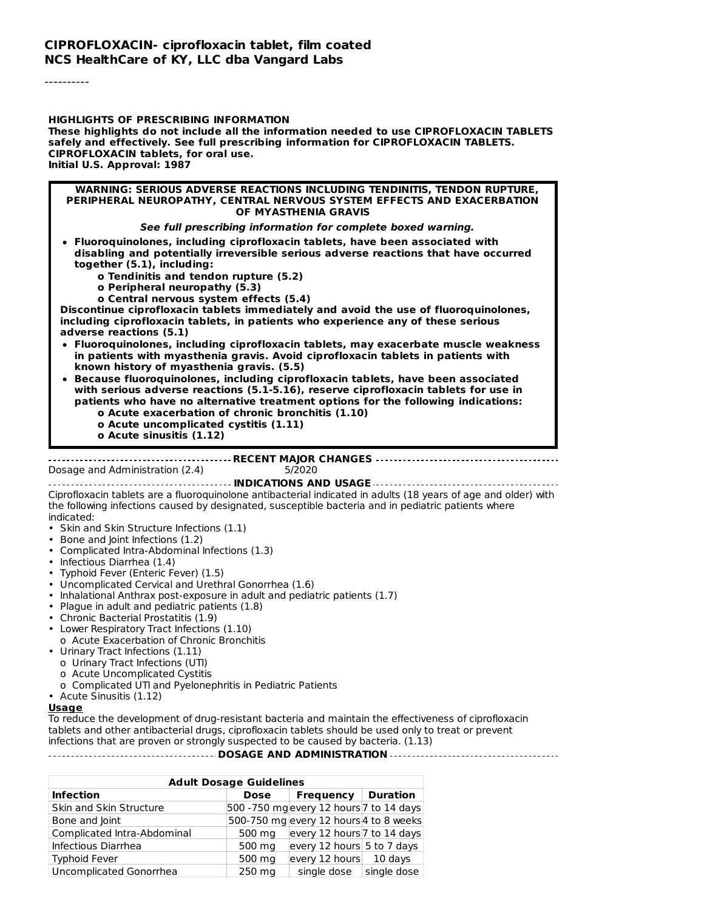**CIPROFLOXACIN- ciprofloxacin tablet, film coated**
**NCS HealthCare of KY, LLC dba Vangard Labs**

----------

**HIGHLIGHTS OF PRESCRIBING INFORMATION**
**These highlights do not include all the information needed to use CIPROFLOXACIN TABLETS safely and effectively. See full prescribing information for CIPROFLOXACIN TABLETS.**
**CIPROFLOXACIN tablets, for oral use.**
**Initial U.S. Approval: 1987**

**WARNING: SERIOUS ADVERSE REACTIONS INCLUDING TENDINITIS, TENDON RUPTURE, PERIPHERAL NEUROPATHY, CENTRAL NERVOUS SYSTEM EFFECTS AND EXACERBATION OF MYASTHENIA GRAVIS**

***See full prescribing information for complete boxed warning.***

- **Fluoroquinolones, including ciprofloxacin tablets, have been associated with disabling and potentially irreversible serious adverse reactions that have occurred together (5.1), including:**
  - **o Tendinitis and tendon rupture (5.2)**
  - **o Peripheral neuropathy (5.3)**
  - **o Central nervous system effects (5.4)**

**Discontinue ciprofloxacin tablets immediately and avoid the use of fluoroquinolones, including ciprofloxacin tablets, in patients who experience any of these serious adverse reactions (5.1)**

- **Fluoroquinolones, including ciprofloxacin tablets, may exacerbate muscle weakness in patients with myasthenia gravis. Avoid ciprofloxacin tablets in patients with known history of myasthenia gravis. (5.5)**
- **Because fluoroquinolones, including ciprofloxacin tablets, have been associated with serious adverse reactions (5.1-5.16), reserve ciprofloxacin tablets for use in patients who have no alternative treatment options for the following indications:**
  - **o Acute exacerbation of chronic bronchitis (1.10)**
  - **o Acute uncomplicated cystitis (1.11)**
  - **o Acute sinusitis (1.12)**

**RECENT MAJOR CHANGES**

Dosage and Administration (2.4) 5/2020

**INDICATIONS AND USAGE**

Ciprofloxacin tablets are a fluoroquinolone antibacterial indicated in adults (18 years of age and older) with the following infections caused by designated, susceptible bacteria and in pediatric patients where indicated:

- Skin and Skin Structure Infections (1.1)
- Bone and Joint Infections (1.2)
- Complicated Intra-Abdominal Infections (1.3)
- Infectious Diarrhea (1.4)
- Typhoid Fever (Enteric Fever) (1.5)
- Uncomplicated Cervical and Urethral Gonorrhea (1.6)
- Inhalational Anthrax post-exposure in adult and pediatric patients (1.7)
- Plague in adult and pediatric patients (1.8)
- Chronic Bacterial Prostatitis (1.9)
- Lower Respiratory Tract Infections (1.10)
  - o Acute Exacerbation of Chronic Bronchitis
- Urinary Tract Infections (1.11)
  - o Urinary Tract Infections (UTI)
  - o Acute Uncomplicated Cystitis
  - o Complicated UTI and Pyelonephritis in Pediatric Patients
- Acute Sinusitis (1.12)

**Usage**

To reduce the development of drug-resistant bacteria and maintain the effectiveness of ciprofloxacin tablets and other antibacterial drugs, ciprofloxacin tablets should be used only to treat or prevent infections that are proven or strongly suspected to be caused by bacteria. (1.13)

**DOSAGE AND ADMINISTRATION**

| Adult Dosage Guidelines | | | |
|---|---|---|---|
| **Infection** | **Dose** | **Frequency** | **Duration** |
| Skin and Skin Structure | 500 -750 mg | every 12 hours | 7 to 14 days |
| Bone and Joint | 500-750 mg | every 12 hours | 4 to 8 weeks |
| Complicated Intra-Abdominal | 500 mg | every 12 hours | 7 to 14 days |
| Infectious Diarrhea | 500 mg | every 12 hours | 5 to 7 days |
| Typhoid Fever | 500 mg | every 12 hours | 10 days |
| Uncomplicated Gonorrhea | 250 mg | single dose | single dose |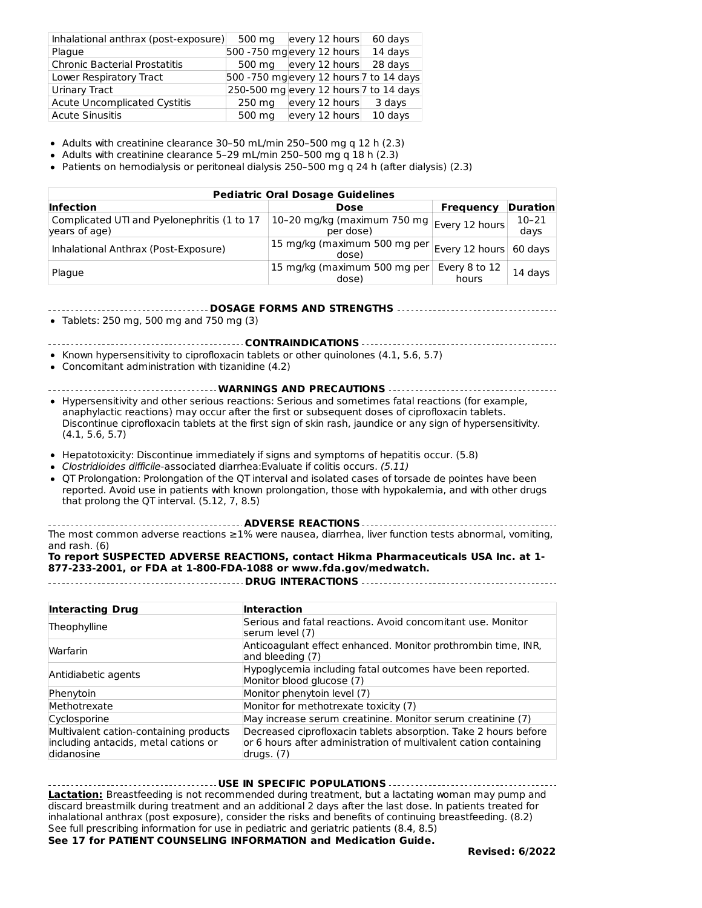| Inhalational anthrax (post-exposure) | 500 mg | every 12 hours | 60 days |
|---|---|---|---|
| Plague | 500 -750 mg | every 12 hours | 14 days |
| Chronic Bacterial Prostatitis | 500 mg | every 12 hours | 28 days |
| Lower Respiratory Tract | 500 -750 mg | every 12 hours | 7 to 14 days |
| Urinary Tract | 250-500 mg | every 12 hours | 7 to 14 days |
| Acute Uncomplicated Cystitis | 250 mg | every 12 hours | 3 days |
| Acute Sinusitis | 500 mg | every 12 hours | 10 days |

- Adults with creatinine clearance 30–50 mL/min 250–500 mg q 12 h (2.3)
- Adults with creatinine clearance 5–29 mL/min 250–500 mg q 18 h (2.3)
- Patients on hemodialysis or peritoneal dialysis 250–500 mg q 24 h (after dialysis) (2.3)

| Pediatric Oral Dosage Guidelines | | | |
|---|---|---|---|
| **Infection** | **Dose** | **Frequency** | **Duration** |
| Complicated UTI and Pyelonephritis (1 to 17 years of age) | 10–20 mg/kg (maximum 750 mg per dose) | Every 12 hours | 10–21 days |
| Inhalational Anthrax (Post-Exposure) | 15 mg/kg (maximum 500 mg per dose) | Every 12 hours | 60 days |
| Plague | 15 mg/kg (maximum 500 mg per dose) | Every 8 to 12 hours | 14 days |

## DOSAGE FORMS AND STRENGTHS

- Tablets: 250 mg, 500 mg and 750 mg (3)

## CONTRAINDICATIONS

- Known hypersensitivity to ciprofloxacin tablets or other quinolones (4.1, 5.6, 5.7)
- Concomitant administration with tizanidine (4.2)

## WARNINGS AND PRECAUTIONS

- Hypersensitivity and other serious reactions: Serious and sometimes fatal reactions (for example, anaphylactic reactions) may occur after the first or subsequent doses of ciprofloxacin tablets. Discontinue ciprofloxacin tablets at the first sign of skin rash, jaundice or any sign of hypersensitivity. (4.1, 5.6, 5.7)
- Hepatotoxicity: Discontinue immediately if signs and symptoms of hepatitis occur. (5.8)
- *Clostridioides difficile*-associated diarrhea:Evaluate if colitis occurs. *(5.11)*
- QT Prolongation: Prolongation of the QT interval and isolated cases of torsade de pointes have been reported. Avoid use in patients with known prolongation, those with hypokalemia, and with other drugs that prolong the QT interval. (5.12, 7, 8.5)

## ADVERSE REACTIONS

The most common adverse reactions ≥1% were nausea, diarrhea, liver function tests abnormal, vomiting, and rash. (6)

**To report SUSPECTED ADVERSE REACTIONS, contact Hikma Pharmaceuticals USA Inc. at 1-877-233-2001, or FDA at 1-800-FDA-1088 or www.fda.gov/medwatch.**

## DRUG INTERACTIONS

| Interacting Drug | Interaction |
|---|---|
| Theophylline | Serious and fatal reactions. Avoid concomitant use. Monitor serum level (7) |
| Warfarin | Anticoagulant effect enhanced. Monitor prothrombin time, INR, and bleeding (7) |
| Antidiabetic agents | Hypoglycemia including fatal outcomes have been reported. Monitor blood glucose (7) |
| Phenytoin | Monitor phenytoin level (7) |
| Methotrexate | Monitor for methotrexate toxicity (7) |
| Cyclosporine | May increase serum creatinine. Monitor serum creatinine (7) |
| Multivalent cation-containing products including antacids, metal cations or didanosine | Decreased ciprofloxacin tablets absorption. Take 2 hours before or 6 hours after administration of multivalent cation containing drugs. (7) |

## USE IN SPECIFIC POPULATIONS

**Lactation:** Breastfeeding is not recommended during treatment, but a lactating woman may pump and discard breastmilk during treatment and an additional 2 days after the last dose. In patients treated for inhalational anthrax (post exposure), consider the risks and benefits of continuing breastfeeding. (8.2)
See full prescribing information for use in pediatric and geriatric patients (8.4, 8.5)

**See 17 for PATIENT COUNSELING INFORMATION and Medication Guide.**

**Revised: 6/2022**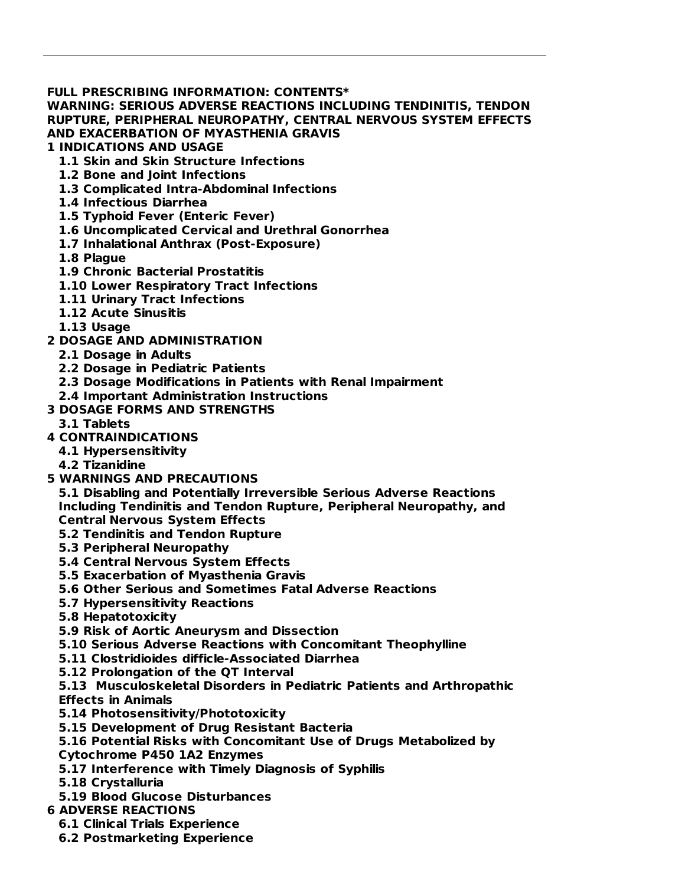---

**FULL PRESCRIBING INFORMATION: CONTENTS***

**WARNING: SERIOUS ADVERSE REACTIONS INCLUDING TENDINITIS, TENDON RUPTURE, PERIPHERAL NEUROPATHY, CENTRAL NERVOUS SYSTEM EFFECTS AND EXACERBATION OF MYASTHENIA GRAVIS**

**1 INDICATIONS AND USAGE**
- **1.1 Skin and Skin Structure Infections**
- **1.2 Bone and Joint Infections**
- **1.3 Complicated Intra-Abdominal Infections**
- **1.4 Infectious Diarrhea**
- **1.5 Typhoid Fever (Enteric Fever)**
- **1.6 Uncomplicated Cervical and Urethral Gonorrhea**
- **1.7 Inhalational Anthrax (Post-Exposure)**
- **1.8 Plague**
- **1.9 Chronic Bacterial Prostatitis**
- **1.10 Lower Respiratory Tract Infections**
- **1.11 Urinary Tract Infections**
- **1.12 Acute Sinusitis**
- **1.13 Usage**

**2 DOSAGE AND ADMINISTRATION**
- **2.1 Dosage in Adults**
- **2.2 Dosage in Pediatric Patients**
- **2.3 Dosage Modifications in Patients with Renal Impairment**
- **2.4 Important Administration Instructions**

**3 DOSAGE FORMS AND STRENGTHS**
- **3.1 Tablets**

**4 CONTRAINDICATIONS**
- **4.1 Hypersensitivity**
- **4.2 Tizanidine**

**5 WARNINGS AND PRECAUTIONS**
- **5.1 Disabling and Potentially Irreversible Serious Adverse Reactions Including Tendinitis and Tendon Rupture, Peripheral Neuropathy, and Central Nervous System Effects**
- **5.2 Tendinitis and Tendon Rupture**
- **5.3 Peripheral Neuropathy**
- **5.4 Central Nervous System Effects**
- **5.5 Exacerbation of Myasthenia Gravis**
- **5.6 Other Serious and Sometimes Fatal Adverse Reactions**
- **5.7 Hypersensitivity Reactions**
- **5.8 Hepatotoxicity**
- **5.9 Risk of Aortic Aneurysm and Dissection**
- **5.10 Serious Adverse Reactions with Concomitant Theophylline**
- **5.11 Clostridioides difficile-Associated Diarrhea**
- **5.12 Prolongation of the QT Interval**
- **5.13 Musculoskeletal Disorders in Pediatric Patients and Arthropathic Effects in Animals**
- **5.14 Photosensitivity/Phototoxicity**
- **5.15 Development of Drug Resistant Bacteria**
- **5.16 Potential Risks with Concomitant Use of Drugs Metabolized by Cytochrome P450 1A2 Enzymes**
- **5.17 Interference with Timely Diagnosis of Syphilis**
- **5.18 Crystalluria**
- **5.19 Blood Glucose Disturbances**

**6 ADVERSE REACTIONS**
- **6.1 Clinical Trials Experience**
- **6.2 Postmarketing Experience**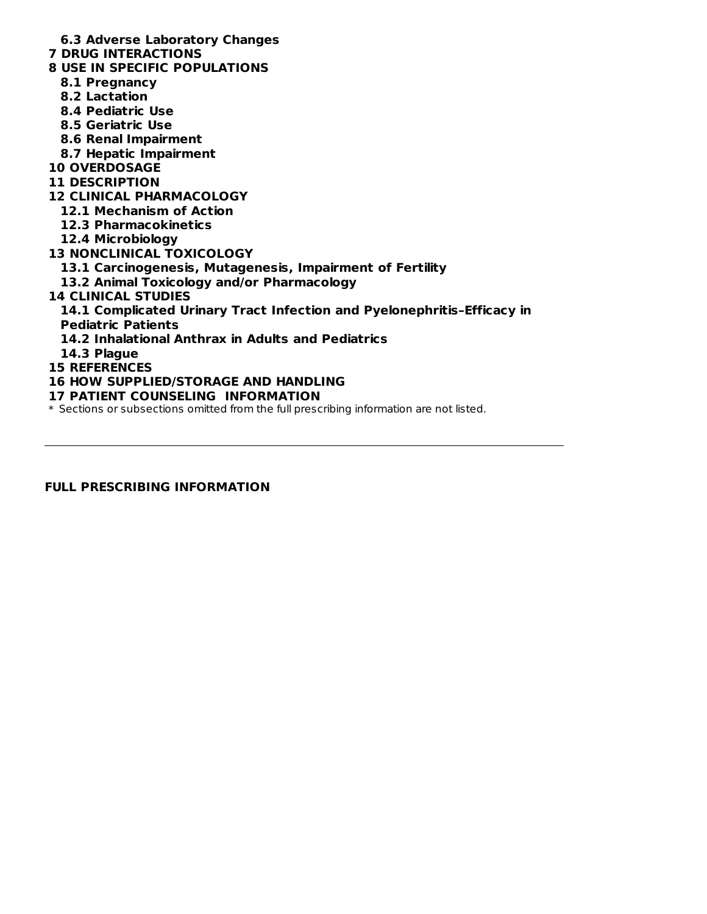**6.3 Adverse Laboratory Changes**

**7 DRUG INTERACTIONS**

**8 USE IN SPECIFIC POPULATIONS**

**8.1 Pregnancy**

**8.2 Lactation**

**8.4 Pediatric Use**

**8.5 Geriatric Use**

**8.6 Renal Impairment**

**8.7 Hepatic Impairment**

**10 OVERDOSAGE**

**11 DESCRIPTION**

**12 CLINICAL PHARMACOLOGY**

**12.1 Mechanism of Action**

**12.3 Pharmacokinetics**

**12.4 Microbiology**

**13 NONCLINICAL TOXICOLOGY**

**13.1 Carcinogenesis, Mutagenesis, Impairment of Fertility**

**13.2 Animal Toxicology and/or Pharmacology**

**14 CLINICAL STUDIES**

**14.1 Complicated Urinary Tract Infection and Pyelonephritis–Efficacy in Pediatric Patients**

**14.2 Inhalational Anthrax in Adults and Pediatrics**

**14.3 Plague**

**15 REFERENCES**

**16 HOW SUPPLIED/STORAGE AND HANDLING**

**17 PATIENT COUNSELING INFORMATION**

\* Sections or subsections omitted from the full prescribing information are not listed.

---

**FULL PRESCRIBING INFORMATION**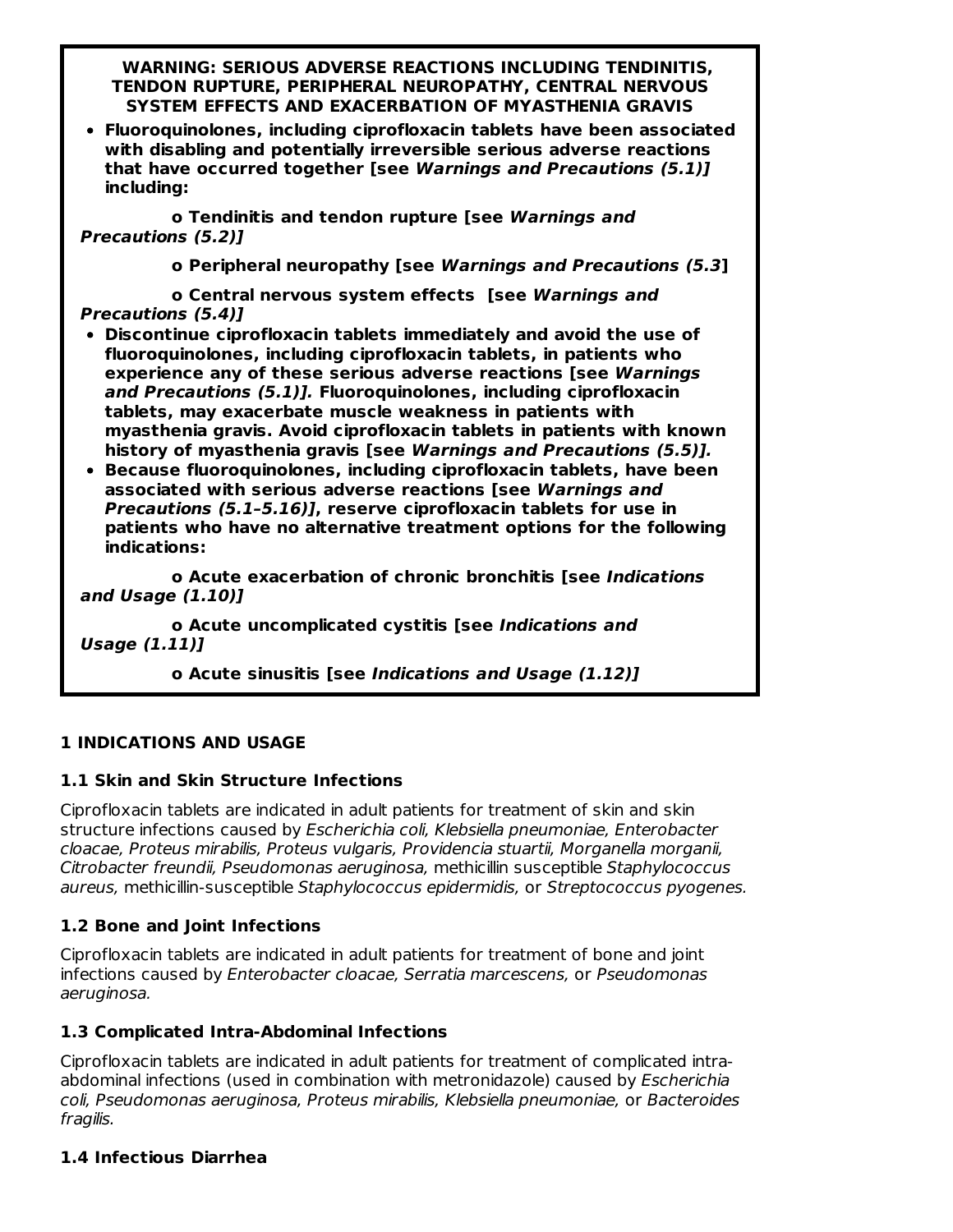**WARNING: SERIOUS ADVERSE REACTIONS INCLUDING TENDINITIS, TENDON RUPTURE, PERIPHERAL NEUROPATHY, CENTRAL NERVOUS SYSTEM EFFECTS AND EXACERBATION OF MYASTHENIA GRAVIS**

- **Fluoroquinolones, including ciprofloxacin tablets have been associated with disabling and potentially irreversible serious adverse reactions that have occurred together [see *Warnings and Precautions (5.1)]* including:**

  **o Tendinitis and tendon rupture [see *Warnings and Precautions (5.2)]***

  **o Peripheral neuropathy [see *Warnings and Precautions (5.3*]**

  **o Central nervous system effects [see *Warnings and Precautions (5.4)]***

- **Discontinue ciprofloxacin tablets immediately and avoid the use of fluoroquinolones, including ciprofloxacin tablets, in patients who experience any of these serious adverse reactions [see *Warnings and Precautions (5.1)].* Fluoroquinolones, including ciprofloxacin tablets, may exacerbate muscle weakness in patients with myasthenia gravis. Avoid ciprofloxacin tablets in patients with known history of myasthenia gravis [see *Warnings and Precautions (5.5)].***
- **Because fluoroquinolones, including ciprofloxacin tablets, have been associated with serious adverse reactions [see *Warnings and Precautions (5.1–5.16)]*, reserve ciprofloxacin tablets for use in patients who have no alternative treatment options for the following indications:**

  **o Acute exacerbation of chronic bronchitis [see *Indications and Usage (1.10)]***

  **o Acute uncomplicated cystitis [see *Indications and Usage (1.11)]***

  **o Acute sinusitis [see *Indications and Usage (1.12)]***

## 1 INDICATIONS AND USAGE

### 1.1 Skin and Skin Structure Infections

Ciprofloxacin tablets are indicated in adult patients for treatment of skin and skin structure infections caused by *Escherichia coli, Klebsiella pneumoniae, Enterobacter cloacae, Proteus mirabilis, Proteus vulgaris, Providencia stuartii, Morganella morganii, Citrobacter freundii, Pseudomonas aeruginosa,* methicillin susceptible *Staphylococcus aureus,* methicillin-susceptible *Staphylococcus epidermidis,* or *Streptococcus pyogenes.*

### 1.2 Bone and Joint Infections

Ciprofloxacin tablets are indicated in adult patients for treatment of bone and joint infections caused by *Enterobacter cloacae, Serratia marcescens,* or *Pseudomonas aeruginosa.*

### 1.3 Complicated Intra-Abdominal Infections

Ciprofloxacin tablets are indicated in adult patients for treatment of complicated intra-abdominal infections (used in combination with metronidazole) caused by *Escherichia coli, Pseudomonas aeruginosa, Proteus mirabilis, Klebsiella pneumoniae,* or *Bacteroides fragilis.*

### 1.4 Infectious Diarrhea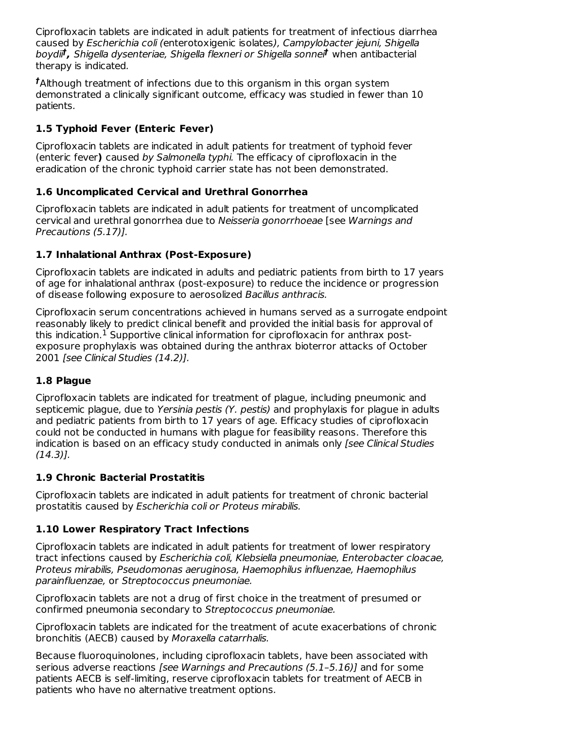Ciprofloxacin tablets are indicated in adult patients for treatment of infectious diarrhea caused by *Escherichia coli (*enterotoxigenic isolates*), Campylobacter jejuni, Shigella boydii*[†]*, Shigella dysenteriae, Shigella flexneri or Shigella sonnei*[†] when antibacterial therapy is indicated.

[†]Although treatment of infections due to this organism in this organ system demonstrated a clinically significant outcome, efficacy was studied in fewer than 10 patients.

### 1.5 Typhoid Fever (Enteric Fever)

Ciprofloxacin tablets are indicated in adult patients for treatment of typhoid fever (enteric fever**)** caused *by Salmonella typhi.* The efficacy of ciprofloxacin in the eradication of the chronic typhoid carrier state has not been demonstrated.

### 1.6 Uncomplicated Cervical and Urethral Gonorrhea

Ciprofloxacin tablets are indicated in adult patients for treatment of uncomplicated cervical and urethral gonorrhea due to *Neisseria gonorrhoeae* [see *Warnings and Precautions (5.17)].*

### 1.7 Inhalational Anthrax (Post-Exposure)

Ciprofloxacin tablets are indicated in adults and pediatric patients from birth to 17 years of age for inhalational anthrax (post-exposure) to reduce the incidence or progression of disease following exposure to aerosolized *Bacillus anthracis.*

Ciprofloxacin serum concentrations achieved in humans served as a surrogate endpoint reasonably likely to predict clinical benefit and provided the initial basis for approval of this indication.[1] Supportive clinical information for ciprofloxacin for anthrax post-exposure prophylaxis was obtained during the anthrax bioterror attacks of October 2001 *[see Clinical Studies (14.2)].*

### 1.8 Plague

Ciprofloxacin tablets are indicated for treatment of plague, including pneumonic and septicemic plague, due to *Yersinia pestis (Y. pestis)* and prophylaxis for plague in adults and pediatric patients from birth to 17 years of age. Efficacy studies of ciprofloxacin could not be conducted in humans with plague for feasibility reasons. Therefore this indication is based on an efficacy study conducted in animals only *[see Clinical Studies (14.3)].*

### 1.9 Chronic Bacterial Prostatitis

Ciprofloxacin tablets are indicated in adult patients for treatment of chronic bacterial prostatitis caused by *Escherichia coli or Proteus mirabilis.*

### 1.10 Lower Respiratory Tract Infections

Ciprofloxacin tablets are indicated in adult patients for treatment of lower respiratory tract infections caused by *Escherichia coli, Klebsiella pneumoniae, Enterobacter cloacae, Proteus mirabilis, Pseudomonas aeruginosa, Haemophilus influenzae, Haemophilus parainfluenzae,* or *Streptococcus pneumoniae.*

Ciprofloxacin tablets are not a drug of first choice in the treatment of presumed or confirmed pneumonia secondary to *Streptococcus pneumoniae.*

Ciprofloxacin tablets are indicated for the treatment of acute exacerbations of chronic bronchitis (AECB) caused by *Moraxella catarrhalis.*

Because fluoroquinolones, including ciprofloxacin tablets, have been associated with serious adverse reactions *[see Warnings and Precautions (5.1–5.16)]* and for some patients AECB is self-limiting, reserve ciprofloxacin tablets for treatment of AECB in patients who have no alternative treatment options.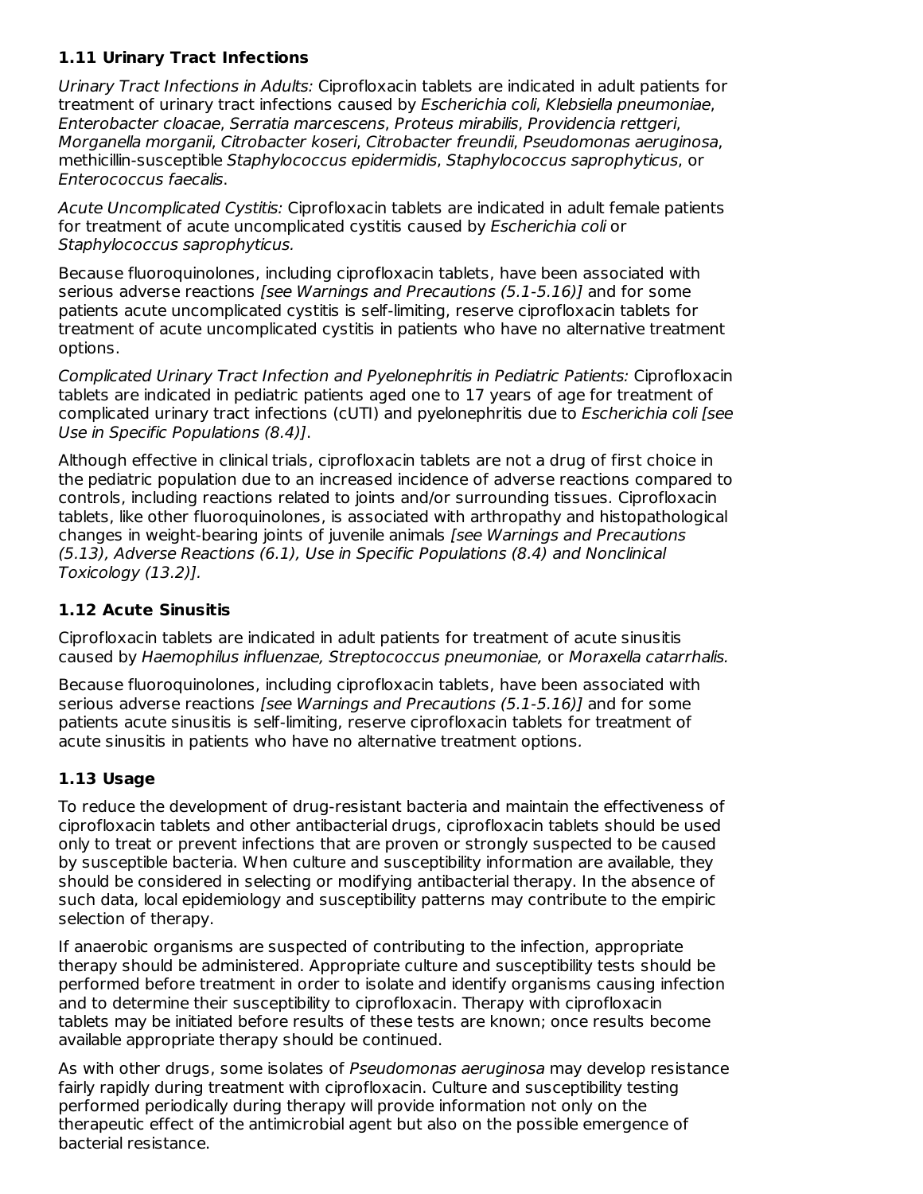### 1.11 Urinary Tract Infections

*Urinary Tract Infections in Adults:* Ciprofloxacin tablets are indicated in adult patients for treatment of urinary tract infections caused by *Escherichia coli*, *Klebsiella pneumoniae*, *Enterobacter cloacae*, *Serratia marcescens*, *Proteus mirabilis*, *Providencia rettgeri*, *Morganella morganii*, *Citrobacter koseri*, *Citrobacter freundii*, *Pseudomonas aeruginosa*, methicillin-susceptible *Staphylococcus epidermidis*, *Staphylococcus saprophyticus*, or *Enterococcus faecalis*.

*Acute Uncomplicated Cystitis:* Ciprofloxacin tablets are indicated in adult female patients for treatment of acute uncomplicated cystitis caused by *Escherichia coli* or *Staphylococcus saprophyticus.*

Because fluoroquinolones, including ciprofloxacin tablets, have been associated with serious adverse reactions *[see Warnings and Precautions (5.1-5.16)]* and for some patients acute uncomplicated cystitis is self-limiting, reserve ciprofloxacin tablets for treatment of acute uncomplicated cystitis in patients who have no alternative treatment options.

*Complicated Urinary Tract Infection and Pyelonephritis in Pediatric Patients:* Ciprofloxacin tablets are indicated in pediatric patients aged one to 17 years of age for treatment of complicated urinary tract infections (cUTI) and pyelonephritis due to *Escherichia coli [see Use in Specific Populations (8.4)]*.

Although effective in clinical trials, ciprofloxacin tablets are not a drug of first choice in the pediatric population due to an increased incidence of adverse reactions compared to controls, including reactions related to joints and/or surrounding tissues. Ciprofloxacin tablets, like other fluoroquinolones, is associated with arthropathy and histopathological changes in weight-bearing joints of juvenile animals *[see Warnings and Precautions (5.13), Adverse Reactions (6.1), Use in Specific Populations (8.4) and Nonclinical Toxicology (13.2)].*

### 1.12 Acute Sinusitis

Ciprofloxacin tablets are indicated in adult patients for treatment of acute sinusitis caused by *Haemophilus influenzae, Streptococcus pneumoniae,* or *Moraxella catarrhalis.*

Because fluoroquinolones, including ciprofloxacin tablets, have been associated with serious adverse reactions *[see Warnings and Precautions (5.1-5.16)]* and for some patients acute sinusitis is self-limiting, reserve ciprofloxacin tablets for treatment of acute sinusitis in patients who have no alternative treatment options.

### 1.13 Usage

To reduce the development of drug-resistant bacteria and maintain the effectiveness of ciprofloxacin tablets and other antibacterial drugs, ciprofloxacin tablets should be used only to treat or prevent infections that are proven or strongly suspected to be caused by susceptible bacteria. When culture and susceptibility information are available, they should be considered in selecting or modifying antibacterial therapy. In the absence of such data, local epidemiology and susceptibility patterns may contribute to the empiric selection of therapy.

If anaerobic organisms are suspected of contributing to the infection, appropriate therapy should be administered. Appropriate culture and susceptibility tests should be performed before treatment in order to isolate and identify organisms causing infection and to determine their susceptibility to ciprofloxacin. Therapy with ciprofloxacin tablets may be initiated before results of these tests are known; once results become available appropriate therapy should be continued.

As with other drugs, some isolates of *Pseudomonas aeruginosa* may develop resistance fairly rapidly during treatment with ciprofloxacin. Culture and susceptibility testing performed periodically during therapy will provide information not only on the therapeutic effect of the antimicrobial agent but also on the possible emergence of bacterial resistance.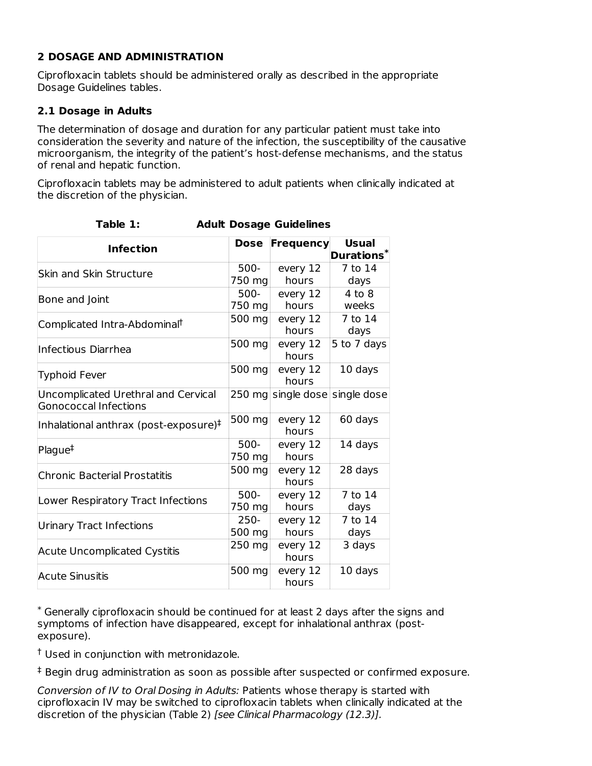## 2 DOSAGE AND ADMINISTRATION

Ciprofloxacin tablets should be administered orally as described in the appropriate Dosage Guidelines tables.

### 2.1 Dosage in Adults

The determination of dosage and duration for any particular patient must take into consideration the severity and nature of the infection, the susceptibility of the causative microorganism, the integrity of the patient's host-defense mechanisms, and the status of renal and hepatic function.

Ciprofloxacin tablets may be administered to adult patients when clinically indicated at the discretion of the physician.

**Table 1: Adult Dosage Guidelines**

| Infection | Dose | Frequency | Usual Durations* |
|---|---|---|---|
| Skin and Skin Structure | 500-750 mg | every 12 hours | 7 to 14 days |
| Bone and Joint | 500-750 mg | every 12 hours | 4 to 8 weeks |
| Complicated Intra-Abdominal† | 500 mg | every 12 hours | 7 to 14 days |
| Infectious Diarrhea | 500 mg | every 12 hours | 5 to 7 days |
| Typhoid Fever | 500 mg | every 12 hours | 10 days |
| Uncomplicated Urethral and Cervical Gonococcal Infections | 250 mg | single dose | single dose |
| Inhalational anthrax (post-exposure)‡ | 500 mg | every 12 hours | 60 days |
| Plague‡ | 500-750 mg | every 12 hours | 14 days |
| Chronic Bacterial Prostatitis | 500 mg | every 12 hours | 28 days |
| Lower Respiratory Tract Infections | 500-750 mg | every 12 hours | 7 to 14 days |
| Urinary Tract Infections | 250-500 mg | every 12 hours | 7 to 14 days |
| Acute Uncomplicated Cystitis | 250 mg | every 12 hours | 3 days |
| Acute Sinusitis | 500 mg | every 12 hours | 10 days |

\* Generally ciprofloxacin should be continued for at least 2 days after the signs and symptoms of infection have disappeared, except for inhalational anthrax (post-exposure).

† Used in conjunction with metronidazole.

‡ Begin drug administration as soon as possible after suspected or confirmed exposure.

*Conversion of IV to Oral Dosing in Adults:* Patients whose therapy is started with ciprofloxacin IV may be switched to ciprofloxacin tablets when clinically indicated at the discretion of the physician (Table 2) *[see Clinical Pharmacology (12.3)].*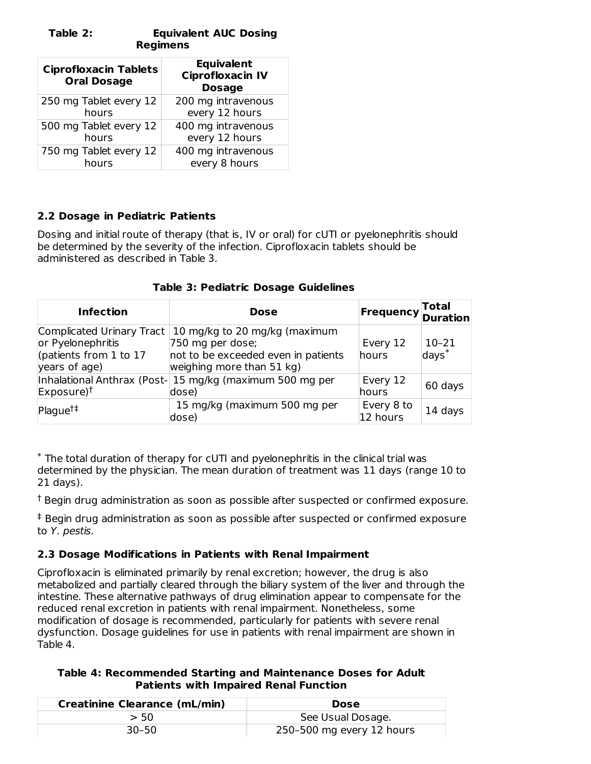**Table 2: Equivalent AUC Dosing Regimens**

| Ciprofloxacin Tablets Oral Dosage | Equivalent Ciprofloxacin IV Dosage |
|---|---|
| 250 mg Tablet every 12 hours | 200 mg intravenous every 12 hours |
| 500 mg Tablet every 12 hours | 400 mg intravenous every 12 hours |
| 750 mg Tablet every 12 hours | 400 mg intravenous every 8 hours |

## 2.2 Dosage in Pediatric Patients

Dosing and initial route of therapy (that is, IV or oral) for cUTI or pyelonephritis should be determined by the severity of the infection. Ciprofloxacin tablets should be administered as described in Table 3.

**Table 3: Pediatric Dosage Guidelines**

| Infection | Dose | Frequency | Total Duration |
|---|---|---|---|
| Complicated Urinary Tract or Pyelonephritis (patients from 1 to 17 years of age) | 10 mg/kg to 20 mg/kg (maximum 750 mg per dose; not to be exceeded even in patients weighing more than 51 kg) | Every 12 hours | 10–21 days* |
| Inhalational Anthrax (Post-Exposure)† | 15 mg/kg (maximum 500 mg per dose) | Every 12 hours | 60 days |
| Plague†‡ | 15 mg/kg (maximum 500 mg per dose) | Every 8 to 12 hours | 14 days |

* The total duration of therapy for cUTI and pyelonephritis in the clinical trial was determined by the physician. The mean duration of treatment was 11 days (range 10 to 21 days).

† Begin drug administration as soon as possible after suspected or confirmed exposure.

‡ Begin drug administration as soon as possible after suspected or confirmed exposure to *Y. pestis*.

## 2.3 Dosage Modifications in Patients with Renal Impairment

Ciprofloxacin is eliminated primarily by renal excretion; however, the drug is also metabolized and partially cleared through the biliary system of the liver and through the intestine. These alternative pathways of drug elimination appear to compensate for the reduced renal excretion in patients with renal impairment. Nonetheless, some modification of dosage is recommended, particularly for patients with severe renal dysfunction. Dosage guidelines for use in patients with renal impairment are shown in Table 4.

**Table 4: Recommended Starting and Maintenance Doses for Adult Patients with Impaired Renal Function**

| Creatinine Clearance (mL/min) | Dose |
|---|---|
| > 50 | See Usual Dosage. |
| 30–50 | 250–500 mg every 12 hours |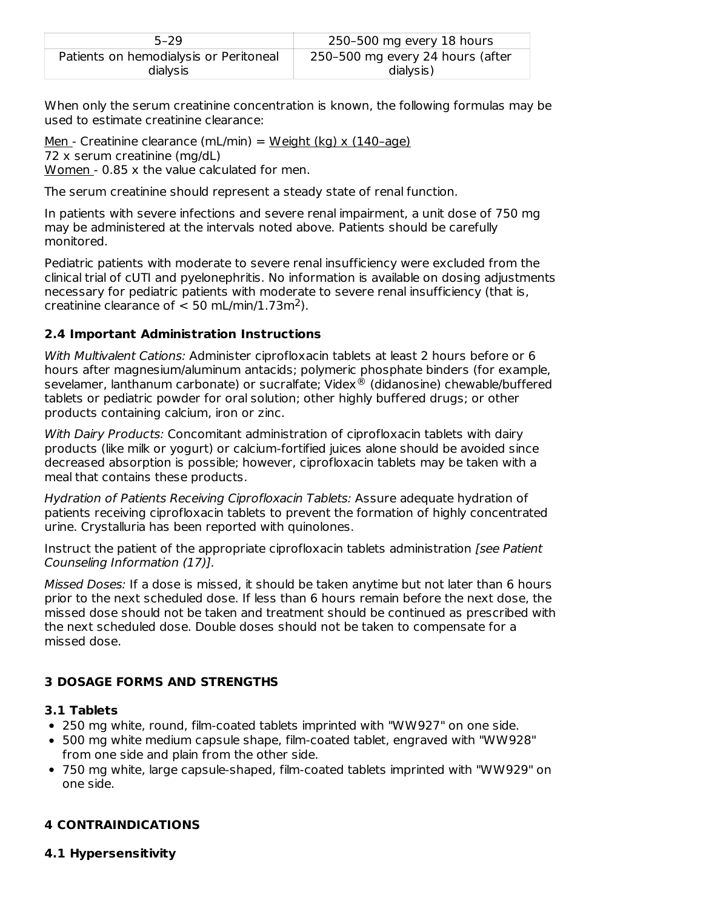| 5–29 | 250–500 mg every 18 hours |
| --- | --- |
| Patients on hemodialysis or Peritoneal dialysis | 250–500 mg every 24 hours (after dialysis) |

When only the serum creatinine concentration is known, the following formulas may be used to estimate creatinine clearance:

Men - Creatinine clearance (mL/min) = Weight (kg) x (140–age)
72 x serum creatinine (mg/dL)
Women - 0.85 x the value calculated for men.

The serum creatinine should represent a steady state of renal function.

In patients with severe infections and severe renal impairment, a unit dose of 750 mg may be administered at the intervals noted above. Patients should be carefully monitored.

Pediatric patients with moderate to severe renal insufficiency were excluded from the clinical trial of cUTI and pyelonephritis. No information is available on dosing adjustments necessary for pediatric patients with moderate to severe renal insufficiency (that is, creatinine clearance of < 50 mL/min/1.73m$^2$).

### 2.4 Important Administration Instructions

*With Multivalent Cations:* Administer ciprofloxacin tablets at least 2 hours before or 6 hours after magnesium/aluminum antacids; polymeric phosphate binders (for example, sevelamer, lanthanum carbonate) or sucralfate; Videx® (didanosine) chewable/buffered tablets or pediatric powder for oral solution; other highly buffered drugs; or other products containing calcium, iron or zinc.

*With Dairy Products:* Concomitant administration of ciprofloxacin tablets with dairy products (like milk or yogurt) or calcium-fortified juices alone should be avoided since decreased absorption is possible; however, ciprofloxacin tablets may be taken with a meal that contains these products.

*Hydration of Patients Receiving Ciprofloxacin Tablets:* Assure adequate hydration of patients receiving ciprofloxacin tablets to prevent the formation of highly concentrated urine. Crystalluria has been reported with quinolones.

Instruct the patient of the appropriate ciprofloxacin tablets administration *[see Patient Counseling Information (17)].*

*Missed Doses:* If a dose is missed, it should be taken anytime but not later than 6 hours prior to the next scheduled dose. If less than 6 hours remain before the next dose, the missed dose should not be taken and treatment should be continued as prescribed with the next scheduled dose. Double doses should not be taken to compensate for a missed dose.

## 3 DOSAGE FORMS AND STRENGTHS

### 3.1 Tablets

- 250 mg white, round, film-coated tablets imprinted with "WW927" on one side.
- 500 mg white medium capsule shape, film-coated tablet, engraved with "WW928" from one side and plain from the other side.
- 750 mg white, large capsule-shaped, film-coated tablets imprinted with "WW929" on one side.

## 4 CONTRAINDICATIONS

### 4.1 Hypersensitivity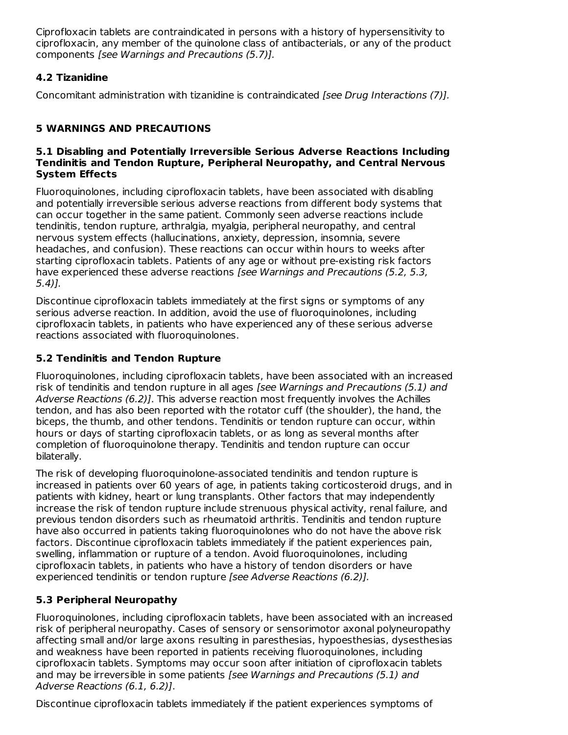Ciprofloxacin tablets are contraindicated in persons with a history of hypersensitivity to ciprofloxacin, any member of the quinolone class of antibacterials, or any of the product components *[see Warnings and Precautions (5.7)]*.

### 4.2 Tizanidine

Concomitant administration with tizanidine is contraindicated *[see Drug Interactions (7)]*.

## 5 WARNINGS AND PRECAUTIONS

### 5.1 Disabling and Potentially Irreversible Serious Adverse Reactions Including Tendinitis and Tendon Rupture, Peripheral Neuropathy, and Central Nervous System Effects

Fluoroquinolones, including ciprofloxacin tablets, have been associated with disabling and potentially irreversible serious adverse reactions from different body systems that can occur together in the same patient. Commonly seen adverse reactions include tendinitis, tendon rupture, arthralgia, myalgia, peripheral neuropathy, and central nervous system effects (hallucinations, anxiety, depression, insomnia, severe headaches, and confusion). These reactions can occur within hours to weeks after starting ciprofloxacin tablets. Patients of any age or without pre-existing risk factors have experienced these adverse reactions *[see Warnings and Precautions (5.2, 5.3, 5.4)]*.

Discontinue ciprofloxacin tablets immediately at the first signs or symptoms of any serious adverse reaction. In addition, avoid the use of fluoroquinolones, including ciprofloxacin tablets, in patients who have experienced any of these serious adverse reactions associated with fluoroquinolones.

### 5.2 Tendinitis and Tendon Rupture

Fluoroquinolones, including ciprofloxacin tablets, have been associated with an increased risk of tendinitis and tendon rupture in all ages *[see Warnings and Precautions (5.1) and Adverse Reactions (6.2)]*. This adverse reaction most frequently involves the Achilles tendon, and has also been reported with the rotator cuff (the shoulder), the hand, the biceps, the thumb, and other tendons. Tendinitis or tendon rupture can occur, within hours or days of starting ciprofloxacin tablets, or as long as several months after completion of fluoroquinolone therapy. Tendinitis and tendon rupture can occur bilaterally.

The risk of developing fluoroquinolone-associated tendinitis and tendon rupture is increased in patients over 60 years of age, in patients taking corticosteroid drugs, and in patients with kidney, heart or lung transplants. Other factors that may independently increase the risk of tendon rupture include strenuous physical activity, renal failure, and previous tendon disorders such as rheumatoid arthritis. Tendinitis and tendon rupture have also occurred in patients taking fluoroquinolones who do not have the above risk factors. Discontinue ciprofloxacin tablets immediately if the patient experiences pain, swelling, inflammation or rupture of a tendon. Avoid fluoroquinolones, including ciprofloxacin tablets, in patients who have a history of tendon disorders or have experienced tendinitis or tendon rupture *[see Adverse Reactions (6.2)]*.

### 5.3 Peripheral Neuropathy

Fluoroquinolones, including ciprofloxacin tablets, have been associated with an increased risk of peripheral neuropathy. Cases of sensory or sensorimotor axonal polyneuropathy affecting small and/or large axons resulting in paresthesias, hypoesthesias, dysesthesias and weakness have been reported in patients receiving fluoroquinolones, including ciprofloxacin tablets. Symptoms may occur soon after initiation of ciprofloxacin tablets and may be irreversible in some patients *[see Warnings and Precautions (5.1) and Adverse Reactions (6.1, 6.2)]*.

Discontinue ciprofloxacin tablets immediately if the patient experiences symptoms of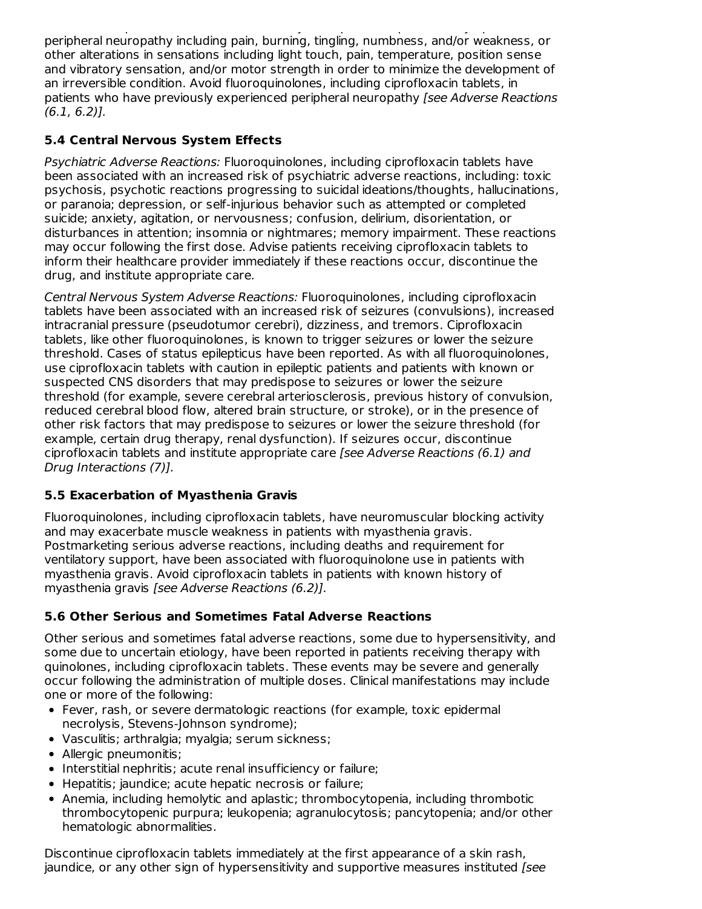peripheral neuropathy including pain, burning, tingling, numbness, and/or weakness, or other alterations in sensations including light touch, pain, temperature, position sense and vibratory sensation, and/or motor strength in order to minimize the development of an irreversible condition. Avoid fluoroquinolones, including ciprofloxacin tablets, in patients who have previously experienced peripheral neuropathy *[see Adverse Reactions (6.1, 6.2)].*

### 5.4 Central Nervous System Effects

*Psychiatric Adverse Reactions:* Fluoroquinolones, including ciprofloxacin tablets have been associated with an increased risk of psychiatric adverse reactions, including: toxic psychosis, psychotic reactions progressing to suicidal ideations/thoughts, hallucinations, or paranoia; depression, or self-injurious behavior such as attempted or completed suicide; anxiety, agitation, or nervousness; confusion, delirium, disorientation, or disturbances in attention; insomnia or nightmares; memory impairment. These reactions may occur following the first dose. Advise patients receiving ciprofloxacin tablets to inform their healthcare provider immediately if these reactions occur, discontinue the drug, and institute appropriate care.

*Central Nervous System Adverse Reactions:* Fluoroquinolones, including ciprofloxacin tablets have been associated with an increased risk of seizures (convulsions), increased intracranial pressure (pseudotumor cerebri), dizziness, and tremors. Ciprofloxacin tablets, like other fluoroquinolones, is known to trigger seizures or lower the seizure threshold. Cases of status epilepticus have been reported. As with all fluoroquinolones, use ciprofloxacin tablets with caution in epileptic patients and patients with known or suspected CNS disorders that may predispose to seizures or lower the seizure threshold (for example, severe cerebral arteriosclerosis, previous history of convulsion, reduced cerebral blood flow, altered brain structure, or stroke), or in the presence of other risk factors that may predispose to seizures or lower the seizure threshold (for example, certain drug therapy, renal dysfunction). If seizures occur, discontinue ciprofloxacin tablets and institute appropriate care *[see Adverse Reactions (6.1) and Drug Interactions (7)].*

### 5.5 Exacerbation of Myasthenia Gravis

Fluoroquinolones, including ciprofloxacin tablets, have neuromuscular blocking activity and may exacerbate muscle weakness in patients with myasthenia gravis. Postmarketing serious adverse reactions, including deaths and requirement for ventilatory support, have been associated with fluoroquinolone use in patients with myasthenia gravis. Avoid ciprofloxacin tablets in patients with known history of myasthenia gravis *[see Adverse Reactions (6.2)].*

### 5.6 Other Serious and Sometimes Fatal Adverse Reactions

Other serious and sometimes fatal adverse reactions, some due to hypersensitivity, and some due to uncertain etiology, have been reported in patients receiving therapy with quinolones, including ciprofloxacin tablets. These events may be severe and generally occur following the administration of multiple doses. Clinical manifestations may include one or more of the following:

- Fever, rash, or severe dermatologic reactions (for example, toxic epidermal necrolysis, Stevens-Johnson syndrome);
- Vasculitis; arthralgia; myalgia; serum sickness;
- Allergic pneumonitis;
- Interstitial nephritis; acute renal insufficiency or failure;
- Hepatitis; jaundice; acute hepatic necrosis or failure;
- Anemia, including hemolytic and aplastic; thrombocytopenia, including thrombotic thrombocytopenic purpura; leukopenia; agranulocytosis; pancytopenia; and/or other hematologic abnormalities.

Discontinue ciprofloxacin tablets immediately at the first appearance of a skin rash, jaundice, or any other sign of hypersensitivity and supportive measures instituted *[see*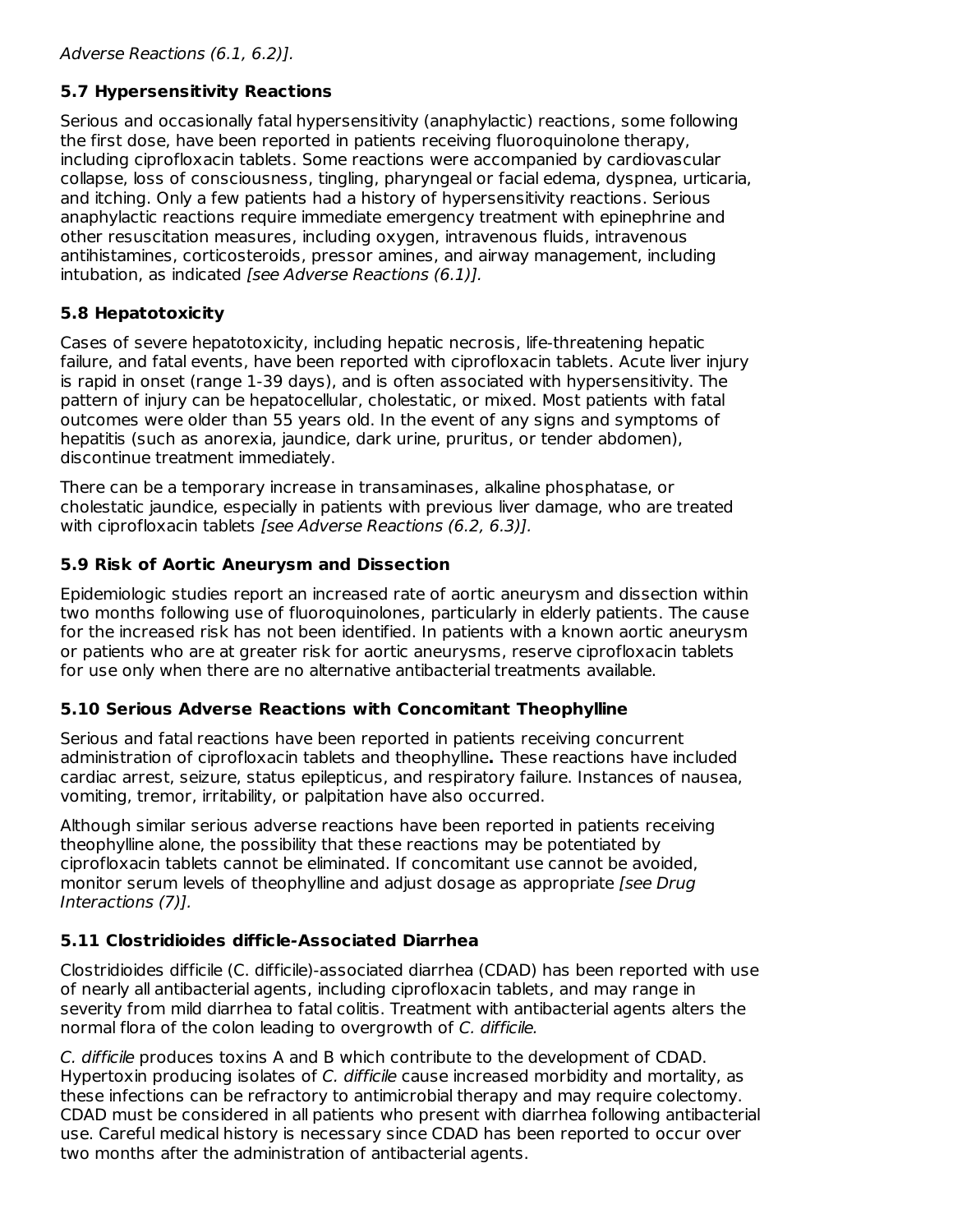*Adverse Reactions (6.1, 6.2)].*

### 5.7 Hypersensitivity Reactions

Serious and occasionally fatal hypersensitivity (anaphylactic) reactions, some following the first dose, have been reported in patients receiving fluoroquinolone therapy, including ciprofloxacin tablets. Some reactions were accompanied by cardiovascular collapse, loss of consciousness, tingling, pharyngeal or facial edema, dyspnea, urticaria, and itching. Only a few patients had a history of hypersensitivity reactions. Serious anaphylactic reactions require immediate emergency treatment with epinephrine and other resuscitation measures, including oxygen, intravenous fluids, intravenous antihistamines, corticosteroids, pressor amines, and airway management, including intubation, as indicated *[see Adverse Reactions (6.1)].*

### 5.8 Hepatotoxicity

Cases of severe hepatotoxicity, including hepatic necrosis, life-threatening hepatic failure, and fatal events, have been reported with ciprofloxacin tablets. Acute liver injury is rapid in onset (range 1-39 days), and is often associated with hypersensitivity. The pattern of injury can be hepatocellular, cholestatic, or mixed. Most patients with fatal outcomes were older than 55 years old. In the event of any signs and symptoms of hepatitis (such as anorexia, jaundice, dark urine, pruritus, or tender abdomen), discontinue treatment immediately.

There can be a temporary increase in transaminases, alkaline phosphatase, or cholestatic jaundice, especially in patients with previous liver damage, who are treated with ciprofloxacin tablets *[see Adverse Reactions (6.2, 6.3)].*

### 5.9 Risk of Aortic Aneurysm and Dissection

Epidemiologic studies report an increased rate of aortic aneurysm and dissection within two months following use of fluoroquinolones, particularly in elderly patients. The cause for the increased risk has not been identified. In patients with a known aortic aneurysm or patients who are at greater risk for aortic aneurysms, reserve ciprofloxacin tablets for use only when there are no alternative antibacterial treatments available.

### 5.10 Serious Adverse Reactions with Concomitant Theophylline

Serious and fatal reactions have been reported in patients receiving concurrent administration of ciprofloxacin tablets and theophylline**.** These reactions have included cardiac arrest, seizure, status epilepticus, and respiratory failure. Instances of nausea, vomiting, tremor, irritability, or palpitation have also occurred.

Although similar serious adverse reactions have been reported in patients receiving theophylline alone, the possibility that these reactions may be potentiated by ciprofloxacin tablets cannot be eliminated. If concomitant use cannot be avoided, monitor serum levels of theophylline and adjust dosage as appropriate *[see Drug Interactions (7)].*

### 5.11 Clostridioides difficile-Associated Diarrhea

Clostridioides difficile (C. difficile)-associated diarrhea (CDAD) has been reported with use of nearly all antibacterial agents, including ciprofloxacin tablets, and may range in severity from mild diarrhea to fatal colitis. Treatment with antibacterial agents alters the normal flora of the colon leading to overgrowth of *C. difficile*.

*C. difficile* produces toxins A and B which contribute to the development of CDAD. Hypertoxin producing isolates of *C. difficile* cause increased morbidity and mortality, as these infections can be refractory to antimicrobial therapy and may require colectomy. CDAD must be considered in all patients who present with diarrhea following antibacterial use. Careful medical history is necessary since CDAD has been reported to occur over two months after the administration of antibacterial agents.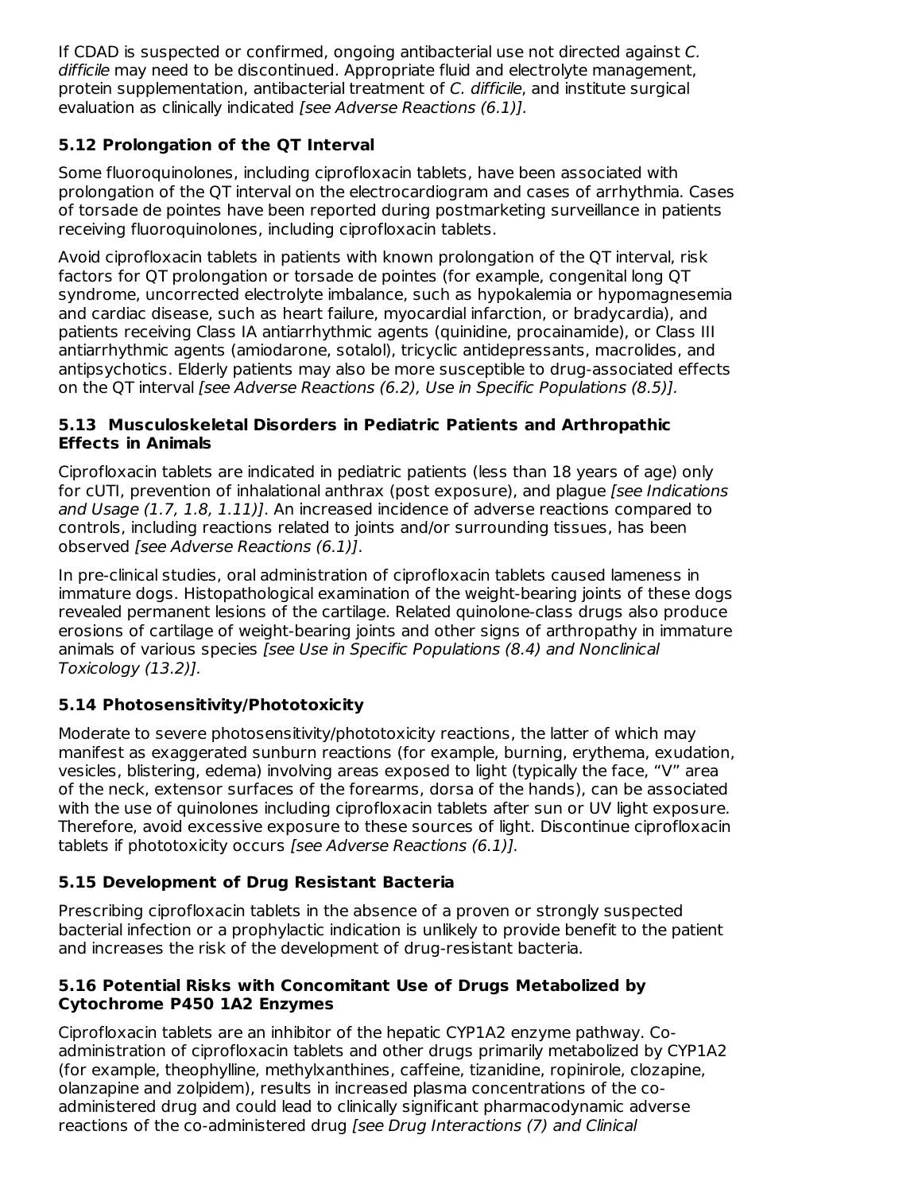If CDAD is suspected or confirmed, ongoing antibacterial use not directed against *C. difficile* may need to be discontinued. Appropriate fluid and electrolyte management, protein supplementation, antibacterial treatment of *C. difficile*, and institute surgical evaluation as clinically indicated *[see Adverse Reactions (6.1)].*

### 5.12 Prolongation of the QT Interval

Some fluoroquinolones, including ciprofloxacin tablets, have been associated with prolongation of the QT interval on the electrocardiogram and cases of arrhythmia. Cases of torsade de pointes have been reported during postmarketing surveillance in patients receiving fluoroquinolones, including ciprofloxacin tablets.

Avoid ciprofloxacin tablets in patients with known prolongation of the QT interval, risk factors for QT prolongation or torsade de pointes (for example, congenital long QT syndrome, uncorrected electrolyte imbalance, such as hypokalemia or hypomagnesemia and cardiac disease, such as heart failure, myocardial infarction, or bradycardia), and patients receiving Class IA antiarrhythmic agents (quinidine, procainamide), or Class III antiarrhythmic agents (amiodarone, sotalol), tricyclic antidepressants, macrolides, and antipsychotics. Elderly patients may also be more susceptible to drug-associated effects on the QT interval *[see Adverse Reactions (6.2), Use in Specific Populations (8.5)].*

### 5.13 Musculoskeletal Disorders in Pediatric Patients and Arthropathic Effects in Animals

Ciprofloxacin tablets are indicated in pediatric patients (less than 18 years of age) only for cUTI, prevention of inhalational anthrax (post exposure), and plague *[see Indications and Usage (1.7, 1.8, 1.11)]*. An increased incidence of adverse reactions compared to controls, including reactions related to joints and/or surrounding tissues, has been observed *[see Adverse Reactions (6.1)]*.

In pre-clinical studies, oral administration of ciprofloxacin tablets caused lameness in immature dogs. Histopathological examination of the weight-bearing joints of these dogs revealed permanent lesions of the cartilage. Related quinolone-class drugs also produce erosions of cartilage of weight-bearing joints and other signs of arthropathy in immature animals of various species *[see Use in Specific Populations (8.4) and Nonclinical Toxicology (13.2)].*

### 5.14 Photosensitivity/Phototoxicity

Moderate to severe photosensitivity/phototoxicity reactions, the latter of which may manifest as exaggerated sunburn reactions (for example, burning, erythema, exudation, vesicles, blistering, edema) involving areas exposed to light (typically the face, "V" area of the neck, extensor surfaces of the forearms, dorsa of the hands), can be associated with the use of quinolones including ciprofloxacin tablets after sun or UV light exposure. Therefore, avoid excessive exposure to these sources of light. Discontinue ciprofloxacin tablets if phototoxicity occurs *[see Adverse Reactions (6.1)].*

### 5.15 Development of Drug Resistant Bacteria

Prescribing ciprofloxacin tablets in the absence of a proven or strongly suspected bacterial infection or a prophylactic indication is unlikely to provide benefit to the patient and increases the risk of the development of drug-resistant bacteria.

### 5.16 Potential Risks with Concomitant Use of Drugs Metabolized by Cytochrome P450 1A2 Enzymes

Ciprofloxacin tablets are an inhibitor of the hepatic CYP1A2 enzyme pathway. Co-administration of ciprofloxacin tablets and other drugs primarily metabolized by CYP1A2 (for example, theophylline, methylxanthines, caffeine, tizanidine, ropinirole, clozapine, olanzapine and zolpidem), results in increased plasma concentrations of the co-administered drug and could lead to clinically significant pharmacodynamic adverse reactions of the co-administered drug *[see Drug Interactions (7) and Clinical*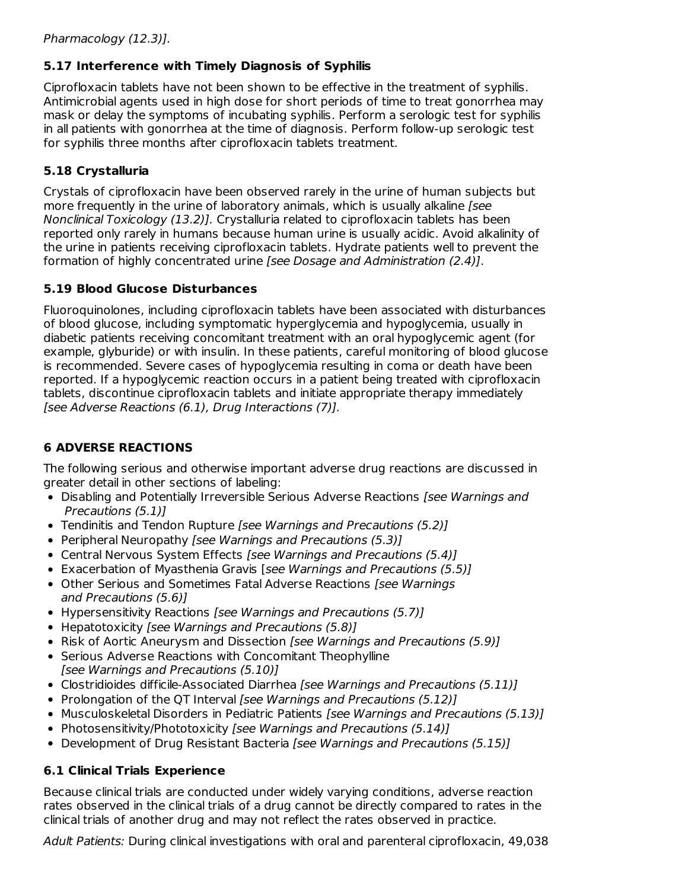*Pharmacology (12.3)].*

### 5.17 Interference with Timely Diagnosis of Syphilis

Ciprofloxacin tablets have not been shown to be effective in the treatment of syphilis. Antimicrobial agents used in high dose for short periods of time to treat gonorrhea may mask or delay the symptoms of incubating syphilis. Perform a serologic test for syphilis in all patients with gonorrhea at the time of diagnosis. Perform follow-up serologic test for syphilis three months after ciprofloxacin tablets treatment.

### 5.18 Crystalluria

Crystals of ciprofloxacin have been observed rarely in the urine of human subjects but more frequently in the urine of laboratory animals, which is usually alkaline *[see Nonclinical Toxicology (13.2)].* Crystalluria related to ciprofloxacin tablets has been reported only rarely in humans because human urine is usually acidic. Avoid alkalinity of the urine in patients receiving ciprofloxacin tablets. Hydrate patients well to prevent the formation of highly concentrated urine *[see Dosage and Administration (2.4)]*.

### 5.19 Blood Glucose Disturbances

Fluoroquinolones, including ciprofloxacin tablets have been associated with disturbances of blood glucose, including symptomatic hyperglycemia and hypoglycemia, usually in diabetic patients receiving concomitant treatment with an oral hypoglycemic agent (for example, glyburide) or with insulin. In these patients, careful monitoring of blood glucose is recommended. Severe cases of hypoglycemia resulting in coma or death have been reported. If a hypoglycemic reaction occurs in a patient being treated with ciprofloxacin tablets, discontinue ciprofloxacin tablets and initiate appropriate therapy immediately *[see Adverse Reactions (6.1), Drug Interactions (7)].*

## 6 ADVERSE REACTIONS

The following serious and otherwise important adverse drug reactions are discussed in greater detail in other sections of labeling:

- Disabling and Potentially Irreversible Serious Adverse Reactions *[see Warnings and Precautions (5.1)]*
- Tendinitis and Tendon Rupture *[see Warnings and Precautions (5.2)]*
- Peripheral Neuropathy *[see Warnings and Precautions (5.3)]*
- Central Nervous System Effects *[see Warnings and Precautions (5.4)]*
- Exacerbation of Myasthenia Gravis [*see Warnings and Precautions (5.5)]*
- Other Serious and Sometimes Fatal Adverse Reactions *[see Warnings and Precautions (5.6)]*
- Hypersensitivity Reactions *[see Warnings and Precautions (5.7)]*
- Hepatotoxicity *[see Warnings and Precautions (5.8)]*
- Risk of Aortic Aneurysm and Dissection *[see Warnings and Precautions (5.9)]*
- Serious Adverse Reactions with Concomitant Theophylline *[see Warnings and Precautions (5.10)]*
- Clostridioides difficile-Associated Diarrhea *[see Warnings and Precautions (5.11)]*
- Prolongation of the QT Interval *[see Warnings and Precautions (5.12)]*
- Musculoskeletal Disorders in Pediatric Patients *[see Warnings and Precautions (5.13)]*
- Photosensitivity/Phototoxicity *[see Warnings and Precautions (5.14)]*
- Development of Drug Resistant Bacteria *[see Warnings and Precautions (5.15)]*

### 6.1 Clinical Trials Experience

Because clinical trials are conducted under widely varying conditions, adverse reaction rates observed in the clinical trials of a drug cannot be directly compared to rates in the clinical trials of another drug and may not reflect the rates observed in practice.

*Adult Patients:* During clinical investigations with oral and parenteral ciprofloxacin, 49,038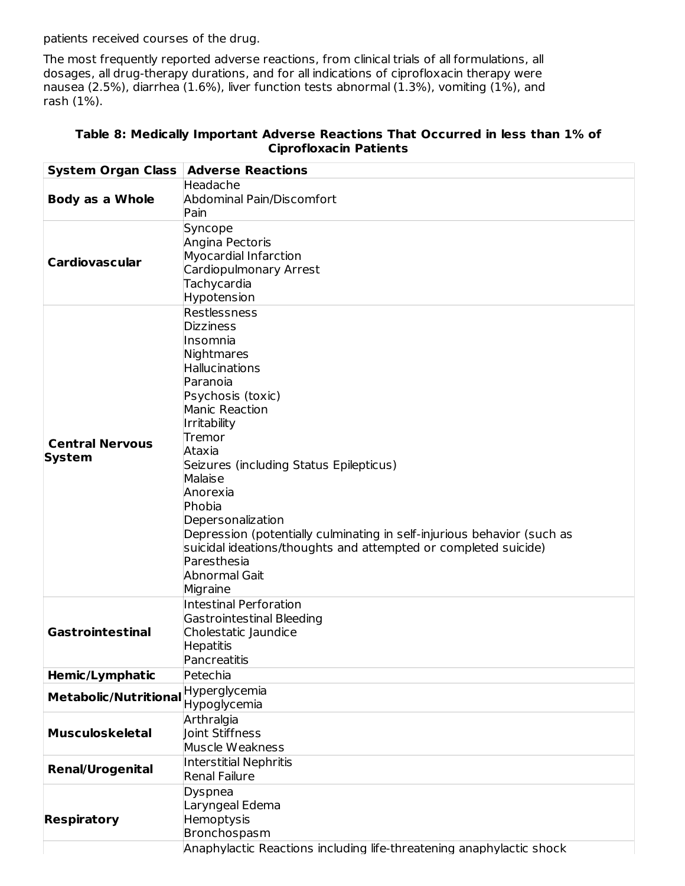patients received courses of the drug.

The most frequently reported adverse reactions, from clinical trials of all formulations, all dosages, all drug-therapy durations, and for all indications of ciprofloxacin therapy were nausea (2.5%), diarrhea (1.6%), liver function tests abnormal (1.3%), vomiting (1%), and rash (1%).

**Table 8: Medically Important Adverse Reactions That Occurred in less than 1% of Ciprofloxacin Patients**

| System Organ Class | Adverse Reactions |
|---|---|
| **Body as a Whole** | Headache<br>Abdominal Pain/Discomfort<br>Pain |
| **Cardiovascular** | Syncope<br>Angina Pectoris<br>Myocardial Infarction<br>Cardiopulmonary Arrest<br>Tachycardia<br>Hypotension |
| **Central Nervous System** | Restlessness<br>Dizziness<br>Insomnia<br>Nightmares<br>Hallucinations<br>Paranoia<br>Psychosis (toxic)<br>Manic Reaction<br>Irritability<br>Tremor<br>Ataxia<br>Seizures (including Status Epilepticus)<br>Malaise<br>Anorexia<br>Phobia<br>Depersonalization<br>Depression (potentially culminating in self-injurious behavior (such as suicidal ideations/thoughts and attempted or completed suicide)<br>Paresthesia<br>Abnormal Gait<br>Migraine |
| **Gastrointestinal** | Intestinal Perforation<br>Gastrointestinal Bleeding<br>Cholestatic Jaundice<br>Hepatitis<br>Pancreatitis |
| **Hemic/Lymphatic** | Petechia |
| **Metabolic/Nutritional** | Hyperglycemia<br>Hypoglycemia |
| **Musculoskeletal** | Arthralgia<br>Joint Stiffness<br>Muscle Weakness |
| **Renal/Urogenital** | Interstitial Nephritis<br>Renal Failure |
| **Respiratory** | Dyspnea<br>Laryngeal Edema<br>Hemoptysis<br>Bronchospasm |
| | Anaphylactic Reactions including life-threatening anaphylactic shock |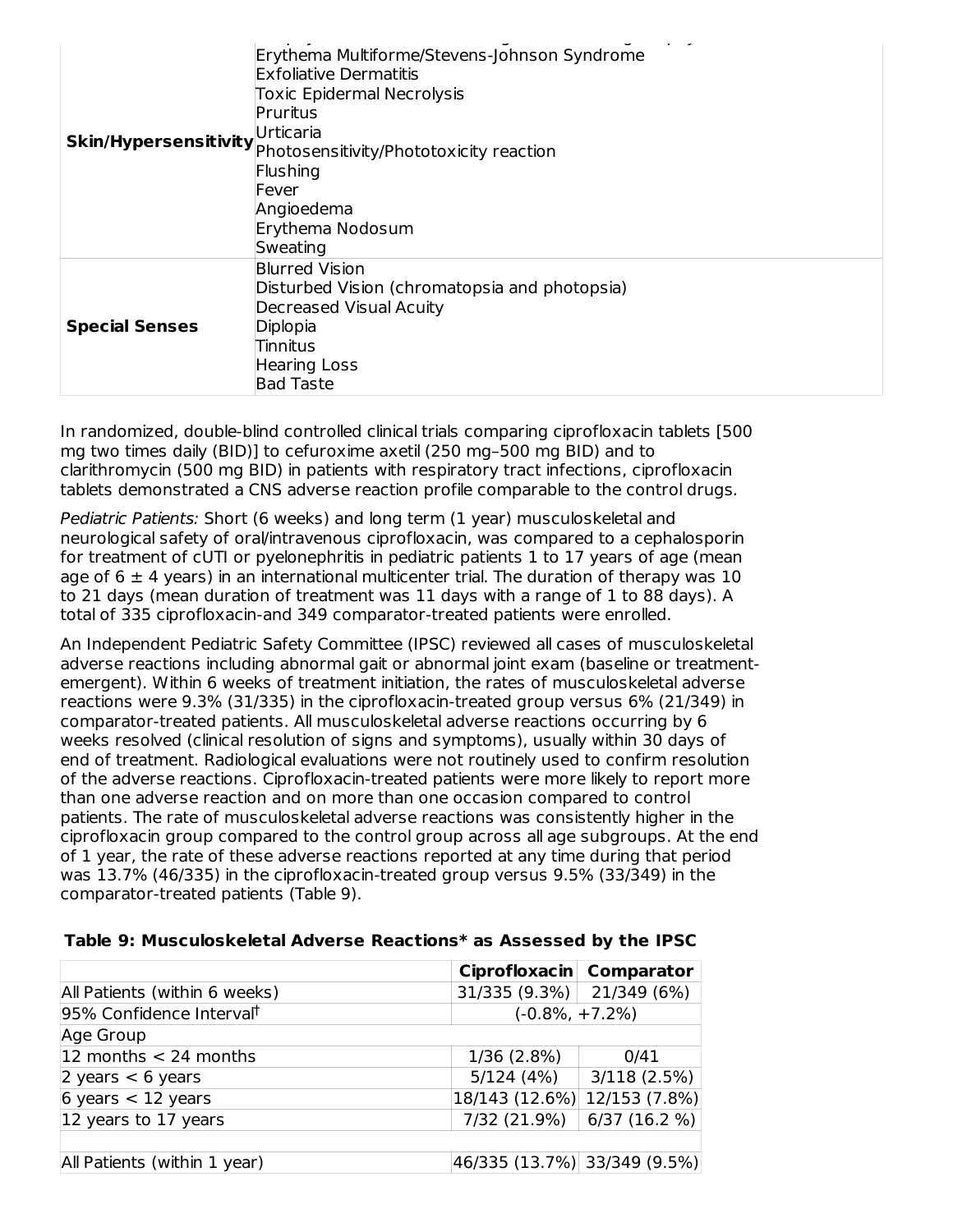| | |
|---|---|
| **Skin/Hypersensitivity** | Erythema Multiforme/Stevens-Johnson Syndrome<br>Exfoliative Dermatitis<br>Toxic Epidermal Necrolysis<br>Pruritus<br>Urticaria<br>Photosensitivity/Phototoxicity reaction<br>Flushing<br>Fever<br>Angioedema<br>Erythema Nodosum<br>Sweating |
| **Special Senses** | Blurred Vision<br>Disturbed Vision (chromatopsia and photopsia)<br>Decreased Visual Acuity<br>Diplopia<br>Tinnitus<br>Hearing Loss<br>Bad Taste |

In randomized, double-blind controlled clinical trials comparing ciprofloxacin tablets [500 mg two times daily (BID)] to cefuroxime axetil (250 mg–500 mg BID) and to clarithromycin (500 mg BID) in patients with respiratory tract infections, ciprofloxacin tablets demonstrated a CNS adverse reaction profile comparable to the control drugs.

*Pediatric Patients:* Short (6 weeks) and long term (1 year) musculoskeletal and neurological safety of oral/intravenous ciprofloxacin, was compared to a cephalosporin for treatment of cUTI or pyelonephritis in pediatric patients 1 to 17 years of age (mean age of 6 ± 4 years) in an international multicenter trial. The duration of therapy was 10 to 21 days (mean duration of treatment was 11 days with a range of 1 to 88 days). A total of 335 ciprofloxacin-and 349 comparator-treated patients were enrolled.

An Independent Pediatric Safety Committee (IPSC) reviewed all cases of musculoskeletal adverse reactions including abnormal gait or abnormal joint exam (baseline or treatment-emergent). Within 6 weeks of treatment initiation, the rates of musculoskeletal adverse reactions were 9.3% (31/335) in the ciprofloxacin-treated group versus 6% (21/349) in comparator-treated patients. All musculoskeletal adverse reactions occurring by 6 weeks resolved (clinical resolution of signs and symptoms), usually within 30 days of end of treatment. Radiological evaluations were not routinely used to confirm resolution of the adverse reactions. Ciprofloxacin-treated patients were more likely to report more than one adverse reaction and on more than one occasion compared to control patients. The rate of musculoskeletal adverse reactions was consistently higher in the ciprofloxacin group compared to the control group across all age subgroups. At the end of 1 year, the rate of these adverse reactions reported at any time during that period was 13.7% (46/335) in the ciprofloxacin-treated group versus 9.5% (33/349) in the comparator-treated patients (Table 9).

**Table 9: Musculoskeletal Adverse Reactions* as Assessed by the IPSC**

| | Ciprofloxacin | Comparator |
|---|---|---|
| All Patients (within 6 weeks) | 31/335 (9.3%) | 21/349 (6%) |
| 95% Confidence Interval[†] | (-0.8%, +7.2%) | |
| Age Group | | |
| 12 months < 24 months | 1/36 (2.8%) | 0/41 |
| 2 years < 6 years | 5/124 (4%) | 3/118 (2.5%) |
| 6 years < 12 years | 18/143 (12.6%) | 12/153 (7.8%) |
| 12 years to 17 years | 7/32 (21.9%) | 6/37 (16.2 %) |
| | | |
| All Patients (within 1 year) | 46/335 (13.7%) | 33/349 (9.5%) |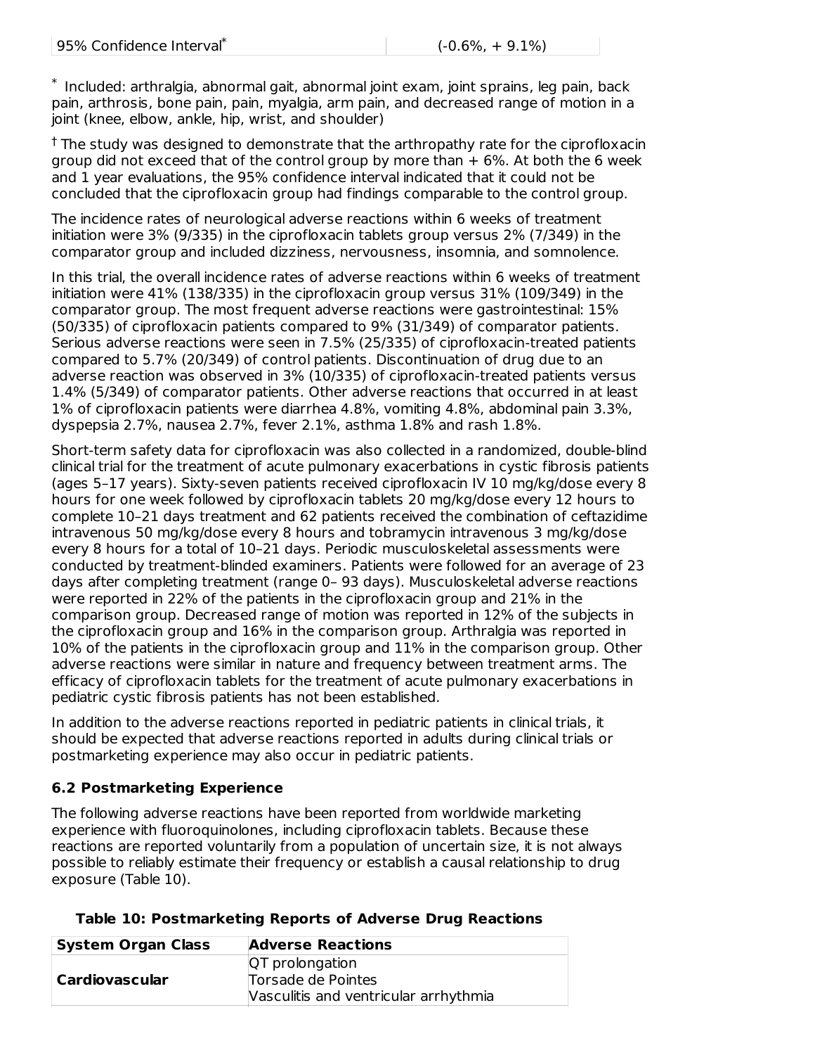| 95% Confidence Interval[*] | (-0.6%, + 9.1%) |
|---|---|

[*] Included: arthralgia, abnormal gait, abnormal joint exam, joint sprains, leg pain, back pain, arthrosis, bone pain, pain, myalgia, arm pain, and decreased range of motion in a joint (knee, elbow, ankle, hip, wrist, and shoulder)

[†] The study was designed to demonstrate that the arthropathy rate for the ciprofloxacin group did not exceed that of the control group by more than + 6%. At both the 6 week and 1 year evaluations, the 95% confidence interval indicated that it could not be concluded that the ciprofloxacin group had findings comparable to the control group.

The incidence rates of neurological adverse reactions within 6 weeks of treatment initiation were 3% (9/335) in the ciprofloxacin tablets group versus 2% (7/349) in the comparator group and included dizziness, nervousness, insomnia, and somnolence.

In this trial, the overall incidence rates of adverse reactions within 6 weeks of treatment initiation were 41% (138/335) in the ciprofloxacin group versus 31% (109/349) in the comparator group. The most frequent adverse reactions were gastrointestinal: 15% (50/335) of ciprofloxacin patients compared to 9% (31/349) of comparator patients. Serious adverse reactions were seen in 7.5% (25/335) of ciprofloxacin-treated patients compared to 5.7% (20/349) of control patients. Discontinuation of drug due to an adverse reaction was observed in 3% (10/335) of ciprofloxacin-treated patients versus 1.4% (5/349) of comparator patients. Other adverse reactions that occurred in at least 1% of ciprofloxacin patients were diarrhea 4.8%, vomiting 4.8%, abdominal pain 3.3%, dyspepsia 2.7%, nausea 2.7%, fever 2.1%, asthma 1.8% and rash 1.8%.

Short-term safety data for ciprofloxacin was also collected in a randomized, double-blind clinical trial for the treatment of acute pulmonary exacerbations in cystic fibrosis patients (ages 5–17 years). Sixty-seven patients received ciprofloxacin IV 10 mg/kg/dose every 8 hours for one week followed by ciprofloxacin tablets 20 mg/kg/dose every 12 hours to complete 10–21 days treatment and 62 patients received the combination of ceftazidime intravenous 50 mg/kg/dose every 8 hours and tobramycin intravenous 3 mg/kg/dose every 8 hours for a total of 10–21 days. Periodic musculoskeletal assessments were conducted by treatment-blinded examiners. Patients were followed for an average of 23 days after completing treatment (range 0– 93 days). Musculoskeletal adverse reactions were reported in 22% of the patients in the ciprofloxacin group and 21% in the comparison group. Decreased range of motion was reported in 12% of the subjects in the ciprofloxacin group and 16% in the comparison group. Arthralgia was reported in 10% of the patients in the ciprofloxacin group and 11% in the comparison group. Other adverse reactions were similar in nature and frequency between treatment arms. The efficacy of ciprofloxacin tablets for the treatment of acute pulmonary exacerbations in pediatric cystic fibrosis patients has not been established.

In addition to the adverse reactions reported in pediatric patients in clinical trials, it should be expected that adverse reactions reported in adults during clinical trials or postmarketing experience may also occur in pediatric patients.

### 6.2 Postmarketing Experience

The following adverse reactions have been reported from worldwide marketing experience with fluoroquinolones, including ciprofloxacin tablets. Because these reactions are reported voluntarily from a population of uncertain size, it is not always possible to reliably estimate their frequency or establish a causal relationship to drug exposure (Table 10).

**Table 10: Postmarketing Reports of Adverse Drug Reactions**

| System Organ Class | Adverse Reactions |
|---|---|
| **Cardiovascular** | QT prolongation<br>Torsade de Pointes<br>Vasculitis and ventricular arrhythmia |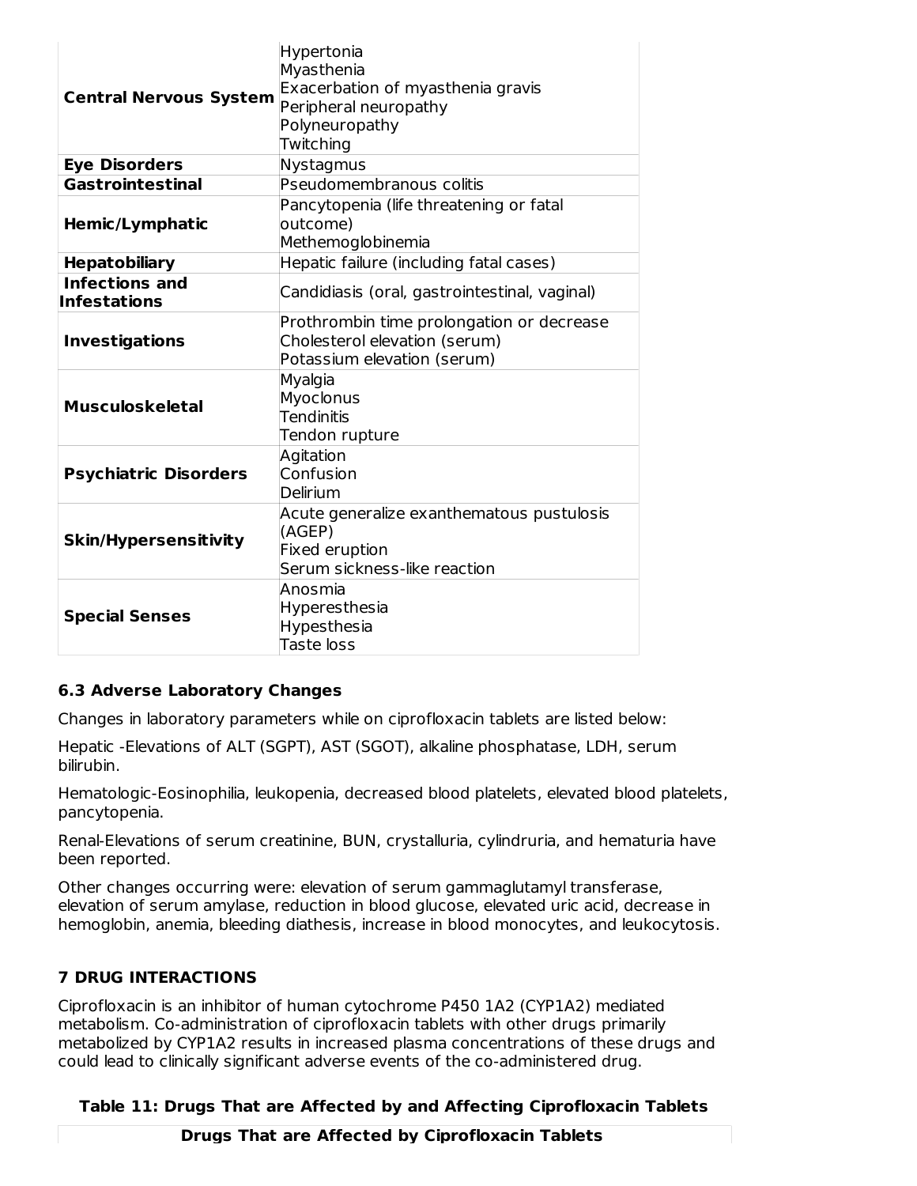| | |
|---|---|
| **Central Nervous System** | Hypertonia<br>Myasthenia<br>Exacerbation of myasthenia gravis<br>Peripheral neuropathy<br>Polyneuropathy<br>Twitching |
| **Eye Disorders** | Nystagmus |
| **Gastrointestinal** | Pseudomembranous colitis |
| **Hemic/Lymphatic** | Pancytopenia (life threatening or fatal outcome)<br>Methemoglobinemia |
| **Hepatobiliary** | Hepatic failure (including fatal cases) |
| **Infections and Infestations** | Candidiasis (oral, gastrointestinal, vaginal) |
| **Investigations** | Prothrombin time prolongation or decrease<br>Cholesterol elevation (serum)<br>Potassium elevation (serum) |
| **Musculoskeletal** | Myalgia<br>Myoclonus<br>Tendinitis<br>Tendon rupture |
| **Psychiatric Disorders** | Agitation<br>Confusion<br>Delirium |
| **Skin/Hypersensitivity** | Acute generalize exanthematous pustulosis (AGEP)<br>Fixed eruption<br>Serum sickness-like reaction |
| **Special Senses** | Anosmia<br>Hyperesthesia<br>Hypesthesia<br>Taste loss |

### 6.3 Adverse Laboratory Changes

Changes in laboratory parameters while on ciprofloxacin tablets are listed below:

Hepatic -Elevations of ALT (SGPT), AST (SGOT), alkaline phosphatase, LDH, serum bilirubin.

Hematologic-Eosinophilia, leukopenia, decreased blood platelets, elevated blood platelets, pancytopenia.

Renal-Elevations of serum creatinine, BUN, crystalluria, cylindruria, and hematuria have been reported.

Other changes occurring were: elevation of serum gammaglutamyl transferase, elevation of serum amylase, reduction in blood glucose, elevated uric acid, decrease in hemoglobin, anemia, bleeding diathesis, increase in blood monocytes, and leukocytosis.

## 7 DRUG INTERACTIONS

Ciprofloxacin is an inhibitor of human cytochrome P450 1A2 (CYP1A2) mediated metabolism. Co-administration of ciprofloxacin tablets with other drugs primarily metabolized by CYP1A2 results in increased plasma concentrations of these drugs and could lead to clinically significant adverse events of the co-administered drug.

**Table 11: Drugs That are Affected by and Affecting Ciprofloxacin Tablets**

| Drugs That are Affected by Ciprofloxacin Tablets |
|---|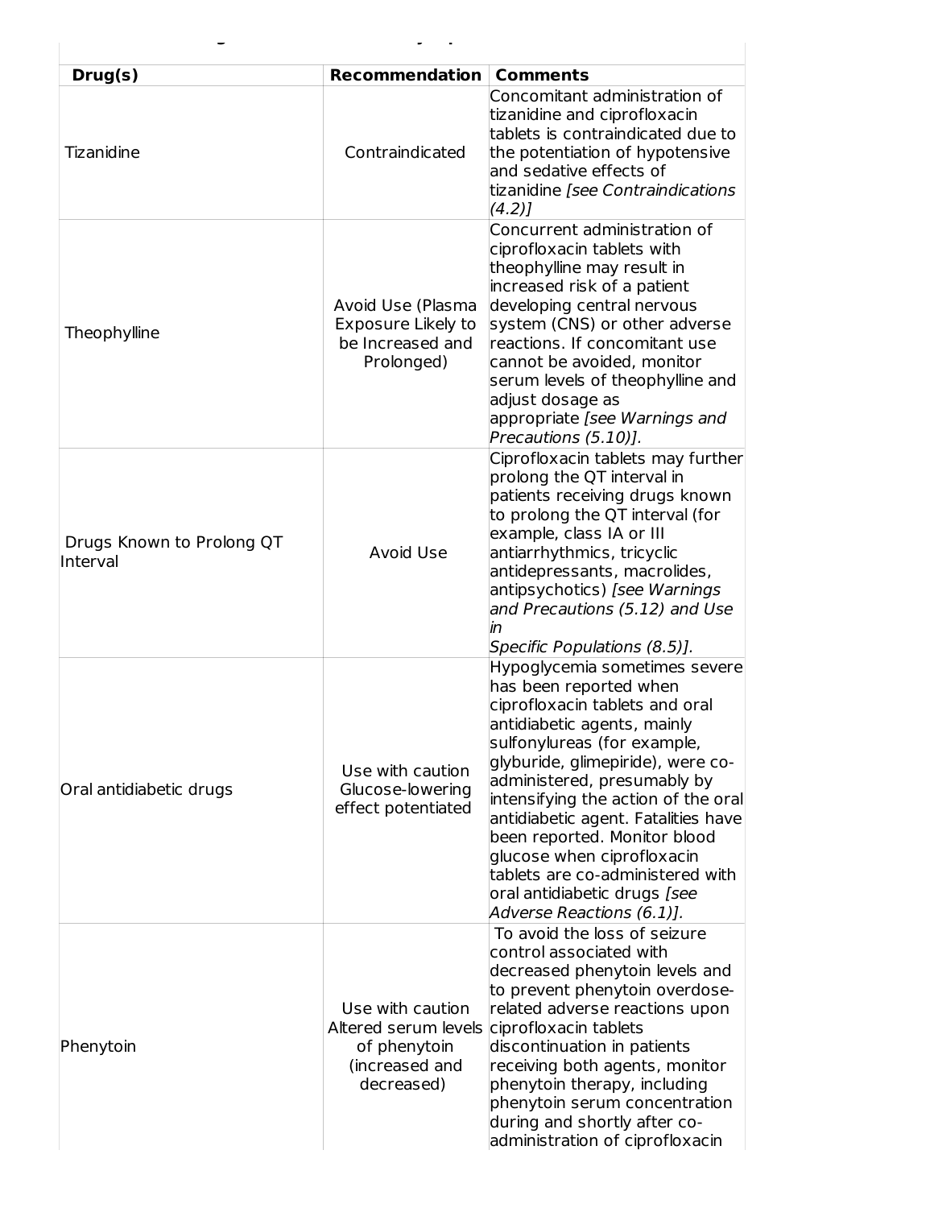| Drug(s) | Recommendation | Comments |
| --- | --- | --- |
| Tizanidine | Contraindicated | Concomitant administration of tizanidine and ciprofloxacin tablets is contraindicated due to the potentiation of hypotensive and sedative effects of tizanidine *[see Contraindications (4.2)]* |
| Theophylline | Avoid Use (Plasma Exposure Likely to be Increased and Prolonged) | Concurrent administration of ciprofloxacin tablets with theophylline may result in increased risk of a patient developing central nervous system (CNS) or other adverse reactions. If concomitant use cannot be avoided, monitor serum levels of theophylline and adjust dosage as appropriate *[see Warnings and Precautions (5.10)].* |
| Drugs Known to Prolong QT Interval | Avoid Use | Ciprofloxacin tablets may further prolong the QT interval in patients receiving drugs known to prolong the QT interval (for example, class IA or III antiarrhythmics, tricyclic antidepressants, macrolides, antipsychotics) *[see Warnings and Precautions (5.12) and Use in Specific Populations (8.5)].* |
| Oral antidiabetic drugs | Use with caution Glucose-lowering effect potentiated | Hypoglycemia sometimes severe has been reported when ciprofloxacin tablets and oral antidiabetic agents, mainly sulfonylureas (for example, glyburide, glimepiride), were co-administered, presumably by intensifying the action of the oral antidiabetic agent. Fatalities have been reported. Monitor blood glucose when ciprofloxacin tablets are co-administered with oral antidiabetic drugs *[see Adverse Reactions (6.1)].* |
| Phenytoin | Use with caution Altered serum levels of phenytoin (increased and decreased) | To avoid the loss of seizure control associated with decreased phenytoin levels and to prevent phenytoin overdose-related adverse reactions upon ciprofloxacin tablets discontinuation in patients receiving both agents, monitor phenytoin therapy, including phenytoin serum concentration during and shortly after co-administration of ciprofloxacin |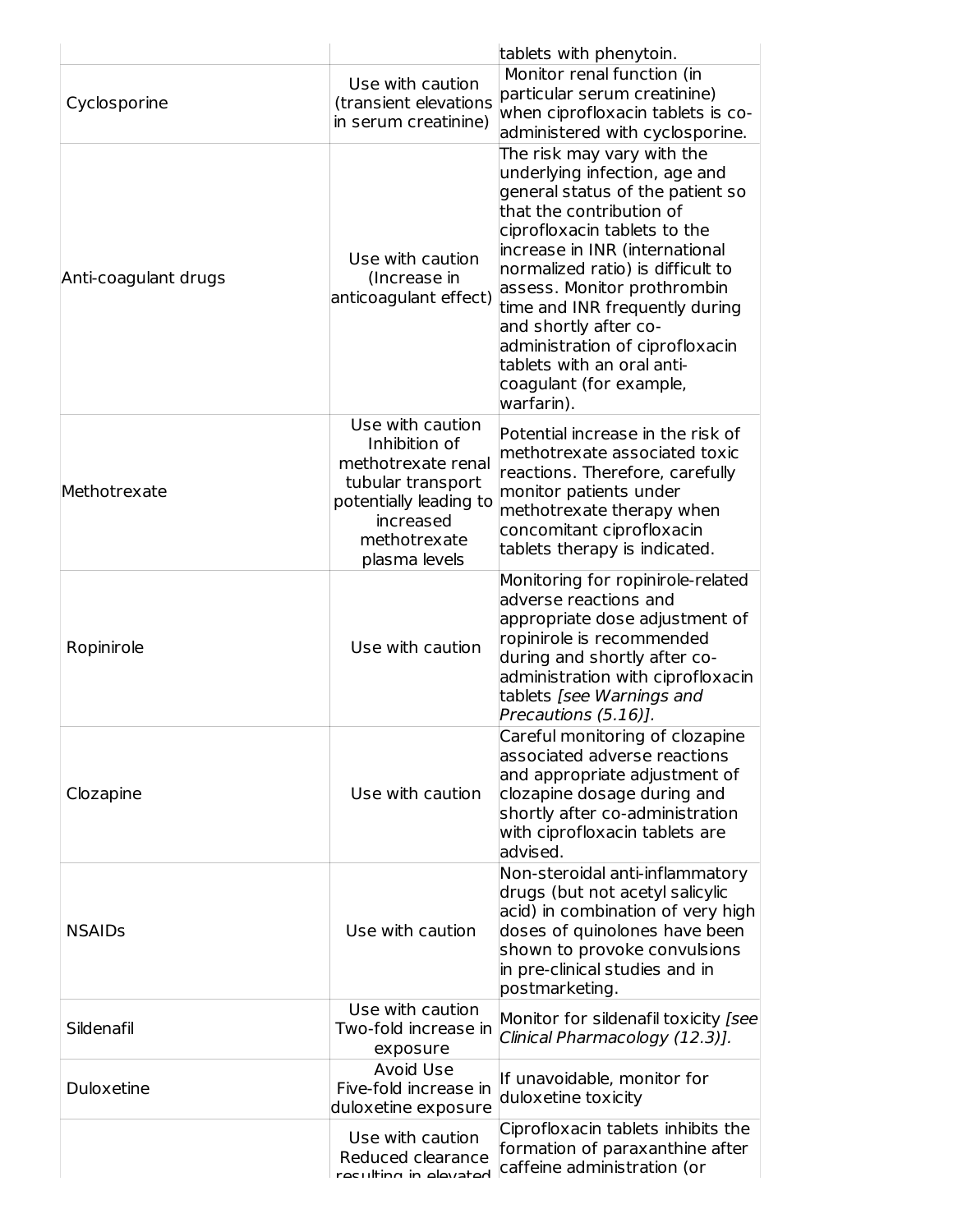| | | |
|---|---|---|
| | | tablets with phenytoin. |
| Cyclosporine | Use with caution (transient elevations in serum creatinine) | Monitor renal function (in particular serum creatinine) when ciprofloxacin tablets is co-administered with cyclosporine. |
| Anti-coagulant drugs | Use with caution (Increase in anticoagulant effect) | The risk may vary with the underlying infection, age and general status of the patient so that the contribution of ciprofloxacin tablets to the increase in INR (international normalized ratio) is difficult to assess. Monitor prothrombin time and INR frequently during and shortly after co-administration of ciprofloxacin tablets with an oral anti-coagulant (for example, warfarin). |
| Methotrexate | Use with caution Inhibition of methotrexate renal tubular transport potentially leading to increased methotrexate plasma levels | Potential increase in the risk of methotrexate associated toxic reactions. Therefore, carefully monitor patients under methotrexate therapy when concomitant ciprofloxacin tablets therapy is indicated. |
| Ropinirole | Use with caution | Monitoring for ropinirole-related adverse reactions and appropriate dose adjustment of ropinirole is recommended during and shortly after co-administration with ciprofloxacin tablets *[see Warnings and Precautions (5.16)].* |
| Clozapine | Use with caution | Careful monitoring of clozapine associated adverse reactions and appropriate adjustment of clozapine dosage during and shortly after co-administration with ciprofloxacin tablets are advised. |
| NSAIDs | Use with caution | Non-steroidal anti-inflammatory drugs (but not acetyl salicylic acid) in combination of very high doses of quinolones have been shown to provoke convulsions in pre-clinical studies and in postmarketing. |
| Sildenafil | Use with caution Two-fold increase in exposure | Monitor for sildenafil toxicity *[see Clinical Pharmacology (12.3)].* |
| Duloxetine | Avoid Use Five-fold increase in duloxetine exposure | If unavoidable, monitor for duloxetine toxicity |
| | Use with caution Reduced clearance resulting in elevated | Ciprofloxacin tablets inhibits the formation of paraxanthine after caffeine administration (or |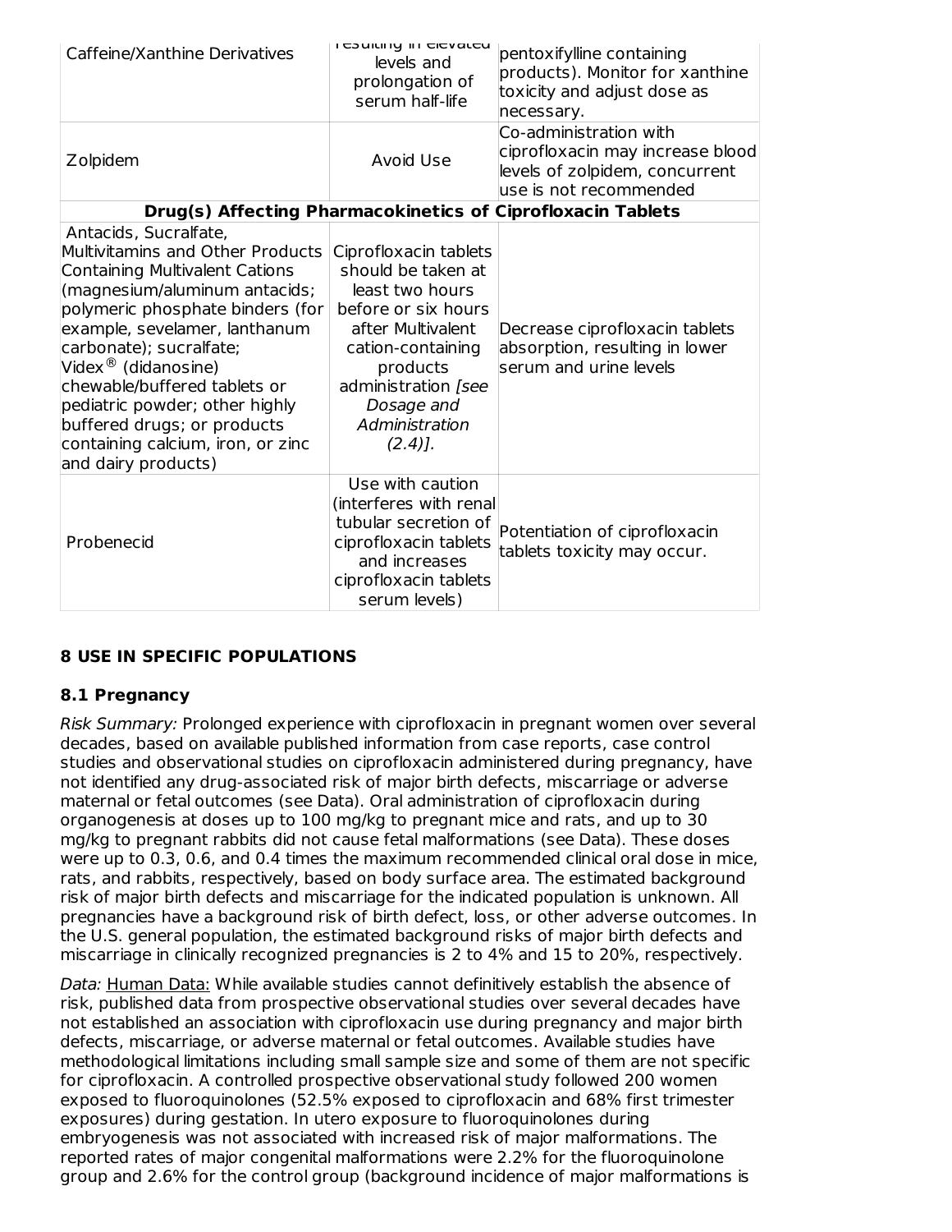| | | |
|---|---|---|
| Caffeine/Xanthine Derivatives | resulting in elevated levels and prolongation of serum half-life | pentoxifylline containing products). Monitor for xanthine toxicity and adjust dose as necessary. |
| Zolpidem | Avoid Use | Co-administration with ciprofloxacin may increase blood levels of zolpidem, concurrent use is not recommended |
| **Drug(s) Affecting Pharmacokinetics of Ciprofloxacin Tablets** | | |
| Antacids, Sucralfate, Multivitamins and Other Products Containing Multivalent Cations (magnesium/aluminum antacids; polymeric phosphate binders (for example, sevelamer, lanthanum carbonate); sucralfate; Videx® (didanosine) chewable/buffered tablets or pediatric powder; other highly buffered drugs; or products containing calcium, iron, or zinc and dairy products) | Ciprofloxacin tablets should be taken at least two hours before or six hours after Multivalent cation-containing products administration *[see Dosage and Administration (2.4)].* | Decrease ciprofloxacin tablets absorption, resulting in lower serum and urine levels |
| Probenecid | Use with caution (interferes with renal tubular secretion of ciprofloxacin tablets and increases ciprofloxacin tablets serum levels) | Potentiation of ciprofloxacin tablets toxicity may occur. |

## 8 USE IN SPECIFIC POPULATIONS

### 8.1 Pregnancy

*Risk Summary:* Prolonged experience with ciprofloxacin in pregnant women over several decades, based on available published information from case reports, case control studies and observational studies on ciprofloxacin administered during pregnancy, have not identified any drug-associated risk of major birth defects, miscarriage or adverse maternal or fetal outcomes (see Data). Oral administration of ciprofloxacin during organogenesis at doses up to 100 mg/kg to pregnant mice and rats, and up to 30 mg/kg to pregnant rabbits did not cause fetal malformations (see Data). These doses were up to 0.3, 0.6, and 0.4 times the maximum recommended clinical oral dose in mice, rats, and rabbits, respectively, based on body surface area. The estimated background risk of major birth defects and miscarriage for the indicated population is unknown. All pregnancies have a background risk of birth defect, loss, or other adverse outcomes. In the U.S. general population, the estimated background risks of major birth defects and miscarriage in clinically recognized pregnancies is 2 to 4% and 15 to 20%, respectively.

*Data:* Human Data: While available studies cannot definitively establish the absence of risk, published data from prospective observational studies over several decades have not established an association with ciprofloxacin use during pregnancy and major birth defects, miscarriage, or adverse maternal or fetal outcomes. Available studies have methodological limitations including small sample size and some of them are not specific for ciprofloxacin. A controlled prospective observational study followed 200 women exposed to fluoroquinolones (52.5% exposed to ciprofloxacin and 68% first trimester exposures) during gestation. In utero exposure to fluoroquinolones during embryogenesis was not associated with increased risk of major malformations. The reported rates of major congenital malformations were 2.2% for the fluoroquinolone group and 2.6% for the control group (background incidence of major malformations is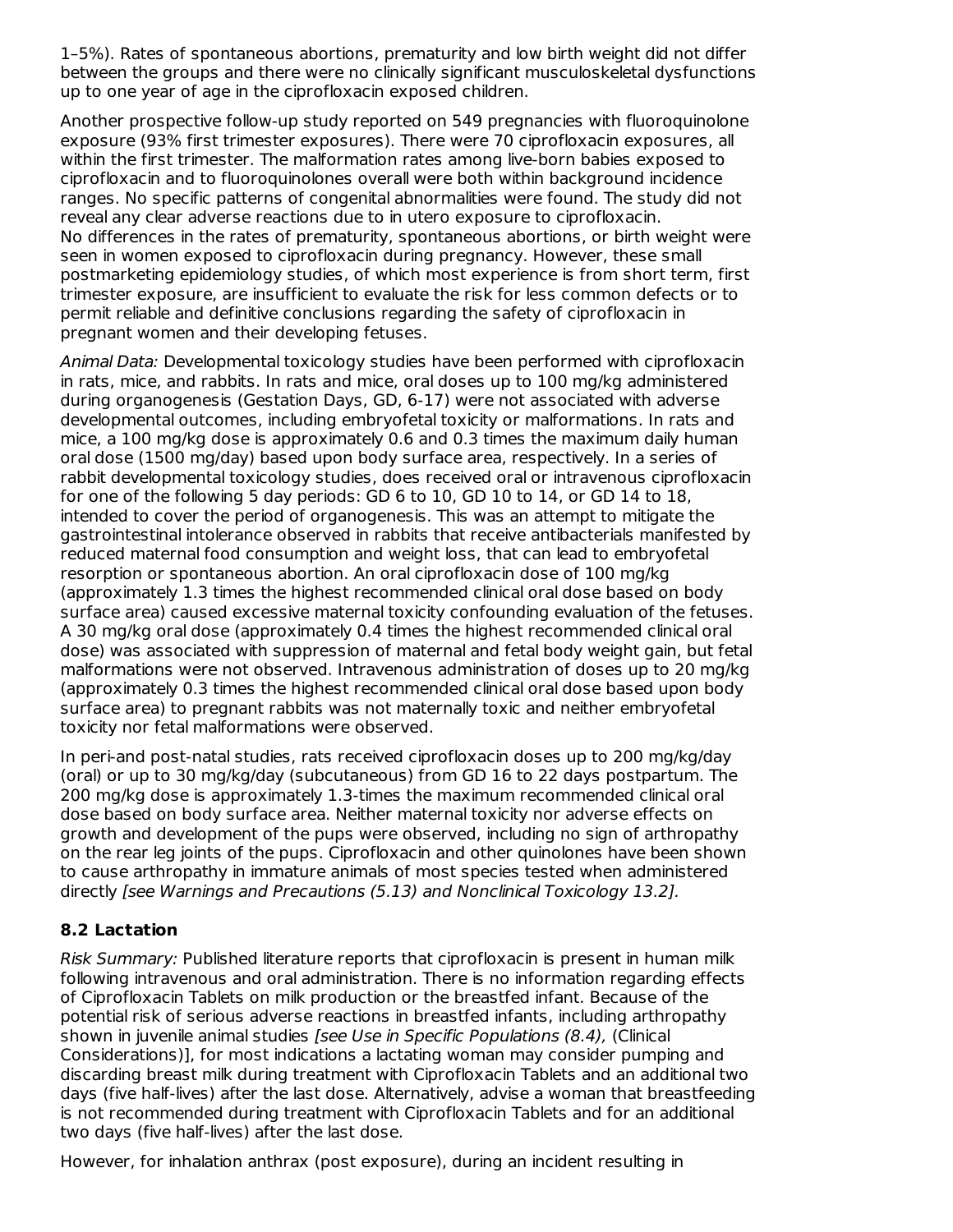1–5%). Rates of spontaneous abortions, prematurity and low birth weight did not differ between the groups and there were no clinically significant musculoskeletal dysfunctions up to one year of age in the ciprofloxacin exposed children.

Another prospective follow-up study reported on 549 pregnancies with fluoroquinolone exposure (93% first trimester exposures). There were 70 ciprofloxacin exposures, all within the first trimester. The malformation rates among live-born babies exposed to ciprofloxacin and to fluoroquinolones overall were both within background incidence ranges. No specific patterns of congenital abnormalities were found. The study did not reveal any clear adverse reactions due to in utero exposure to ciprofloxacin. No differences in the rates of prematurity, spontaneous abortions, or birth weight were seen in women exposed to ciprofloxacin during pregnancy. However, these small postmarketing epidemiology studies, of which most experience is from short term, first trimester exposure, are insufficient to evaluate the risk for less common defects or to permit reliable and definitive conclusions regarding the safety of ciprofloxacin in pregnant women and their developing fetuses.

*Animal Data:* Developmental toxicology studies have been performed with ciprofloxacin in rats, mice, and rabbits. In rats and mice, oral doses up to 100 mg/kg administered during organogenesis (Gestation Days, GD, 6-17) were not associated with adverse developmental outcomes, including embryofetal toxicity or malformations. In rats and mice, a 100 mg/kg dose is approximately 0.6 and 0.3 times the maximum daily human oral dose (1500 mg/day) based upon body surface area, respectively. In a series of rabbit developmental toxicology studies, does received oral or intravenous ciprofloxacin for one of the following 5 day periods: GD 6 to 10, GD 10 to 14, or GD 14 to 18, intended to cover the period of organogenesis. This was an attempt to mitigate the gastrointestinal intolerance observed in rabbits that receive antibacterials manifested by reduced maternal food consumption and weight loss, that can lead to embryofetal resorption or spontaneous abortion. An oral ciprofloxacin dose of 100 mg/kg (approximately 1.3 times the highest recommended clinical oral dose based on body surface area) caused excessive maternal toxicity confounding evaluation of the fetuses. A 30 mg/kg oral dose (approximately 0.4 times the highest recommended clinical oral dose) was associated with suppression of maternal and fetal body weight gain, but fetal malformations were not observed. Intravenous administration of doses up to 20 mg/kg (approximately 0.3 times the highest recommended clinical oral dose based upon body surface area) to pregnant rabbits was not maternally toxic and neither embryofetal toxicity nor fetal malformations were observed.

In peri-and post-natal studies, rats received ciprofloxacin doses up to 200 mg/kg/day (oral) or up to 30 mg/kg/day (subcutaneous) from GD 16 to 22 days postpartum. The 200 mg/kg dose is approximately 1.3-times the maximum recommended clinical oral dose based on body surface area. Neither maternal toxicity nor adverse effects on growth and development of the pups were observed, including no sign of arthropathy on the rear leg joints of the pups. Ciprofloxacin and other quinolones have been shown to cause arthropathy in immature animals of most species tested when administered directly *[see Warnings and Precautions (5.13) and Nonclinical Toxicology 13.2].*

### 8.2 Lactation

*Risk Summary:* Published literature reports that ciprofloxacin is present in human milk following intravenous and oral administration. There is no information regarding effects of Ciprofloxacin Tablets on milk production or the breastfed infant. Because of the potential risk of serious adverse reactions in breastfed infants, including arthropathy shown in juvenile animal studies *[see Use in Specific Populations (8.4),* (Clinical Considerations)], for most indications a lactating woman may consider pumping and discarding breast milk during treatment with Ciprofloxacin Tablets and an additional two days (five half-lives) after the last dose. Alternatively, advise a woman that breastfeeding is not recommended during treatment with Ciprofloxacin Tablets and for an additional two days (five half-lives) after the last dose.

However, for inhalation anthrax (post exposure), during an incident resulting in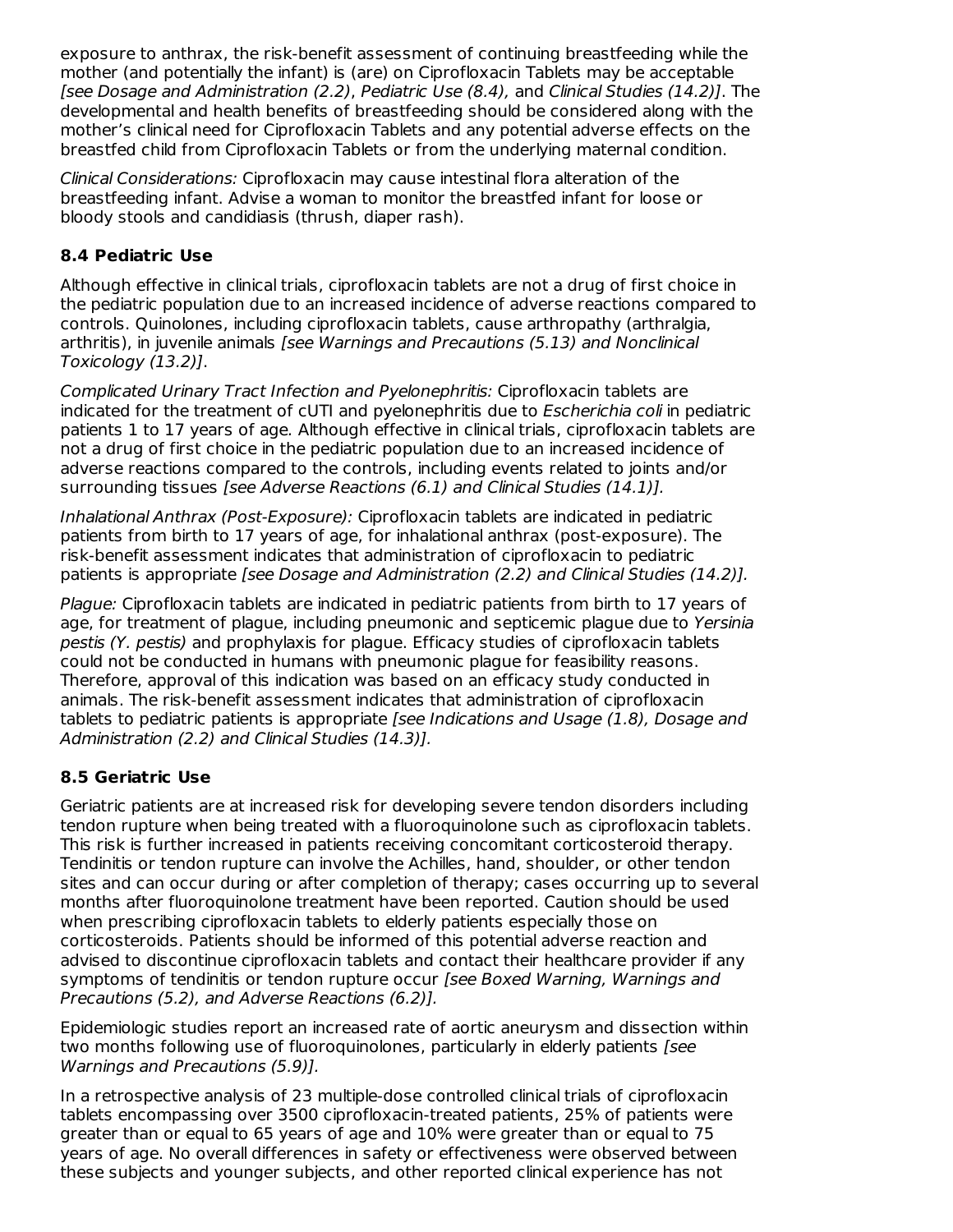exposure to anthrax, the risk-benefit assessment of continuing breastfeeding while the mother (and potentially the infant) is (are) on Ciprofloxacin Tablets may be acceptable *[see Dosage and Administration (2.2)*, *Pediatric Use (8.4),* and *Clinical Studies (14.2)]*. The developmental and health benefits of breastfeeding should be considered along with the mother's clinical need for Ciprofloxacin Tablets and any potential adverse effects on the breastfed child from Ciprofloxacin Tablets or from the underlying maternal condition.

*Clinical Considerations:* Ciprofloxacin may cause intestinal flora alteration of the breastfeeding infant. Advise a woman to monitor the breastfed infant for loose or bloody stools and candidiasis (thrush, diaper rash).

### 8.4 Pediatric Use

Although effective in clinical trials, ciprofloxacin tablets are not a drug of first choice in the pediatric population due to an increased incidence of adverse reactions compared to controls. Quinolones, including ciprofloxacin tablets, cause arthropathy (arthralgia, arthritis), in juvenile animals *[see Warnings and Precautions (5.13) and Nonclinical Toxicology (13.2)]*.

*Complicated Urinary Tract Infection and Pyelonephritis:* Ciprofloxacin tablets are indicated for the treatment of cUTI and pyelonephritis due to *Escherichia coli* in pediatric patients 1 to 17 years of age. Although effective in clinical trials, ciprofloxacin tablets are not a drug of first choice in the pediatric population due to an increased incidence of adverse reactions compared to the controls, including events related to joints and/or surrounding tissues *[see Adverse Reactions (6.1) and Clinical Studies (14.1)]*.

*Inhalational Anthrax (Post-Exposure):* Ciprofloxacin tablets are indicated in pediatric patients from birth to 17 years of age, for inhalational anthrax (post-exposure). The risk-benefit assessment indicates that administration of ciprofloxacin to pediatric patients is appropriate *[see Dosage and Administration (2.2) and Clinical Studies (14.2)]*.

*Plague:* Ciprofloxacin tablets are indicated in pediatric patients from birth to 17 years of age, for treatment of plague, including pneumonic and septicemic plague due to *Yersinia pestis (Y. pestis)* and prophylaxis for plague. Efficacy studies of ciprofloxacin tablets could not be conducted in humans with pneumonic plague for feasibility reasons. Therefore, approval of this indication was based on an efficacy study conducted in animals. The risk-benefit assessment indicates that administration of ciprofloxacin tablets to pediatric patients is appropriate *[see Indications and Usage (1.8), Dosage and Administration (2.2) and Clinical Studies (14.3)].*

### 8.5 Geriatric Use

Geriatric patients are at increased risk for developing severe tendon disorders including tendon rupture when being treated with a fluoroquinolone such as ciprofloxacin tablets. This risk is further increased in patients receiving concomitant corticosteroid therapy. Tendinitis or tendon rupture can involve the Achilles, hand, shoulder, or other tendon sites and can occur during or after completion of therapy; cases occurring up to several months after fluoroquinolone treatment have been reported. Caution should be used when prescribing ciprofloxacin tablets to elderly patients especially those on corticosteroids. Patients should be informed of this potential adverse reaction and advised to discontinue ciprofloxacin tablets and contact their healthcare provider if any symptoms of tendinitis or tendon rupture occur *[see Boxed Warning, Warnings and Precautions (5.2), and Adverse Reactions (6.2)]*.

Epidemiologic studies report an increased rate of aortic aneurysm and dissection within two months following use of fluoroquinolones, particularly in elderly patients *[see Warnings and Precautions (5.9)]*.

In a retrospective analysis of 23 multiple-dose controlled clinical trials of ciprofloxacin tablets encompassing over 3500 ciprofloxacin-treated patients, 25% of patients were greater than or equal to 65 years of age and 10% were greater than or equal to 75 years of age. No overall differences in safety or effectiveness were observed between these subjects and younger subjects, and other reported clinical experience has not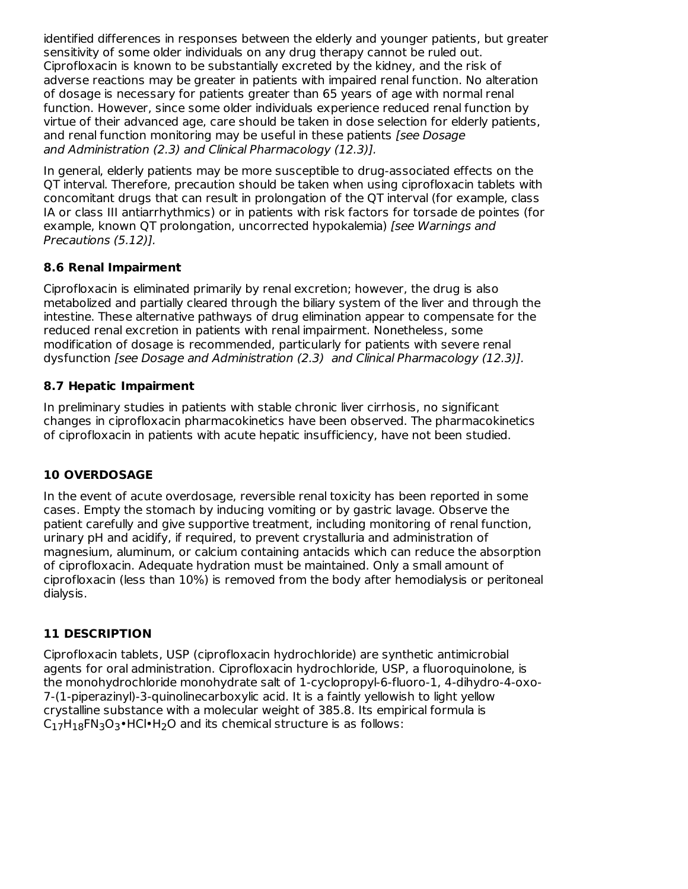identified differences in responses between the elderly and younger patients, but greater sensitivity of some older individuals on any drug therapy cannot be ruled out. Ciprofloxacin is known to be substantially excreted by the kidney, and the risk of adverse reactions may be greater in patients with impaired renal function. No alteration of dosage is necessary for patients greater than 65 years of age with normal renal function. However, since some older individuals experience reduced renal function by virtue of their advanced age, care should be taken in dose selection for elderly patients, and renal function monitoring may be useful in these patients *[see Dosage and Administration (2.3) and Clinical Pharmacology (12.3)].*

In general, elderly patients may be more susceptible to drug-associated effects on the QT interval. Therefore, precaution should be taken when using ciprofloxacin tablets with concomitant drugs that can result in prolongation of the QT interval (for example, class IA or class III antiarrhythmics) or in patients with risk factors for torsade de pointes (for example, known QT prolongation, uncorrected hypokalemia) *[see Warnings and Precautions (5.12)].*

### 8.6 Renal Impairment

Ciprofloxacin is eliminated primarily by renal excretion; however, the drug is also metabolized and partially cleared through the biliary system of the liver and through the intestine. These alternative pathways of drug elimination appear to compensate for the reduced renal excretion in patients with renal impairment. Nonetheless, some modification of dosage is recommended, particularly for patients with severe renal dysfunction *[see Dosage and Administration (2.3) and Clinical Pharmacology (12.3)].*

### 8.7 Hepatic Impairment

In preliminary studies in patients with stable chronic liver cirrhosis, no significant changes in ciprofloxacin pharmacokinetics have been observed. The pharmacokinetics of ciprofloxacin in patients with acute hepatic insufficiency, have not been studied.

## 10 OVERDOSAGE

In the event of acute overdosage, reversible renal toxicity has been reported in some cases. Empty the stomach by inducing vomiting or by gastric lavage. Observe the patient carefully and give supportive treatment, including monitoring of renal function, urinary pH and acidify, if required, to prevent crystalluria and administration of magnesium, aluminum, or calcium containing antacids which can reduce the absorption of ciprofloxacin. Adequate hydration must be maintained. Only a small amount of ciprofloxacin (less than 10%) is removed from the body after hemodialysis or peritoneal dialysis.

## 11 DESCRIPTION

Ciprofloxacin tablets, USP (ciprofloxacin hydrochloride) are synthetic antimicrobial agents for oral administration. Ciprofloxacin hydrochloride, USP, a fluoroquinolone, is the monohydrochloride monohydrate salt of 1-cyclopropyl-6-fluoro-1, 4-dihydro-4-oxo-7-(1-piperazinyl)-3-quinolinecarboxylic acid. It is a faintly yellowish to light yellow crystalline substance with a molecular weight of 385.8. Its empirical formula is $C_{17}H_{18}FN_3O_3 \cdot HCl \cdot H_2O$ and its chemical structure is as follows: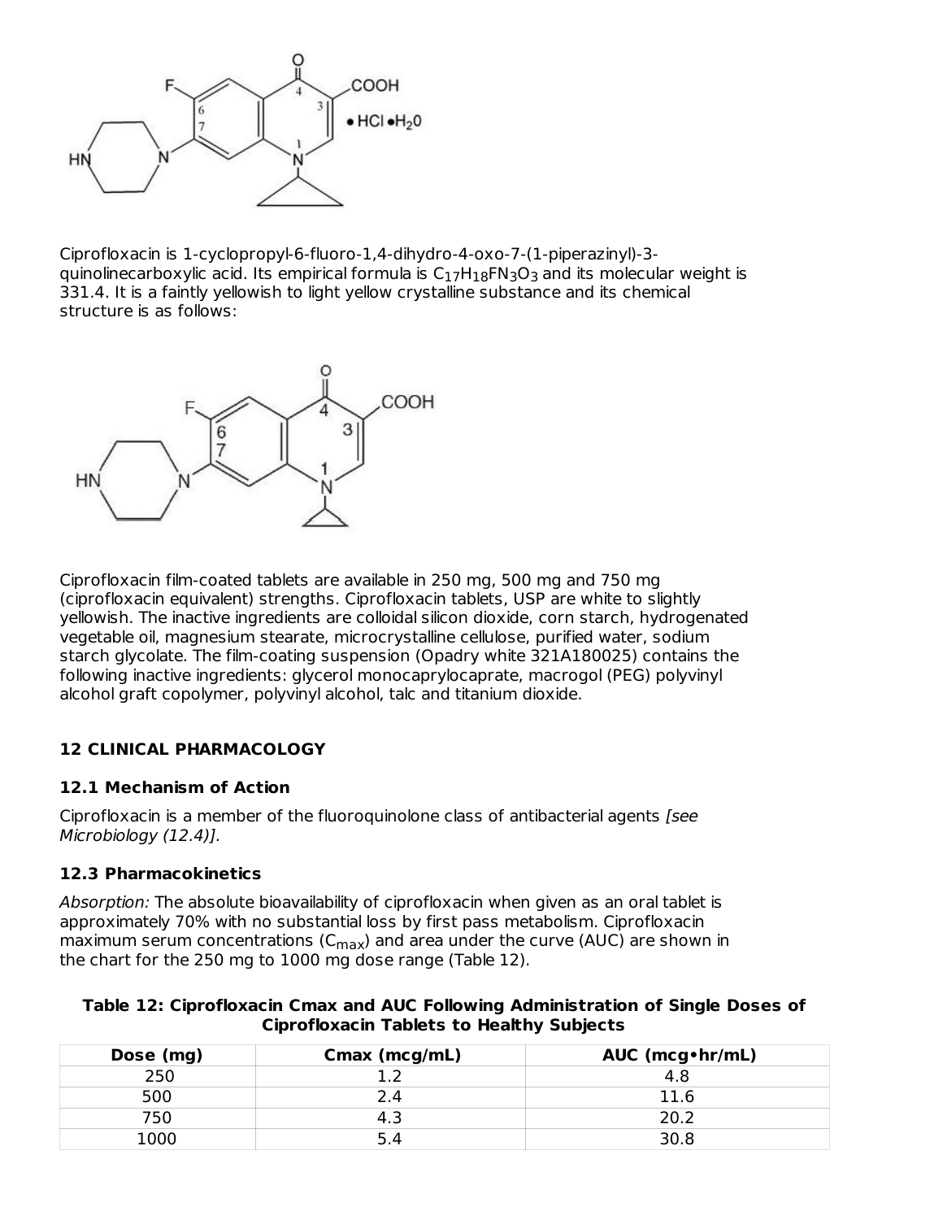Ciprofloxacin is 1-cyclopropyl-6-fluoro-1,4-dihydro-4-oxo-7-(1-piperazinyl)-3-quinolinecarboxylic acid. Its empirical formula is $C_{17}H_{18}FN_3O_3$ and its molecular weight is 331.4. It is a faintly yellowish to light yellow crystalline substance and its chemical structure is as follows:

Ciprofloxacin film-coated tablets are available in 250 mg, 500 mg and 750 mg (ciprofloxacin equivalent) strengths. Ciprofloxacin tablets, USP are white to slightly yellowish. The inactive ingredients are colloidal silicon dioxide, corn starch, hydrogenated vegetable oil, magnesium stearate, microcrystalline cellulose, purified water, sodium starch glycolate. The film-coating suspension (Opadry white 321A180025) contains the following inactive ingredients: glycerol monocaprylocaprate, macrogol (PEG) polyvinyl alcohol graft copolymer, polyvinyl alcohol, talc and titanium dioxide.

## 12 CLINICAL PHARMACOLOGY

### 12.1 Mechanism of Action

Ciprofloxacin is a member of the fluoroquinolone class of antibacterial agents *[see Microbiology (12.4)].*

### 12.3 Pharmacokinetics

*Absorption:* The absolute bioavailability of ciprofloxacin when given as an oral tablet is approximately 70% with no substantial loss by first pass metabolism. Ciprofloxacin maximum serum concentrations ($C_{max}$) and area under the curve (AUC) are shown in the chart for the 250 mg to 1000 mg dose range (Table 12).

**Table 12: Ciprofloxacin Cmax and AUC Following Administration of Single Doses of Ciprofloxacin Tablets to Healthy Subjects**

| Dose (mg) | Cmax (mcg/mL) | AUC (mcg•hr/mL) |
|---|---|---|
| 250 | 1.2 | 4.8 |
| 500 | 2.4 | 11.6 |
| 750 | 4.3 | 20.2 |
| 1000 | 5.4 | 30.8 |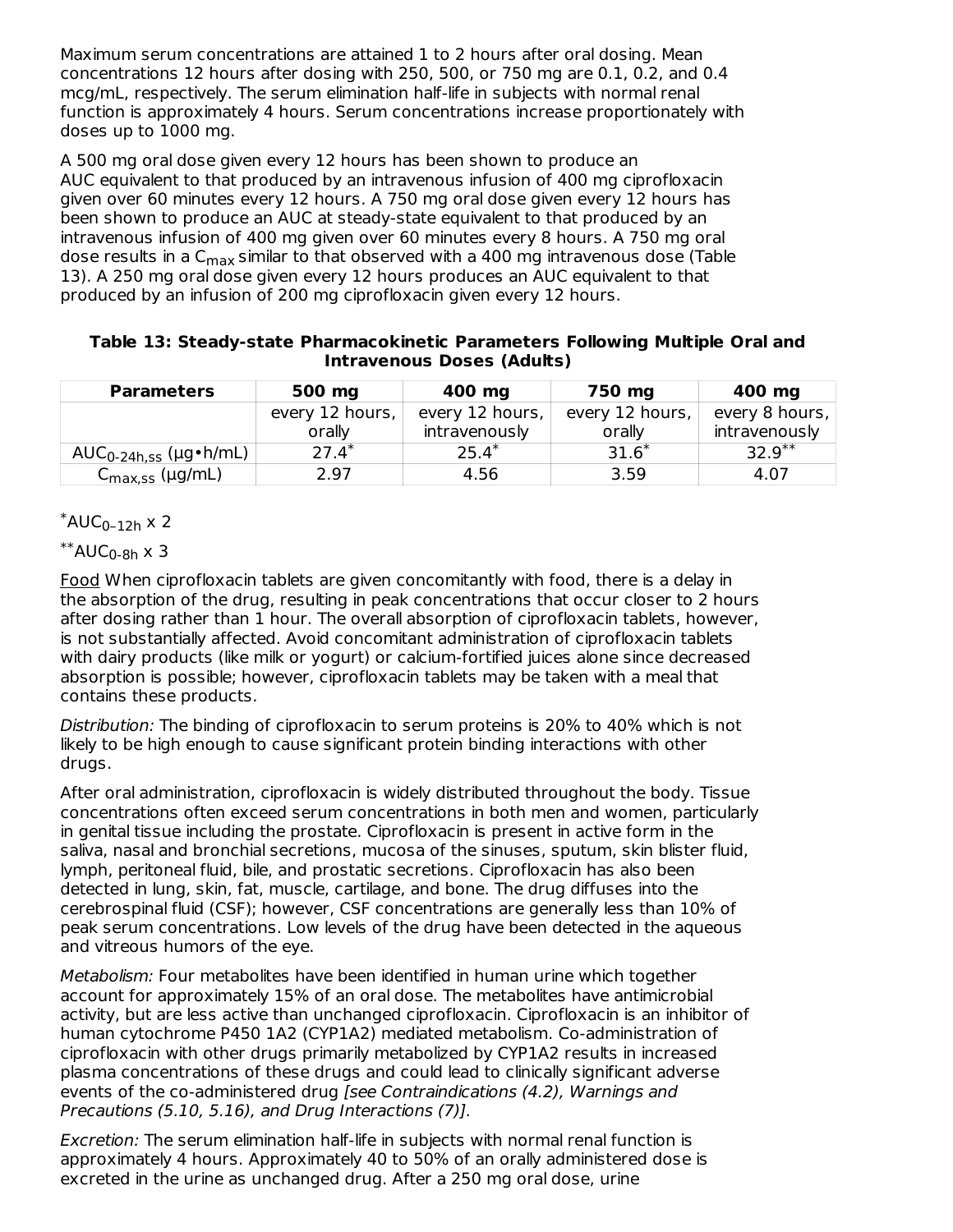Maximum serum concentrations are attained 1 to 2 hours after oral dosing. Mean concentrations 12 hours after dosing with 250, 500, or 750 mg are 0.1, 0.2, and 0.4 mcg/mL, respectively. The serum elimination half-life in subjects with normal renal function is approximately 4 hours. Serum concentrations increase proportionately with doses up to 1000 mg.

A 500 mg oral dose given every 12 hours has been shown to produce an AUC equivalent to that produced by an intravenous infusion of 400 mg ciprofloxacin given over 60 minutes every 12 hours. A 750 mg oral dose given every 12 hours has been shown to produce an AUC at steady-state equivalent to that produced by an intravenous infusion of 400 mg given over 60 minutes every 8 hours. A 750 mg oral dose results in a $C_{max}$ similar to that observed with a 400 mg intravenous dose (Table 13). A 250 mg oral dose given every 12 hours produces an AUC equivalent to that produced by an infusion of 200 mg ciprofloxacin given every 12 hours.

**Table 13: Steady-state Pharmacokinetic Parameters Following Multiple Oral and Intravenous Doses (Adults)**

| Parameters | 500 mg | 400 mg | 750 mg | 400 mg |
|---|---|---|---|---|
| | every 12 hours, orally | every 12 hours, intravenously | every 12 hours, orally | every 8 hours, intravenously |
| $AUC_{0\text{-}24h,ss}$ (µg•h/mL) | 27.4* | 25.4* | 31.6* | 32.9** |
| $C_{max,ss}$ (µg/mL) | 2.97 | 4.56 | 3.59 | 4.07 |

*$AUC_{0–12h}$ x 2

**$AUC_{0\text{-}8h}$ x 3

Food When ciprofloxacin tablets are given concomitantly with food, there is a delay in the absorption of the drug, resulting in peak concentrations that occur closer to 2 hours after dosing rather than 1 hour. The overall absorption of ciprofloxacin tablets, however, is not substantially affected. Avoid concomitant administration of ciprofloxacin tablets with dairy products (like milk or yogurt) or calcium-fortified juices alone since decreased absorption is possible; however, ciprofloxacin tablets may be taken with a meal that contains these products.

*Distribution:* The binding of ciprofloxacin to serum proteins is 20% to 40% which is not likely to be high enough to cause significant protein binding interactions with other drugs.

After oral administration, ciprofloxacin is widely distributed throughout the body. Tissue concentrations often exceed serum concentrations in both men and women, particularly in genital tissue including the prostate. Ciprofloxacin is present in active form in the saliva, nasal and bronchial secretions, mucosa of the sinuses, sputum, skin blister fluid, lymph, peritoneal fluid, bile, and prostatic secretions. Ciprofloxacin has also been detected in lung, skin, fat, muscle, cartilage, and bone. The drug diffuses into the cerebrospinal fluid (CSF); however, CSF concentrations are generally less than 10% of peak serum concentrations. Low levels of the drug have been detected in the aqueous and vitreous humors of the eye.

*Metabolism:* Four metabolites have been identified in human urine which together account for approximately 15% of an oral dose. The metabolites have antimicrobial activity, but are less active than unchanged ciprofloxacin. Ciprofloxacin is an inhibitor of human cytochrome P450 1A2 (CYP1A2) mediated metabolism. Co-administration of ciprofloxacin with other drugs primarily metabolized by CYP1A2 results in increased plasma concentrations of these drugs and could lead to clinically significant adverse events of the co-administered drug *[see Contraindications (4.2), Warnings and Precautions (5.10, 5.16), and Drug Interactions (7)].*

*Excretion:* The serum elimination half-life in subjects with normal renal function is approximately 4 hours. Approximately 40 to 50% of an orally administered dose is excreted in the urine as unchanged drug. After a 250 mg oral dose, urine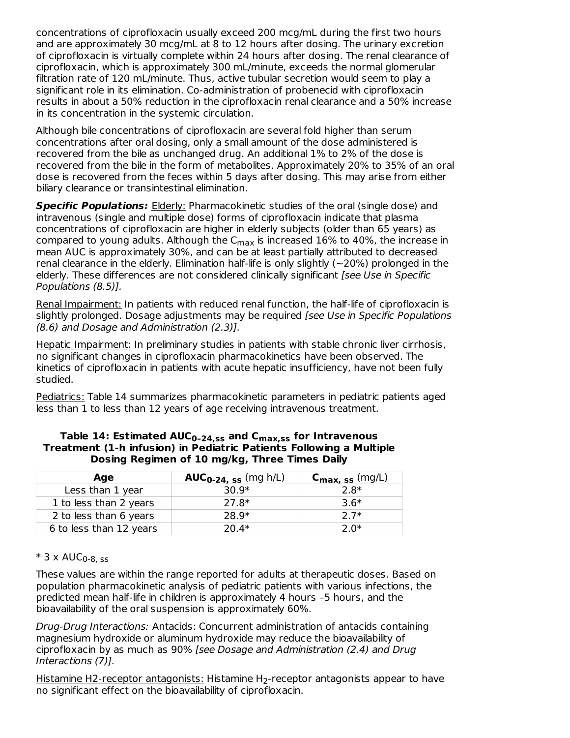concentrations of ciprofloxacin usually exceed 200 mcg/mL during the first two hours and are approximately 30 mcg/mL at 8 to 12 hours after dosing. The urinary excretion of ciprofloxacin is virtually complete within 24 hours after dosing. The renal clearance of ciprofloxacin, which is approximately 300 mL/minute, exceeds the normal glomerular filtration rate of 120 mL/minute. Thus, active tubular secretion would seem to play a significant role in its elimination. Co-administration of probenecid with ciprofloxacin results in about a 50% reduction in the ciprofloxacin renal clearance and a 50% increase in its concentration in the systemic circulation.

Although bile concentrations of ciprofloxacin are several fold higher than serum concentrations after oral dosing, only a small amount of the dose administered is recovered from the bile as unchanged drug. An additional 1% to 2% of the dose is recovered from the bile in the form of metabolites. Approximately 20% to 35% of an oral dose is recovered from the feces within 5 days after dosing. This may arise from either biliary clearance or transintestinal elimination.

***Specific Populations:*** Elderly: Pharmacokinetic studies of the oral (single dose) and intravenous (single and multiple dose) forms of ciprofloxacin indicate that plasma concentrations of ciprofloxacin are higher in elderly subjects (older than 65 years) as compared to young adults. Although the $C_{max}$ is increased 16% to 40%, the increase in mean AUC is approximately 30%, and can be at least partially attributed to decreased renal clearance in the elderly. Elimination half-life is only slightly (~20%) prolonged in the elderly. These differences are not considered clinically significant *[see Use in Specific Populations (8.5)].*

Renal Impairment: In patients with reduced renal function, the half-life of ciprofloxacin is slightly prolonged. Dosage adjustments may be required *[see Use in Specific Populations (8.6) and Dosage and Administration (2.3)].*

Hepatic Impairment: In preliminary studies in patients with stable chronic liver cirrhosis, no significant changes in ciprofloxacin pharmacokinetics have been observed. The kinetics of ciprofloxacin in patients with acute hepatic insufficiency, have not been fully studied.

Pediatrics: Table 14 summarizes pharmacokinetic parameters in pediatric patients aged less than 1 to less than 12 years of age receiving intravenous treatment.

**Table 14: Estimated $AUC_{0-24,ss}$ and $C_{max,ss}$ for Intravenous Treatment (1-h infusion) in Pediatric Patients Following a Multiple Dosing Regimen of 10 mg/kg, Three Times Daily**

| Age | $AUC_{0-24,\ ss}$ (mg h/L) | $C_{max,\ ss}$ (mg/L) |
|---|---|---|
| Less than 1 year | 30.9* | 2.8* |
| 1 to less than 2 years | 27.8* | 3.6* |
| 2 to less than 6 years | 28.9* | 2.7* |
| 6 to less than 12 years | 20.4* | 2.0* |

* 3 x $AUC_{0-8,\ ss}$

These values are within the range reported for adults at therapeutic doses. Based on population pharmacokinetic analysis of pediatric patients with various infections, the predicted mean half-life in children is approximately 4 hours –5 hours, and the bioavailability of the oral suspension is approximately 60%.

*Drug-Drug Interactions:* Antacids: Concurrent administration of antacids containing magnesium hydroxide or aluminum hydroxide may reduce the bioavailability of ciprofloxacin by as much as 90% *[see Dosage and Administration (2.4) and Drug Interactions (7)].*

Histamine H2-receptor antagonists: Histamine $H_2$-receptor antagonists appear to have no significant effect on the bioavailability of ciprofloxacin.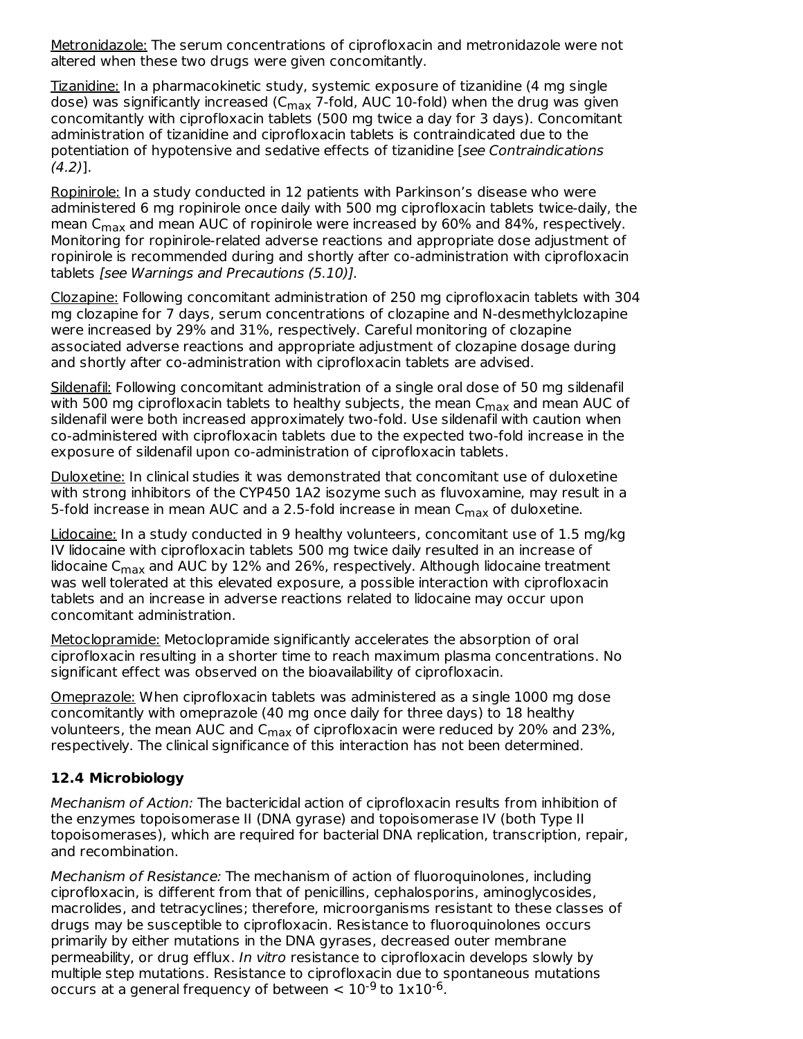Metronidazole: The serum concentrations of ciprofloxacin and metronidazole were not altered when these two drugs were given concomitantly.

Tizanidine: In a pharmacokinetic study, systemic exposure of tizanidine (4 mg single dose) was significantly increased ($C_{max}$ 7-fold, AUC 10-fold) when the drug was given concomitantly with ciprofloxacin tablets (500 mg twice a day for 3 days). Concomitant administration of tizanidine and ciprofloxacin tablets is contraindicated due to the potentiation of hypotensive and sedative effects of tizanidine [*see Contraindications (4.2)*].

Ropinirole: In a study conducted in 12 patients with Parkinson's disease who were administered 6 mg ropinirole once daily with 500 mg ciprofloxacin tablets twice-daily, the mean $C_{max}$ and mean AUC of ropinirole were increased by 60% and 84%, respectively. Monitoring for ropinirole-related adverse reactions and appropriate dose adjustment of ropinirole is recommended during and shortly after co-administration with ciprofloxacin tablets *[see Warnings and Precautions (5.10)]*.

Clozapine: Following concomitant administration of 250 mg ciprofloxacin tablets with 304 mg clozapine for 7 days, serum concentrations of clozapine and N-desmethylclozapine were increased by 29% and 31%, respectively. Careful monitoring of clozapine associated adverse reactions and appropriate adjustment of clozapine dosage during and shortly after co-administration with ciprofloxacin tablets are advised.

Sildenafil: Following concomitant administration of a single oral dose of 50 mg sildenafil with 500 mg ciprofloxacin tablets to healthy subjects, the mean $C_{max}$ and mean AUC of sildenafil were both increased approximately two-fold. Use sildenafil with caution when co-administered with ciprofloxacin tablets due to the expected two-fold increase in the exposure of sildenafil upon co-administration of ciprofloxacin tablets.

Duloxetine: In clinical studies it was demonstrated that concomitant use of duloxetine with strong inhibitors of the CYP450 1A2 isozyme such as fluvoxamine, may result in a 5-fold increase in mean AUC and a 2.5-fold increase in mean $C_{max}$ of duloxetine.

Lidocaine: In a study conducted in 9 healthy volunteers, concomitant use of 1.5 mg/kg IV lidocaine with ciprofloxacin tablets 500 mg twice daily resulted in an increase of lidocaine $C_{max}$ and AUC by 12% and 26%, respectively. Although lidocaine treatment was well tolerated at this elevated exposure, a possible interaction with ciprofloxacin tablets and an increase in adverse reactions related to lidocaine may occur upon concomitant administration.

Metoclopramide: Metoclopramide significantly accelerates the absorption of oral ciprofloxacin resulting in a shorter time to reach maximum plasma concentrations. No significant effect was observed on the bioavailability of ciprofloxacin.

Omeprazole: When ciprofloxacin tablets was administered as a single 1000 mg dose concomitantly with omeprazole (40 mg once daily for three days) to 18 healthy volunteers, the mean AUC and $C_{max}$ of ciprofloxacin were reduced by 20% and 23%, respectively. The clinical significance of this interaction has not been determined.

### 12.4 Microbiology

*Mechanism of Action:* The bactericidal action of ciprofloxacin results from inhibition of the enzymes topoisomerase II (DNA gyrase) and topoisomerase IV (both Type II topoisomerases), which are required for bacterial DNA replication, transcription, repair, and recombination.

*Mechanism of Resistance:* The mechanism of action of fluoroquinolones, including ciprofloxacin, is different from that of penicillins, cephalosporins, aminoglycosides, macrolides, and tetracyclines; therefore, microorganisms resistant to these classes of drugs may be susceptible to ciprofloxacin. Resistance to fluoroquinolones occurs primarily by either mutations in the DNA gyrases, decreased outer membrane permeability, or drug efflux. *In vitro* resistance to ciprofloxacin develops slowly by multiple step mutations. Resistance to ciprofloxacin due to spontaneous mutations occurs at a general frequency of between $< 10^{-9}$ to $1 \times 10^{-6}$.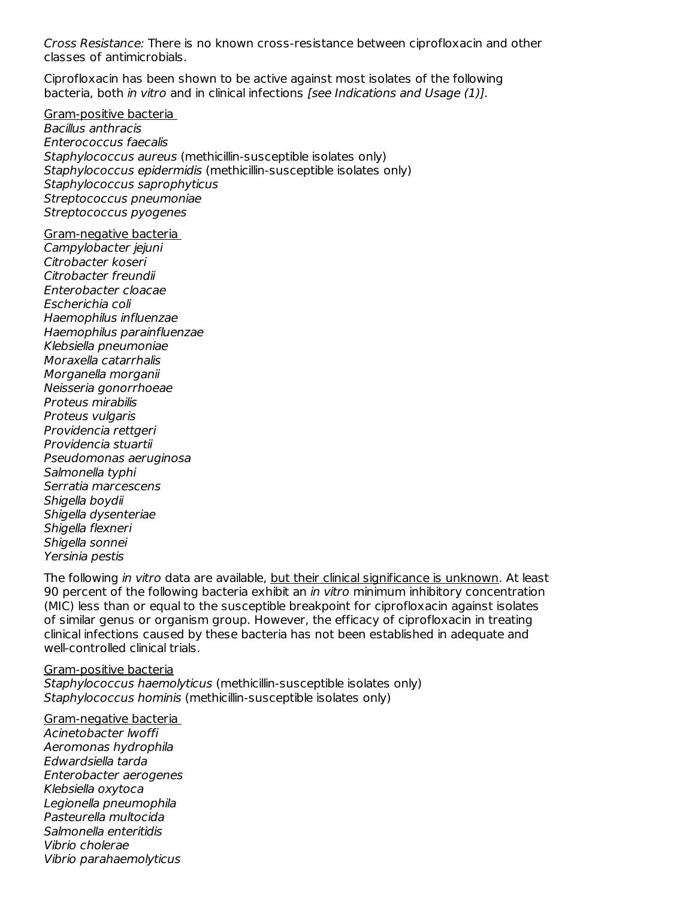*Cross Resistance:* There is no known cross-resistance between ciprofloxacin and other classes of antimicrobials.

Ciprofloxacin has been shown to be active against most isolates of the following bacteria, both *in vitro* and in clinical infections *[see Indications and Usage (1)]*.

<u>Gram-positive bacteria</u>
*Bacillus anthracis*
*Enterococcus faecalis*
*Staphylococcus aureus* (methicillin-susceptible isolates only)
*Staphylococcus epidermidis* (methicillin-susceptible isolates only)
*Staphylococcus saprophyticus*
*Streptococcus pneumoniae*
*Streptococcus pyogenes*

<u>Gram-negative bacteria</u>
*Campylobacter jejuni*
*Citrobacter koseri*
*Citrobacter freundii*
*Enterobacter cloacae*
*Escherichia coli*
*Haemophilus influenzae*
*Haemophilus parainfluenzae*
*Klebsiella pneumoniae*
*Moraxella catarrhalis*
*Morganella morganii*
*Neisseria gonorrhoeae*
*Proteus mirabilis*
*Proteus vulgaris*
*Providencia rettgeri*
*Providencia stuartii*
*Pseudomonas aeruginosa*
*Salmonella typhi*
*Serratia marcescens*
*Shigella boydii*
*Shigella dysenteriae*
*Shigella flexneri*
*Shigella sonnei*
*Yersinia pestis*

The following *in vitro* data are available, <u>but their clinical significance is unknown</u>. At least 90 percent of the following bacteria exhibit an *in vitro* minimum inhibitory concentration (MIC) less than or equal to the susceptible breakpoint for ciprofloxacin against isolates of similar genus or organism group. However, the efficacy of ciprofloxacin in treating clinical infections caused by these bacteria has not been established in adequate and well-controlled clinical trials.

<u>Gram-positive bacteria</u>
*Staphylococcus haemolyticus* (methicillin-susceptible isolates only)
*Staphylococcus hominis* (methicillin-susceptible isolates only)

<u>Gram-negative bacteria</u>
*Acinetobacter lwoffi*
*Aeromonas hydrophila*
*Edwardsiella tarda*
*Enterobacter aerogenes*
*Klebsiella oxytoca*
*Legionella pneumophila*
*Pasteurella multocida*
*Salmonella enteritidis*
*Vibrio cholerae*
*Vibrio parahaemolyticus*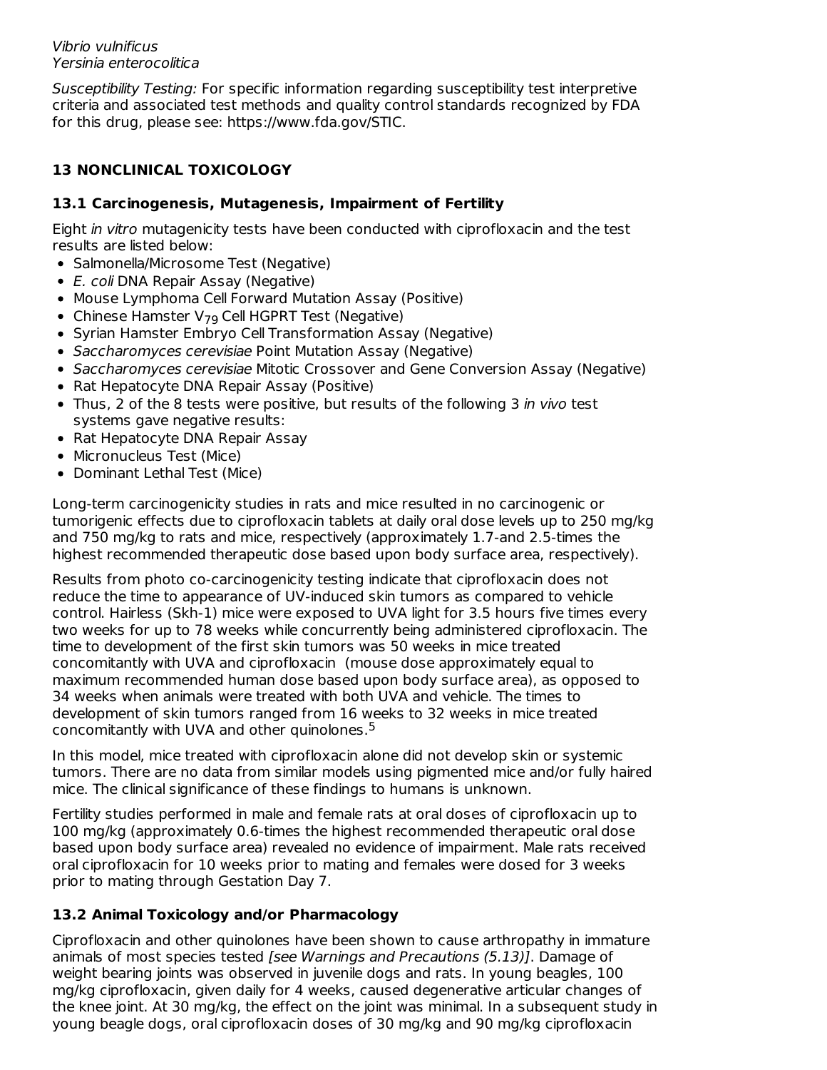*Vibrio vulnificus*
*Yersinia enterocolitica*

*Susceptibility Testing:* For specific information regarding susceptibility test interpretive criteria and associated test methods and quality control standards recognized by FDA for this drug, please see: https://www.fda.gov/STIC.

## 13 NONCLINICAL TOXICOLOGY

### 13.1 Carcinogenesis, Mutagenesis, Impairment of Fertility

Eight *in vitro* mutagenicity tests have been conducted with ciprofloxacin and the test results are listed below:

- Salmonella/Microsome Test (Negative)
- *E. coli* DNA Repair Assay (Negative)
- Mouse Lymphoma Cell Forward Mutation Assay (Positive)
- Chinese Hamster $V_{79}$ Cell HGPRT Test (Negative)
- Syrian Hamster Embryo Cell Transformation Assay (Negative)
- *Saccharomyces cerevisiae* Point Mutation Assay (Negative)
- *Saccharomyces cerevisiae* Mitotic Crossover and Gene Conversion Assay (Negative)
- Rat Hepatocyte DNA Repair Assay (Positive)
- Thus, 2 of the 8 tests were positive, but results of the following 3 *in vivo* test systems gave negative results:
- Rat Hepatocyte DNA Repair Assay
- Micronucleus Test (Mice)
- Dominant Lethal Test (Mice)

Long-term carcinogenicity studies in rats and mice resulted in no carcinogenic or tumorigenic effects due to ciprofloxacin tablets at daily oral dose levels up to 250 mg/kg and 750 mg/kg to rats and mice, respectively (approximately 1.7-and 2.5-times the highest recommended therapeutic dose based upon body surface area, respectively).

Results from photo co-carcinogenicity testing indicate that ciprofloxacin does not reduce the time to appearance of UV-induced skin tumors as compared to vehicle control. Hairless (Skh-1) mice were exposed to UVA light for 3.5 hours five times every two weeks for up to 78 weeks while concurrently being administered ciprofloxacin. The time to development of the first skin tumors was 50 weeks in mice treated concomitantly with UVA and ciprofloxacin (mouse dose approximately equal to maximum recommended human dose based upon body surface area), as opposed to 34 weeks when animals were treated with both UVA and vehicle. The times to development of skin tumors ranged from 16 weeks to 32 weeks in mice treated concomitantly with UVA and other quinolones.[5]

In this model, mice treated with ciprofloxacin alone did not develop skin or systemic tumors. There are no data from similar models using pigmented mice and/or fully haired mice. The clinical significance of these findings to humans is unknown.

Fertility studies performed in male and female rats at oral doses of ciprofloxacin up to 100 mg/kg (approximately 0.6-times the highest recommended therapeutic oral dose based upon body surface area) revealed no evidence of impairment. Male rats received oral ciprofloxacin for 10 weeks prior to mating and females were dosed for 3 weeks prior to mating through Gestation Day 7.

### 13.2 Animal Toxicology and/or Pharmacology

Ciprofloxacin and other quinolones have been shown to cause arthropathy in immature animals of most species tested *[see Warnings and Precautions (5.13)]*. Damage of weight bearing joints was observed in juvenile dogs and rats. In young beagles, 100 mg/kg ciprofloxacin, given daily for 4 weeks, caused degenerative articular changes of the knee joint. At 30 mg/kg, the effect on the joint was minimal. In a subsequent study in young beagle dogs, oral ciprofloxacin doses of 30 mg/kg and 90 mg/kg ciprofloxacin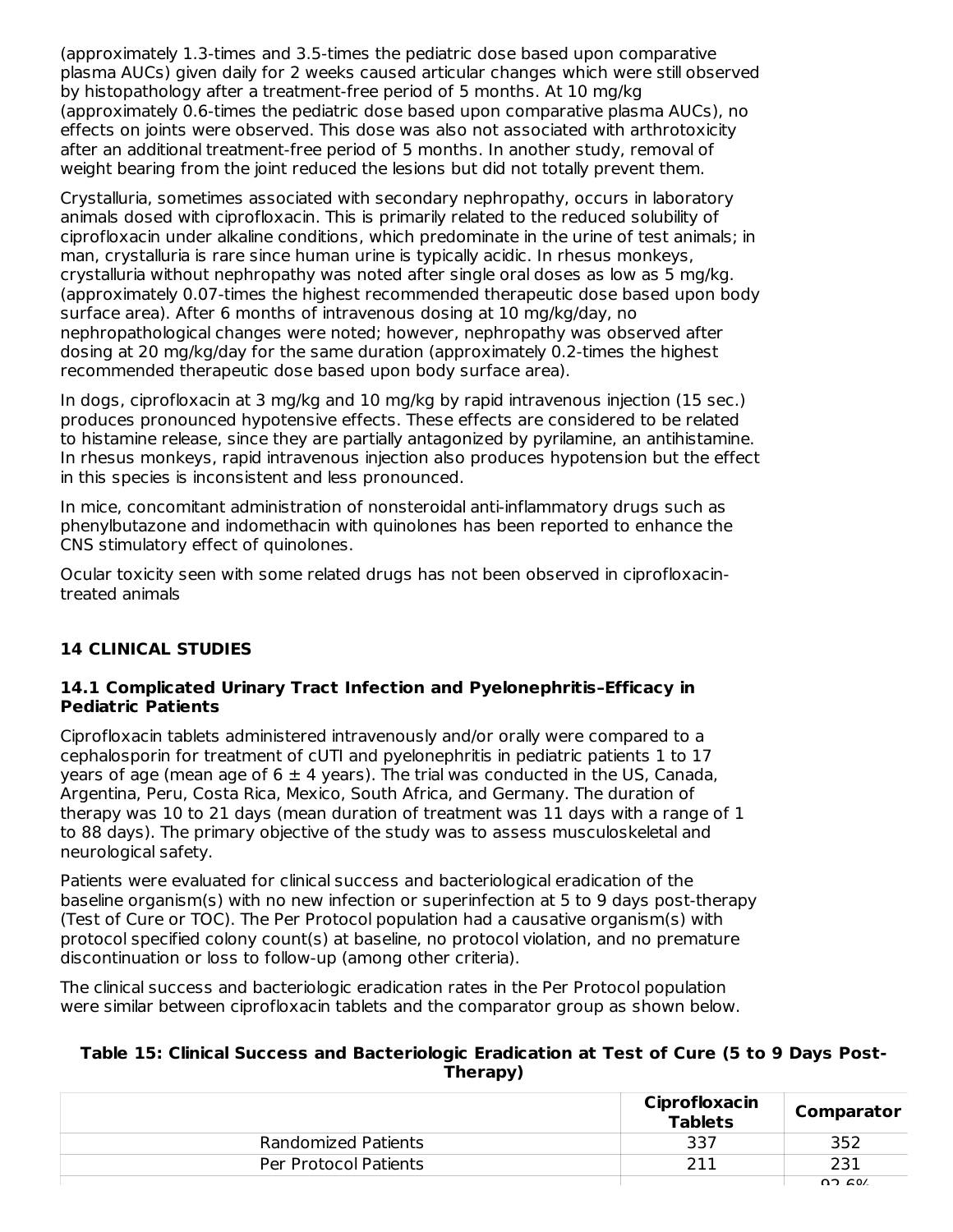(approximately 1.3-times and 3.5-times the pediatric dose based upon comparative plasma AUCs) given daily for 2 weeks caused articular changes which were still observed by histopathology after a treatment-free period of 5 months. At 10 mg/kg (approximately 0.6-times the pediatric dose based upon comparative plasma AUCs), no effects on joints were observed. This dose was also not associated with arthrotoxicity after an additional treatment-free period of 5 months. In another study, removal of weight bearing from the joint reduced the lesions but did not totally prevent them.

Crystalluria, sometimes associated with secondary nephropathy, occurs in laboratory animals dosed with ciprofloxacin. This is primarily related to the reduced solubility of ciprofloxacin under alkaline conditions, which predominate in the urine of test animals; in man, crystalluria is rare since human urine is typically acidic. In rhesus monkeys, crystalluria without nephropathy was noted after single oral doses as low as 5 mg/kg. (approximately 0.07-times the highest recommended therapeutic dose based upon body surface area). After 6 months of intravenous dosing at 10 mg/kg/day, no nephropathological changes were noted; however, nephropathy was observed after dosing at 20 mg/kg/day for the same duration (approximately 0.2-times the highest recommended therapeutic dose based upon body surface area).

In dogs, ciprofloxacin at 3 mg/kg and 10 mg/kg by rapid intravenous injection (15 sec.) produces pronounced hypotensive effects. These effects are considered to be related to histamine release, since they are partially antagonized by pyrilamine, an antihistamine. In rhesus monkeys, rapid intravenous injection also produces hypotension but the effect in this species is inconsistent and less pronounced.

In mice, concomitant administration of nonsteroidal anti-inflammatory drugs such as phenylbutazone and indomethacin with quinolones has been reported to enhance the CNS stimulatory effect of quinolones.

Ocular toxicity seen with some related drugs has not been observed in ciprofloxacin-treated animals

## 14 CLINICAL STUDIES

### 14.1 Complicated Urinary Tract Infection and Pyelonephritis–Efficacy in Pediatric Patients

Ciprofloxacin tablets administered intravenously and/or orally were compared to a cephalosporin for treatment of cUTI and pyelonephritis in pediatric patients 1 to 17 years of age (mean age of 6 ± 4 years). The trial was conducted in the US, Canada, Argentina, Peru, Costa Rica, Mexico, South Africa, and Germany. The duration of therapy was 10 to 21 days (mean duration of treatment was 11 days with a range of 1 to 88 days). The primary objective of the study was to assess musculoskeletal and neurological safety.

Patients were evaluated for clinical success and bacteriological eradication of the baseline organism(s) with no new infection or superinfection at 5 to 9 days post-therapy (Test of Cure or TOC). The Per Protocol population had a causative organism(s) with protocol specified colony count(s) at baseline, no protocol violation, and no premature discontinuation or loss to follow-up (among other criteria).

The clinical success and bacteriologic eradication rates in the Per Protocol population were similar between ciprofloxacin tablets and the comparator group as shown below.

**Table 15: Clinical Success and Bacteriologic Eradication at Test of Cure (5 to 9 Days Post-Therapy)**

| | Ciprofloxacin Tablets | Comparator |
|---|---|---|
| Randomized Patients | 337 | 352 |
| Per Protocol Patients | 211 | 231 |
| | | 92.6% |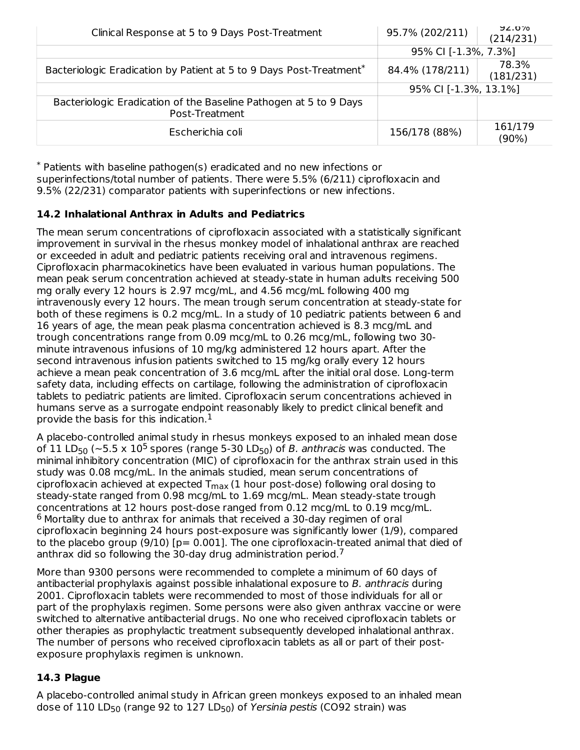| | | |
|---|---|---|
| Clinical Response at 5 to 9 Days Post-Treatment | 95.7% (202/211) | 92.6% (214/231) |
| | 95% CI [-1.3%, 7.3%] | |
| Bacteriologic Eradication by Patient at 5 to 9 Days Post-Treatment* | 84.4% (178/211) | 78.3% (181/231) |
| | 95% CI [-1.3%, 13.1%] | |
| Bacteriologic Eradication of the Baseline Pathogen at 5 to 9 Days Post-Treatment | | |
| Escherichia coli | 156/178 (88%) | 161/179 (90%) |

* Patients with baseline pathogen(s) eradicated and no new infections or superinfections/total number of patients. There were 5.5% (6/211) ciprofloxacin and 9.5% (22/231) comparator patients with superinfections or new infections.

### 14.2 Inhalational Anthrax in Adults and Pediatrics

The mean serum concentrations of ciprofloxacin associated with a statistically significant improvement in survival in the rhesus monkey model of inhalational anthrax are reached or exceeded in adult and pediatric patients receiving oral and intravenous regimens. Ciprofloxacin pharmacokinetics have been evaluated in various human populations. The mean peak serum concentration achieved at steady-state in human adults receiving 500 mg orally every 12 hours is 2.97 mcg/mL, and 4.56 mcg/mL following 400 mg intravenously every 12 hours. The mean trough serum concentration at steady-state for both of these regimens is 0.2 mcg/mL. In a study of 10 pediatric patients between 6 and 16 years of age, the mean peak plasma concentration achieved is 8.3 mcg/mL and trough concentrations range from 0.09 mcg/mL to 0.26 mcg/mL, following two 30-minute intravenous infusions of 10 mg/kg administered 12 hours apart. After the second intravenous infusion patients switched to 15 mg/kg orally every 12 hours achieve a mean peak concentration of 3.6 mcg/mL after the initial oral dose. Long-term safety data, including effects on cartilage, following the administration of ciprofloxacin tablets to pediatric patients are limited. Ciprofloxacin serum concentrations achieved in humans serve as a surrogate endpoint reasonably likely to predict clinical benefit and provide the basis for this indication.[1]

A placebo-controlled animal study in rhesus monkeys exposed to an inhaled mean dose of 11 $LD_{50}$ (~5.5 x $10^5$ spores (range 5-30 $LD_{50}$) of *B. anthracis* was conducted. The minimal inhibitory concentration (MIC) of ciprofloxacin for the anthrax strain used in this study was 0.08 mcg/mL. In the animals studied, mean serum concentrations of ciprofloxacin achieved at expected $T_{max}$ (1 hour post-dose) following oral dosing to steady-state ranged from 0.98 mcg/mL to 1.69 mcg/mL. Mean steady-state trough concentrations at 12 hours post-dose ranged from 0.12 mcg/mL to 0.19 mcg/mL.[6] Mortality due to anthrax for animals that received a 30-day regimen of oral ciprofloxacin beginning 24 hours post-exposure was significantly lower (1/9), compared to the placebo group (9/10) [p= 0.001]. The one ciprofloxacin-treated animal that died of anthrax did so following the 30-day drug administration period.[7]

More than 9300 persons were recommended to complete a minimum of 60 days of antibacterial prophylaxis against possible inhalational exposure to *B. anthracis* during 2001. Ciprofloxacin tablets were recommended to most of those individuals for all or part of the prophylaxis regimen. Some persons were also given anthrax vaccine or were switched to alternative antibacterial drugs. No one who received ciprofloxacin tablets or other therapies as prophylactic treatment subsequently developed inhalational anthrax. The number of persons who received ciprofloxacin tablets as all or part of their post-exposure prophylaxis regimen is unknown.

### 14.3 Plague

A placebo-controlled animal study in African green monkeys exposed to an inhaled mean dose of 110 $LD_{50}$ (range 92 to 127 $LD_{50}$) of *Yersinia pestis* (CO92 strain) was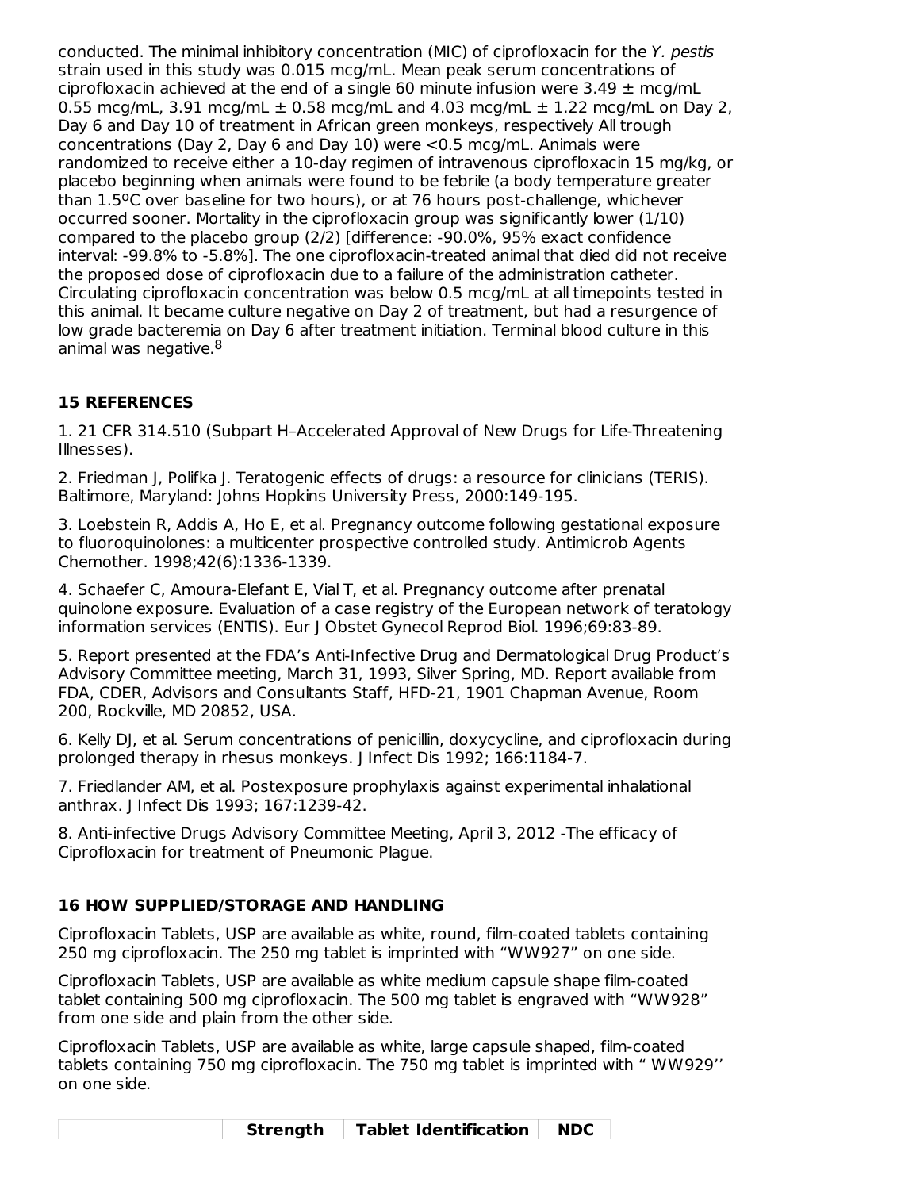conducted. The minimal inhibitory concentration (MIC) of ciprofloxacin for the *Y. pestis* strain used in this study was 0.015 mcg/mL. Mean peak serum concentrations of ciprofloxacin achieved at the end of a single 60 minute infusion were 3.49 ± mcg/mL 0.55 mcg/mL, 3.91 mcg/mL ± 0.58 mcg/mL and 4.03 mcg/mL ± 1.22 mcg/mL on Day 2, Day 6 and Day 10 of treatment in African green monkeys, respectively All trough concentrations (Day 2, Day 6 and Day 10) were <0.5 mcg/mL. Animals were randomized to receive either a 10-day regimen of intravenous ciprofloxacin 15 mg/kg, or placebo beginning when animals were found to be febrile (a body temperature greater than 1.5ºC over baseline for two hours), or at 76 hours post-challenge, whichever occurred sooner. Mortality in the ciprofloxacin group was significantly lower (1/10) compared to the placebo group (2/2) [difference: -90.0%, 95% exact confidence interval: -99.8% to -5.8%]. The one ciprofloxacin-treated animal that died did not receive the proposed dose of ciprofloxacin due to a failure of the administration catheter. Circulating ciprofloxacin concentration was below 0.5 mcg/mL at all timepoints tested in this animal. It became culture negative on Day 2 of treatment, but had a resurgence of low grade bacteremia on Day 6 after treatment initiation. Terminal blood culture in this animal was negative.[8]

## 15 REFERENCES

1. 21 CFR 314.510 (Subpart H–Accelerated Approval of New Drugs for Life-Threatening Illnesses).

2. Friedman J, Polifka J. Teratogenic effects of drugs: a resource for clinicians (TERIS). Baltimore, Maryland: Johns Hopkins University Press, 2000:149-195.

3. Loebstein R, Addis A, Ho E, et al. Pregnancy outcome following gestational exposure to fluoroquinolones: a multicenter prospective controlled study. Antimicrob Agents Chemother. 1998;42(6):1336-1339.

4. Schaefer C, Amoura-Elefant E, Vial T, et al. Pregnancy outcome after prenatal quinolone exposure. Evaluation of a case registry of the European network of teratology information services (ENTIS). Eur J Obstet Gynecol Reprod Biol. 1996;69:83-89.

5. Report presented at the FDA's Anti-Infective Drug and Dermatological Drug Product's Advisory Committee meeting, March 31, 1993, Silver Spring, MD. Report available from FDA, CDER, Advisors and Consultants Staff, HFD-21, 1901 Chapman Avenue, Room 200, Rockville, MD 20852, USA.

6. Kelly DJ, et al. Serum concentrations of penicillin, doxycycline, and ciprofloxacin during prolonged therapy in rhesus monkeys. J Infect Dis 1992; 166:1184-7.

7. Friedlander AM, et al. Postexposure prophylaxis against experimental inhalational anthrax. J Infect Dis 1993; 167:1239-42.

8. Anti-infective Drugs Advisory Committee Meeting, April 3, 2012 -The efficacy of Ciprofloxacin for treatment of Pneumonic Plague.

## 16 HOW SUPPLIED/STORAGE AND HANDLING

Ciprofloxacin Tablets, USP are available as white, round, film-coated tablets containing 250 mg ciprofloxacin. The 250 mg tablet is imprinted with "WW927" on one side.

Ciprofloxacin Tablets, USP are available as white medium capsule shape film-coated tablet containing 500 mg ciprofloxacin. The 500 mg tablet is engraved with "WW928" from one side and plain from the other side.

Ciprofloxacin Tablets, USP are available as white, large capsule shaped, film-coated tablets containing 750 mg ciprofloxacin. The 750 mg tablet is imprinted with " WW929'' on one side.

| | Strength | Tablet Identification | NDC |
|---|---|---|---|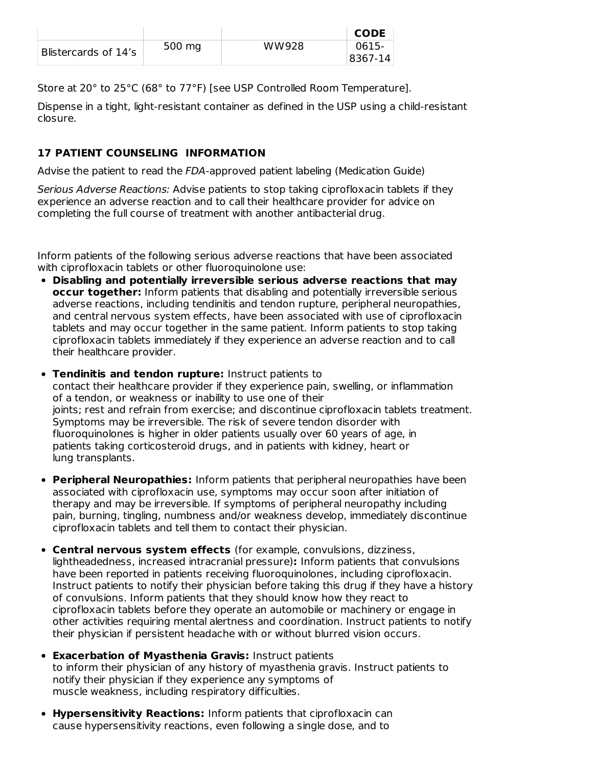| | | | CODE |
|---|---|---|---|
| Blistercards of 14's | 500 mg | WW928 | 0615-8367-14 |

Store at 20° to 25°C (68° to 77°F) [see USP Controlled Room Temperature].

Dispense in a tight, light-resistant container as defined in the USP using a child-resistant closure.

## 17 PATIENT COUNSELING INFORMATION

Advise the patient to read the *FDA*-approved patient labeling (Medication Guide)

*Serious Adverse Reactions:* Advise patients to stop taking ciprofloxacin tablets if they experience an adverse reaction and to call their healthcare provider for advice on completing the full course of treatment with another antibacterial drug.

Inform patients of the following serious adverse reactions that have been associated with ciprofloxacin tablets or other fluoroquinolone use:

- **Disabling and potentially irreversible serious adverse reactions that may occur together:** Inform patients that disabling and potentially irreversible serious adverse reactions, including tendinitis and tendon rupture, peripheral neuropathies, and central nervous system effects, have been associated with use of ciprofloxacin tablets and may occur together in the same patient. Inform patients to stop taking ciprofloxacin tablets immediately if they experience an adverse reaction and to call their healthcare provider.
- **Tendinitis and tendon rupture:** Instruct patients to contact their healthcare provider if they experience pain, swelling, or inflammation of a tendon, or weakness or inability to use one of their joints; rest and refrain from exercise; and discontinue ciprofloxacin tablets treatment. Symptoms may be irreversible. The risk of severe tendon disorder with fluoroquinolones is higher in older patients usually over 60 years of age, in patients taking corticosteroid drugs, and in patients with kidney, heart or lung transplants.
- **Peripheral Neuropathies:** Inform patients that peripheral neuropathies have been associated with ciprofloxacin use, symptoms may occur soon after initiation of therapy and may be irreversible. If symptoms of peripheral neuropathy including pain, burning, tingling, numbness and/or weakness develop, immediately discontinue ciprofloxacin tablets and tell them to contact their physician.
- **Central nervous system effects** (for example, convulsions, dizziness, lightheadedness, increased intracranial pressure)**:** Inform patients that convulsions have been reported in patients receiving fluoroquinolones, including ciprofloxacin. Instruct patients to notify their physician before taking this drug if they have a history of convulsions. Inform patients that they should know how they react to ciprofloxacin tablets before they operate an automobile or machinery or engage in other activities requiring mental alertness and coordination. Instruct patients to notify their physician if persistent headache with or without blurred vision occurs.
- **Exacerbation of Myasthenia Gravis:** Instruct patients to inform their physician of any history of myasthenia gravis. Instruct patients to notify their physician if they experience any symptoms of muscle weakness, including respiratory difficulties.
- **Hypersensitivity Reactions:** Inform patients that ciprofloxacin can cause hypersensitivity reactions, even following a single dose, and to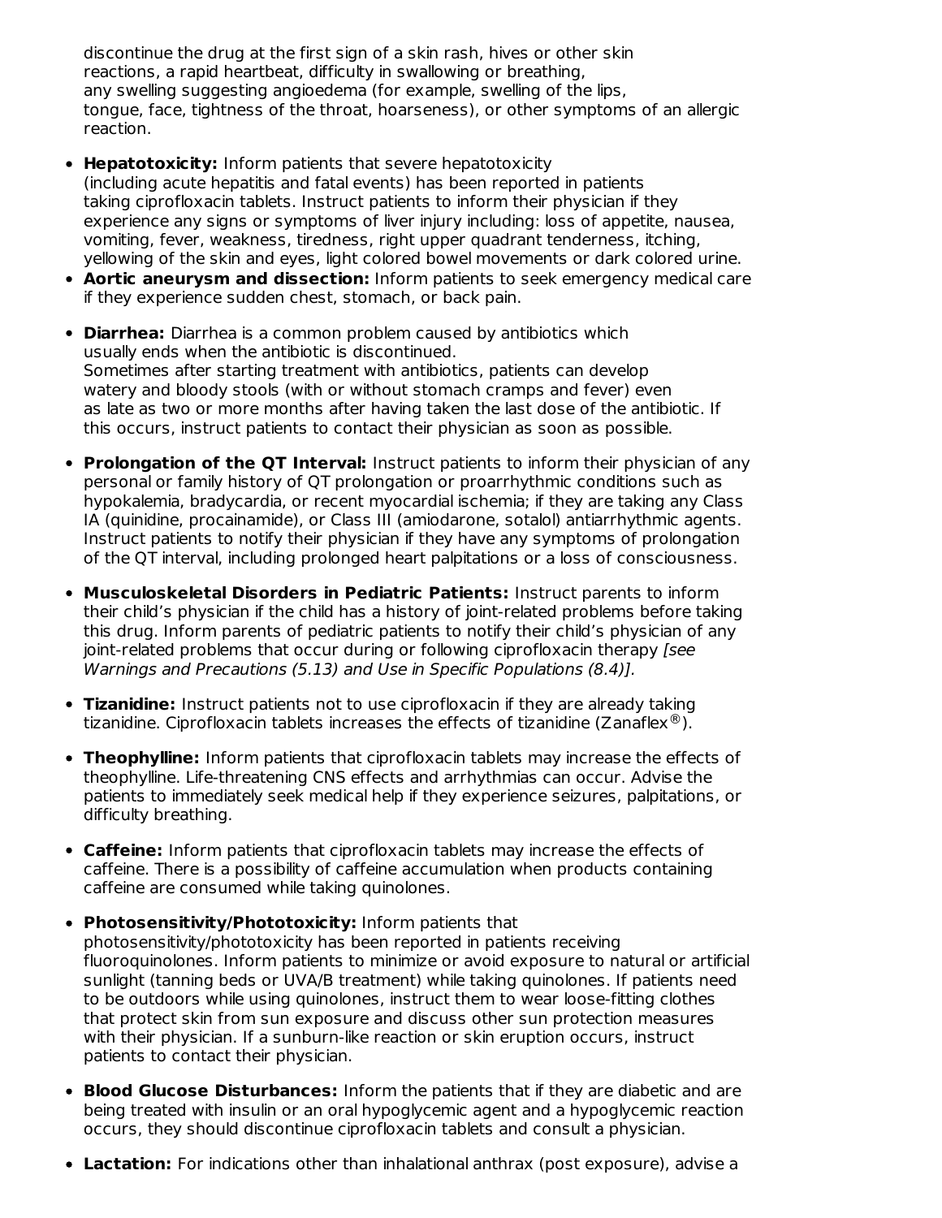discontinue the drug at the first sign of a skin rash, hives or other skin reactions, a rapid heartbeat, difficulty in swallowing or breathing, any swelling suggesting angioedema (for example, swelling of the lips, tongue, face, tightness of the throat, hoarseness), or other symptoms of an allergic reaction.

- **Hepatotoxicity:** Inform patients that severe hepatotoxicity (including acute hepatitis and fatal events) has been reported in patients taking ciprofloxacin tablets. Instruct patients to inform their physician if they experience any signs or symptoms of liver injury including: loss of appetite, nausea, vomiting, fever, weakness, tiredness, right upper quadrant tenderness, itching, yellowing of the skin and eyes, light colored bowel movements or dark colored urine.
- **Aortic aneurysm and dissection:** Inform patients to seek emergency medical care if they experience sudden chest, stomach, or back pain.
- **Diarrhea:** Diarrhea is a common problem caused by antibiotics which usually ends when the antibiotic is discontinued. Sometimes after starting treatment with antibiotics, patients can develop watery and bloody stools (with or without stomach cramps and fever) even as late as two or more months after having taken the last dose of the antibiotic. If this occurs, instruct patients to contact their physician as soon as possible.
- **Prolongation of the QT Interval:** Instruct patients to inform their physician of any personal or family history of QT prolongation or proarrhythmic conditions such as hypokalemia, bradycardia, or recent myocardial ischemia; if they are taking any Class IA (quinidine, procainamide), or Class III (amiodarone, sotalol) antiarrhythmic agents. Instruct patients to notify their physician if they have any symptoms of prolongation of the QT interval, including prolonged heart palpitations or a loss of consciousness.
- **Musculoskeletal Disorders in Pediatric Patients:** Instruct parents to inform their child's physician if the child has a history of joint-related problems before taking this drug. Inform parents of pediatric patients to notify their child's physician of any joint-related problems that occur during or following ciprofloxacin therapy *[see Warnings and Precautions (5.13) and Use in Specific Populations (8.4)]*.
- **Tizanidine:** Instruct patients not to use ciprofloxacin if they are already taking tizanidine. Ciprofloxacin tablets increases the effects of tizanidine (Zanaflex®).
- **Theophylline:** Inform patients that ciprofloxacin tablets may increase the effects of theophylline. Life-threatening CNS effects and arrhythmias can occur. Advise the patients to immediately seek medical help if they experience seizures, palpitations, or difficulty breathing.
- **Caffeine:** Inform patients that ciprofloxacin tablets may increase the effects of caffeine. There is a possibility of caffeine accumulation when products containing caffeine are consumed while taking quinolones.
- **Photosensitivity/Phototoxicity:** Inform patients that photosensitivity/phototoxicity has been reported in patients receiving fluoroquinolones. Inform patients to minimize or avoid exposure to natural or artificial sunlight (tanning beds or UVA/B treatment) while taking quinolones. If patients need to be outdoors while using quinolones, instruct them to wear loose-fitting clothes that protect skin from sun exposure and discuss other sun protection measures with their physician. If a sunburn-like reaction or skin eruption occurs, instruct patients to contact their physician.
- **Blood Glucose Disturbances:** Inform the patients that if they are diabetic and are being treated with insulin or an oral hypoglycemic agent and a hypoglycemic reaction occurs, they should discontinue ciprofloxacin tablets and consult a physician.
- **Lactation:** For indications other than inhalational anthrax (post exposure), advise a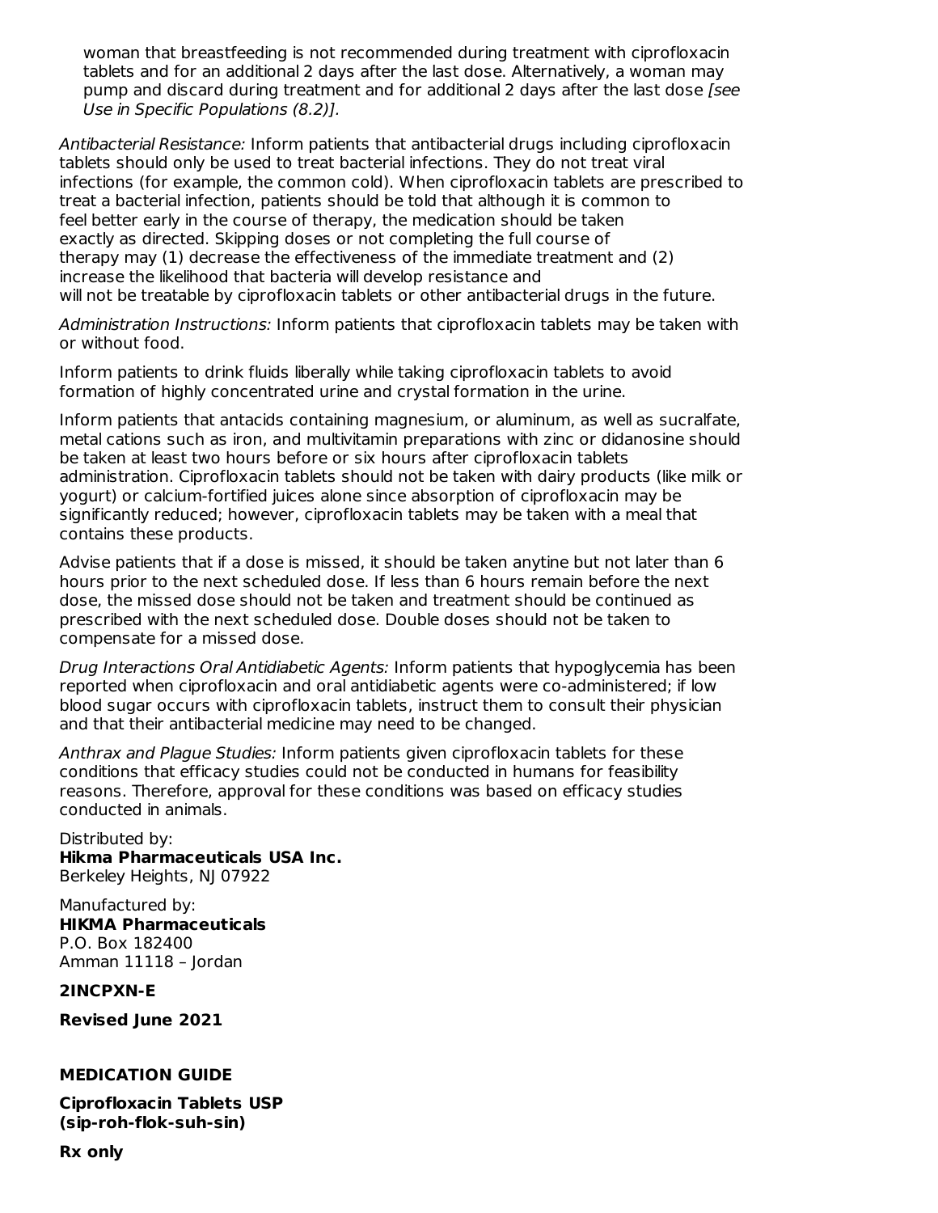woman that breastfeeding is not recommended during treatment with ciprofloxacin tablets and for an additional 2 days after the last dose. Alternatively, a woman may pump and discard during treatment and for additional 2 days after the last dose *[see Use in Specific Populations (8.2)]*.

*Antibacterial Resistance:* Inform patients that antibacterial drugs including ciprofloxacin tablets should only be used to treat bacterial infections. They do not treat viral infections (for example, the common cold). When ciprofloxacin tablets are prescribed to treat a bacterial infection, patients should be told that although it is common to feel better early in the course of therapy, the medication should be taken exactly as directed. Skipping doses or not completing the full course of therapy may (1) decrease the effectiveness of the immediate treatment and (2) increase the likelihood that bacteria will develop resistance and will not be treatable by ciprofloxacin tablets or other antibacterial drugs in the future.

*Administration Instructions:* Inform patients that ciprofloxacin tablets may be taken with or without food.

Inform patients to drink fluids liberally while taking ciprofloxacin tablets to avoid formation of highly concentrated urine and crystal formation in the urine.

Inform patients that antacids containing magnesium, or aluminum, as well as sucralfate, metal cations such as iron, and multivitamin preparations with zinc or didanosine should be taken at least two hours before or six hours after ciprofloxacin tablets administration. Ciprofloxacin tablets should not be taken with dairy products (like milk or yogurt) or calcium-fortified juices alone since absorption of ciprofloxacin may be significantly reduced; however, ciprofloxacin tablets may be taken with a meal that contains these products.

Advise patients that if a dose is missed, it should be taken anytine but not later than 6 hours prior to the next scheduled dose. If less than 6 hours remain before the next dose, the missed dose should not be taken and treatment should be continued as prescribed with the next scheduled dose. Double doses should not be taken to compensate for a missed dose.

*Drug Interactions Oral Antidiabetic Agents:* Inform patients that hypoglycemia has been reported when ciprofloxacin and oral antidiabetic agents were co-administered; if low blood sugar occurs with ciprofloxacin tablets, instruct them to consult their physician and that their antibacterial medicine may need to be changed.

*Anthrax and Plague Studies:* Inform patients given ciprofloxacin tablets for these conditions that efficacy studies could not be conducted in humans for feasibility reasons. Therefore, approval for these conditions was based on efficacy studies conducted in animals.

Distributed by:
**Hikma Pharmaceuticals USA Inc.**
Berkeley Heights, NJ 07922

Manufactured by:
**HIKMA Pharmaceuticals**
P.O. Box 182400
Amman 11118 – Jordan

**2INCPXN-E**

**Revised June 2021**

**MEDICATION GUIDE**

**Ciprofloxacin Tablets USP**
**(sip-roh-flok-suh-sin)**

**Rx only**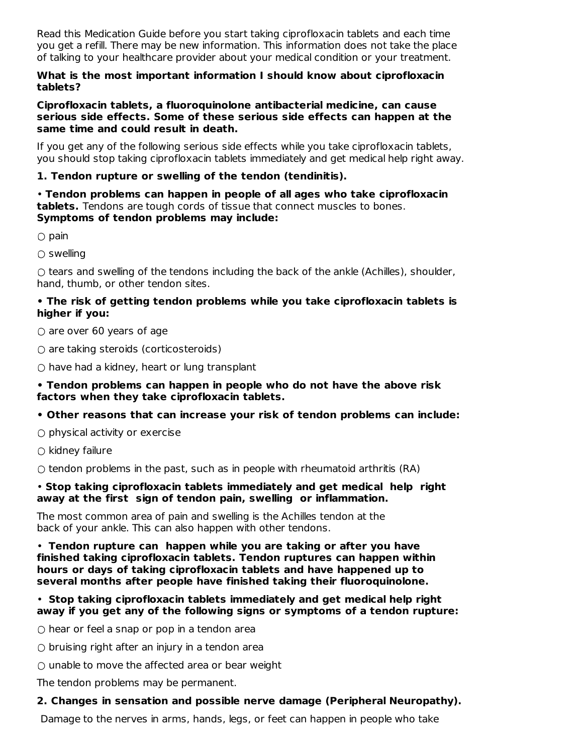Read this Medication Guide before you start taking ciprofloxacin tablets and each time you get a refill. There may be new information. This information does not take the place of talking to your healthcare provider about your medical condition or your treatment.

**What is the most important information I should know about ciprofloxacin tablets?**

**Ciprofloxacin tablets, a fluoroquinolone antibacterial medicine, can cause serious side effects. Some of these serious side effects can happen at the same time and could result in death.**

If you get any of the following serious side effects while you take ciprofloxacin tablets, you should stop taking ciprofloxacin tablets immediately and get medical help right away.

**1. Tendon rupture or swelling of the tendon (tendinitis).**

- **Tendon problems can happen in people of all ages who take ciprofloxacin tablets.** Tendons are tough cords of tissue that connect muscles to bones. **Symptoms of tendon problems may include:**
    - pain
    - swelling
    - tears and swelling of the tendons including the back of the ankle (Achilles), shoulder, hand, thumb, or other tendon sites.
- **The risk of getting tendon problems while you take ciprofloxacin tablets is higher if you:**
    - are over 60 years of age
    - are taking steroids (corticosteroids)
    - have had a kidney, heart or lung transplant
- **Tendon problems can happen in people who do not have the above risk factors when they take ciprofloxacin tablets.**
- **Other reasons that can increase your risk of tendon problems can include:**
    - physical activity or exercise
    - kidney failure
    - tendon problems in the past, such as in people with rheumatoid arthritis (RA)
- **Stop taking ciprofloxacin tablets immediately and get medical help right away at the first sign of tendon pain, swelling or inflammation.**

The most common area of pain and swelling is the Achilles tendon at the back of your ankle. This can also happen with other tendons.

- **Tendon rupture can happen while you are taking or after you have finished taking ciprofloxacin tablets. Tendon ruptures can happen within hours or days of taking ciprofloxacin tablets and have happened up to several months after people have finished taking their fluoroquinolone.**
- **Stop taking ciprofloxacin tablets immediately and get medical help right away if you get any of the following signs or symptoms of a tendon rupture:**
    - hear or feel a snap or pop in a tendon area
    - bruising right after an injury in a tendon area
    - unable to move the affected area or bear weight

The tendon problems may be permanent.

**2. Changes in sensation and possible nerve damage (Peripheral Neuropathy).**

Damage to the nerves in arms, hands, legs, or feet can happen in people who take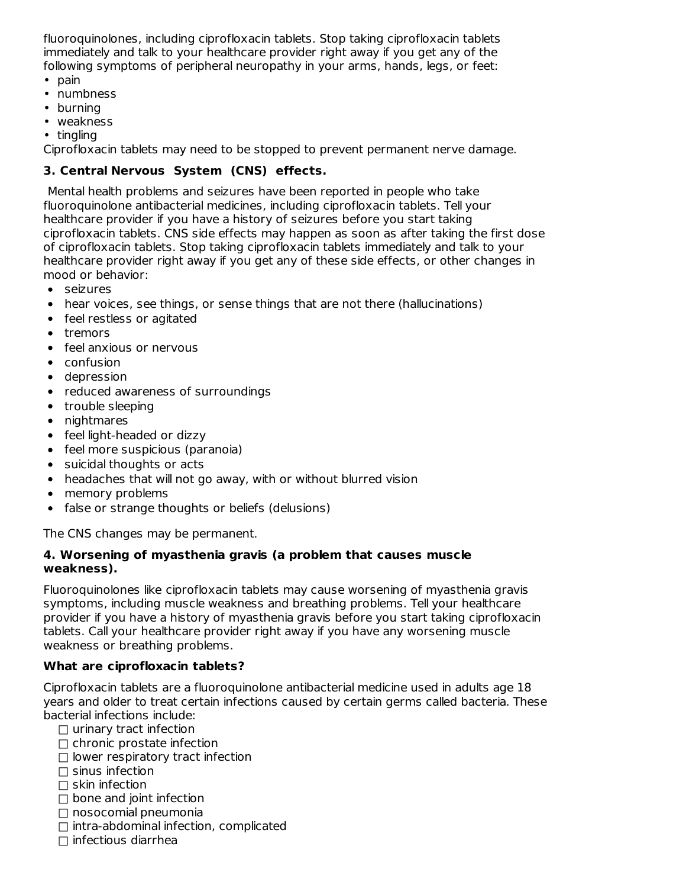fluoroquinolones, including ciprofloxacin tablets. Stop taking ciprofloxacin tablets immediately and talk to your healthcare provider right away if you get any of the following symptoms of peripheral neuropathy in your arms, hands, legs, or feet:

- pain
- numbness
- burning
- weakness
- tingling

Ciprofloxacin tablets may need to be stopped to prevent permanent nerve damage.

**3. Central Nervous System (CNS) effects.**

Mental health problems and seizures have been reported in people who take fluoroquinolone antibacterial medicines, including ciprofloxacin tablets. Tell your healthcare provider if you have a history of seizures before you start taking ciprofloxacin tablets. CNS side effects may happen as soon as after taking the first dose of ciprofloxacin tablets. Stop taking ciprofloxacin tablets immediately and talk to your healthcare provider right away if you get any of these side effects, or other changes in mood or behavior:

- seizures
- hear voices, see things, or sense things that are not there (hallucinations)
- feel restless or agitated
- tremors
- feel anxious or nervous
- confusion
- depression
- reduced awareness of surroundings
- trouble sleeping
- nightmares
- feel light-headed or dizzy
- feel more suspicious (paranoia)
- suicidal thoughts or acts
- headaches that will not go away, with or without blurred vision
- memory problems
- false or strange thoughts or beliefs (delusions)

The CNS changes may be permanent.

**4. Worsening of myasthenia gravis (a problem that causes muscle weakness).**

Fluoroquinolones like ciprofloxacin tablets may cause worsening of myasthenia gravis symptoms, including muscle weakness and breathing problems. Tell your healthcare provider if you have a history of myasthenia gravis before you start taking ciprofloxacin tablets. Call your healthcare provider right away if you have any worsening muscle weakness or breathing problems.

**What are ciprofloxacin tablets?**

Ciprofloxacin tablets are a fluoroquinolone antibacterial medicine used in adults age 18 years and older to treat certain infections caused by certain germs called bacteria. These bacterial infections include:

- ☐ urinary tract infection
- ☐ chronic prostate infection
- ☐ lower respiratory tract infection
- ☐ sinus infection
- ☐ skin infection
- ☐ bone and joint infection
- ☐ nosocomial pneumonia
- ☐ intra-abdominal infection, complicated
- ☐ infectious diarrhea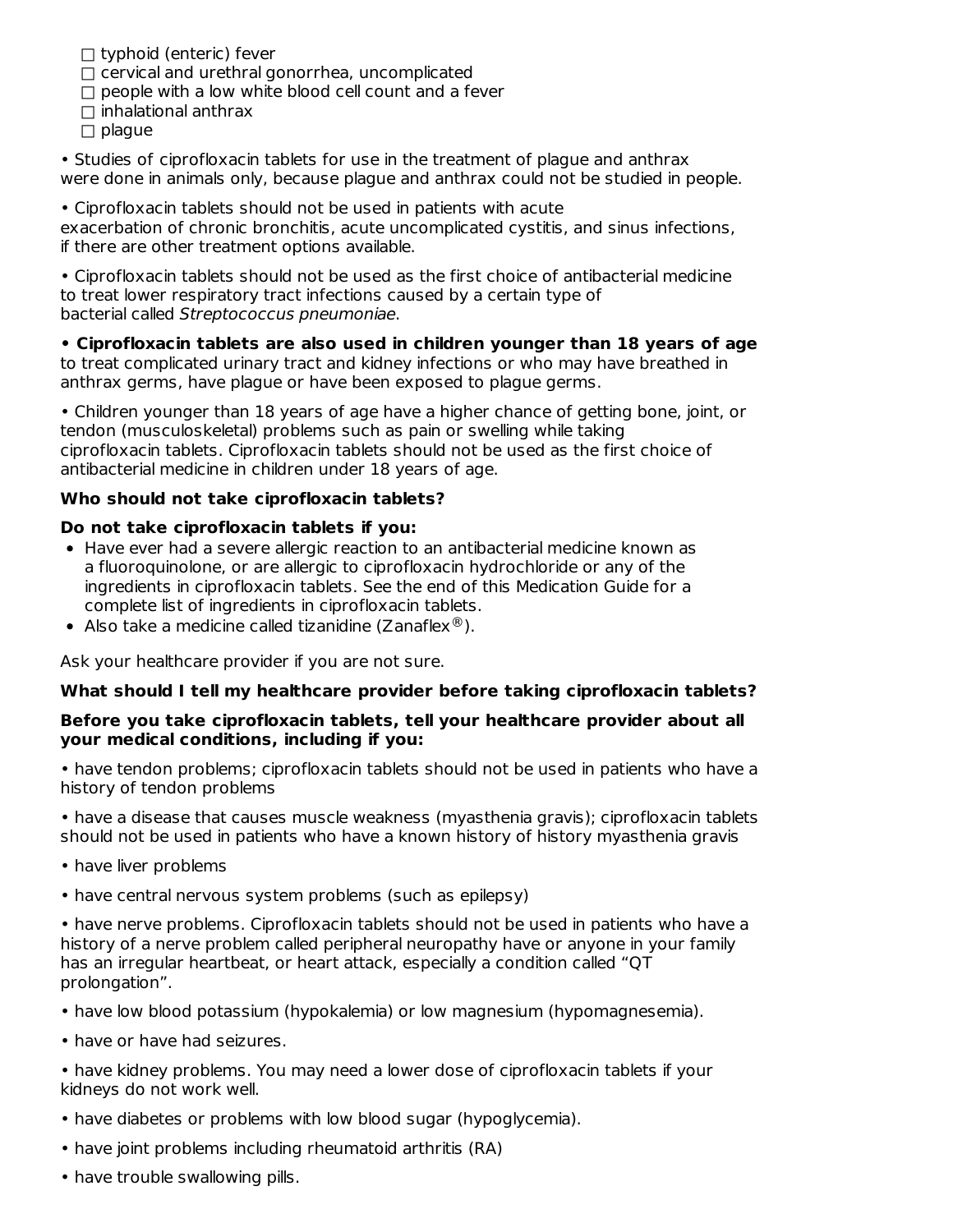- ☐ typhoid (enteric) fever
- ☐ cervical and urethral gonorrhea, uncomplicated
- ☐ people with a low white blood cell count and a fever
- ☐ inhalational anthrax
- ☐ plague

• Studies of ciprofloxacin tablets for use in the treatment of plague and anthrax were done in animals only, because plague and anthrax could not be studied in people.

• Ciprofloxacin tablets should not be used in patients with acute exacerbation of chronic bronchitis, acute uncomplicated cystitis, and sinus infections, if there are other treatment options available.

• Ciprofloxacin tablets should not be used as the first choice of antibacterial medicine to treat lower respiratory tract infections caused by a certain type of bacterial called *Streptococcus pneumoniae*.

**• Ciprofloxacin tablets are also used in children younger than 18 years of age** to treat complicated urinary tract and kidney infections or who may have breathed in anthrax germs, have plague or have been exposed to plague germs.

• Children younger than 18 years of age have a higher chance of getting bone, joint, or tendon (musculoskeletal) problems such as pain or swelling while taking ciprofloxacin tablets. Ciprofloxacin tablets should not be used as the first choice of antibacterial medicine in children under 18 years of age.

**Who should not take ciprofloxacin tablets?**

**Do not take ciprofloxacin tablets if you:**

- Have ever had a severe allergic reaction to an antibacterial medicine known as a fluoroquinolone, or are allergic to ciprofloxacin hydrochloride or any of the ingredients in ciprofloxacin tablets. See the end of this Medication Guide for a complete list of ingredients in ciprofloxacin tablets.
- Also take a medicine called tizanidine (Zanaflex®).

Ask your healthcare provider if you are not sure.

**What should I tell my healthcare provider before taking ciprofloxacin tablets?**

**Before you take ciprofloxacin tablets, tell your healthcare provider about all your medical conditions, including if you:**

• have tendon problems; ciprofloxacin tablets should not be used in patients who have a history of tendon problems

• have a disease that causes muscle weakness (myasthenia gravis); ciprofloxacin tablets should not be used in patients who have a known history of history myasthenia gravis

• have liver problems

• have central nervous system problems (such as epilepsy)

• have nerve problems. Ciprofloxacin tablets should not be used in patients who have a history of a nerve problem called peripheral neuropathy have or anyone in your family has an irregular heartbeat, or heart attack, especially a condition called "QT prolongation".

• have low blood potassium (hypokalemia) or low magnesium (hypomagnesemia).

• have or have had seizures.

• have kidney problems. You may need a lower dose of ciprofloxacin tablets if your kidneys do not work well.

• have diabetes or problems with low blood sugar (hypoglycemia).

• have joint problems including rheumatoid arthritis (RA)

• have trouble swallowing pills.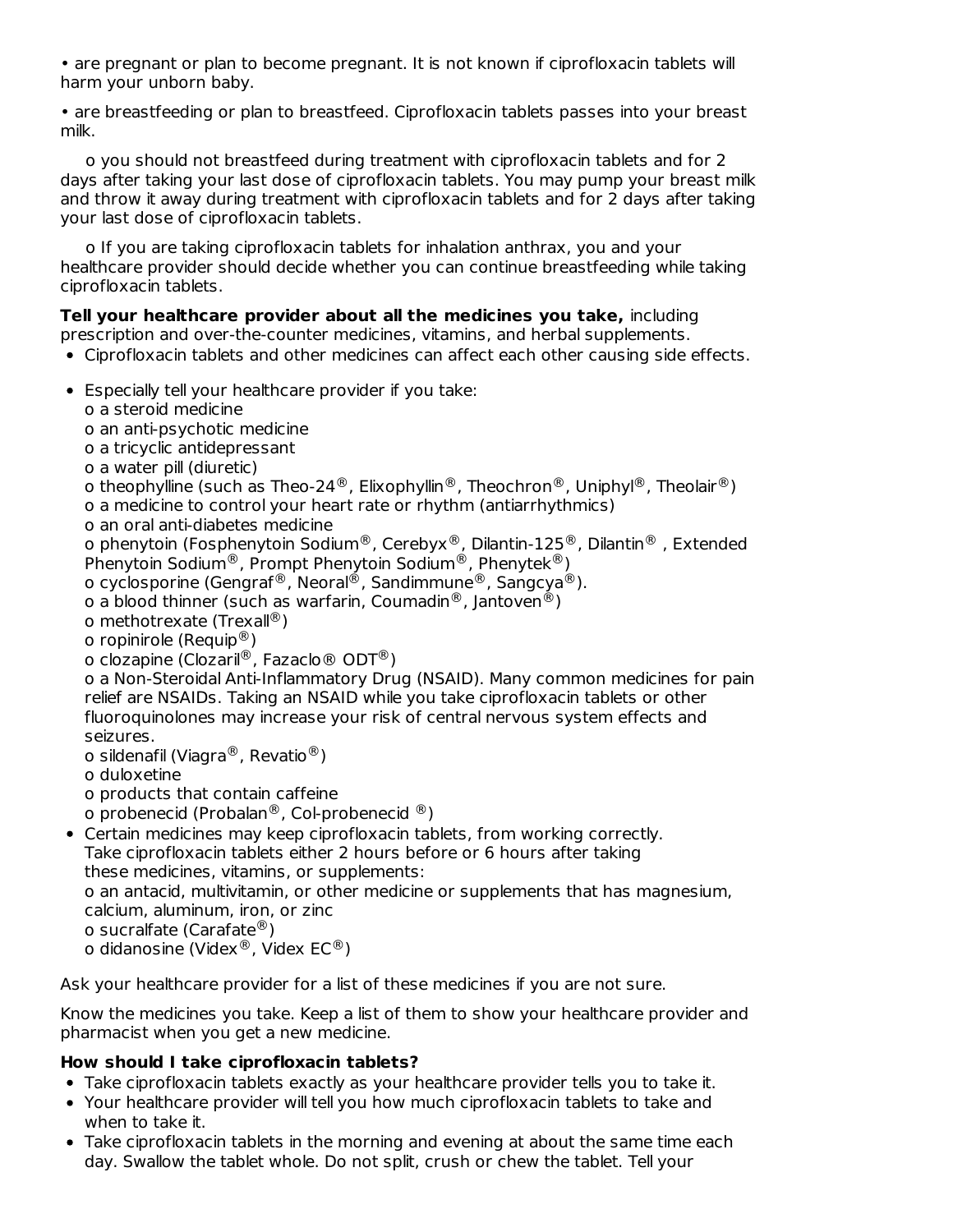• are pregnant or plan to become pregnant. It is not known if ciprofloxacin tablets will harm your unborn baby.

• are breastfeeding or plan to breastfeed. Ciprofloxacin tablets passes into your breast milk.

o you should not breastfeed during treatment with ciprofloxacin tablets and for 2 days after taking your last dose of ciprofloxacin tablets. You may pump your breast milk and throw it away during treatment with ciprofloxacin tablets and for 2 days after taking your last dose of ciprofloxacin tablets.

o If you are taking ciprofloxacin tablets for inhalation anthrax, you and your healthcare provider should decide whether you can continue breastfeeding while taking ciprofloxacin tablets.

**Tell your healthcare provider about all the medicines you take,** including prescription and over-the-counter medicines, vitamins, and herbal supplements.

- Ciprofloxacin tablets and other medicines can affect each other causing side effects.
- Especially tell your healthcare provider if you take:
  o a steroid medicine
  o an anti-psychotic medicine
  o a tricyclic antidepressant
  o a water pill (diuretic)
  o theophylline (such as Theo-24®, Elixophyllin®, Theochron®, Uniphyl®, Theolair®)
  o a medicine to control your heart rate or rhythm (antiarrhythmics)
  o an oral anti-diabetes medicine
  o phenytoin (Fosphenytoin Sodium®, Cerebyx®, Dilantin-125®, Dilantin® , Extended Phenytoin Sodium®, Prompt Phenytoin Sodium®, Phenytek®)
  o cyclosporine (Gengraf®, Neoral®, Sandimmune®, Sangcya®).
  o a blood thinner (such as warfarin, Coumadin®, Jantoven®)
  o methotrexate (Trexall®)
  o ropinirole (Requip®)
  o clozapine (Clozaril®, Fazaclo® ODT®)
  o a Non-Steroidal Anti-Inflammatory Drug (NSAID). Many common medicines for pain relief are NSAIDs. Taking an NSAID while you take ciprofloxacin tablets or other fluoroquinolones may increase your risk of central nervous system effects and seizures.
  o sildenafil (Viagra®, Revatio®)
  o duloxetine
  o products that contain caffeine
  o probenecid (Probalan®, Col-probenecid ®)
- Certain medicines may keep ciprofloxacin tablets, from working correctly. Take ciprofloxacin tablets either 2 hours before or 6 hours after taking these medicines, vitamins, or supplements:
  o an antacid, multivitamin, or other medicine or supplements that has magnesium, calcium, aluminum, iron, or zinc
  o sucralfate (Carafate®)
  o didanosine (Videx®, Videx EC®)

Ask your healthcare provider for a list of these medicines if you are not sure.

Know the medicines you take. Keep a list of them to show your healthcare provider and pharmacist when you get a new medicine.

**How should I take ciprofloxacin tablets?**

- Take ciprofloxacin tablets exactly as your healthcare provider tells you to take it.
- Your healthcare provider will tell you how much ciprofloxacin tablets to take and when to take it.
- Take ciprofloxacin tablets in the morning and evening at about the same time each day. Swallow the tablet whole. Do not split, crush or chew the tablet. Tell your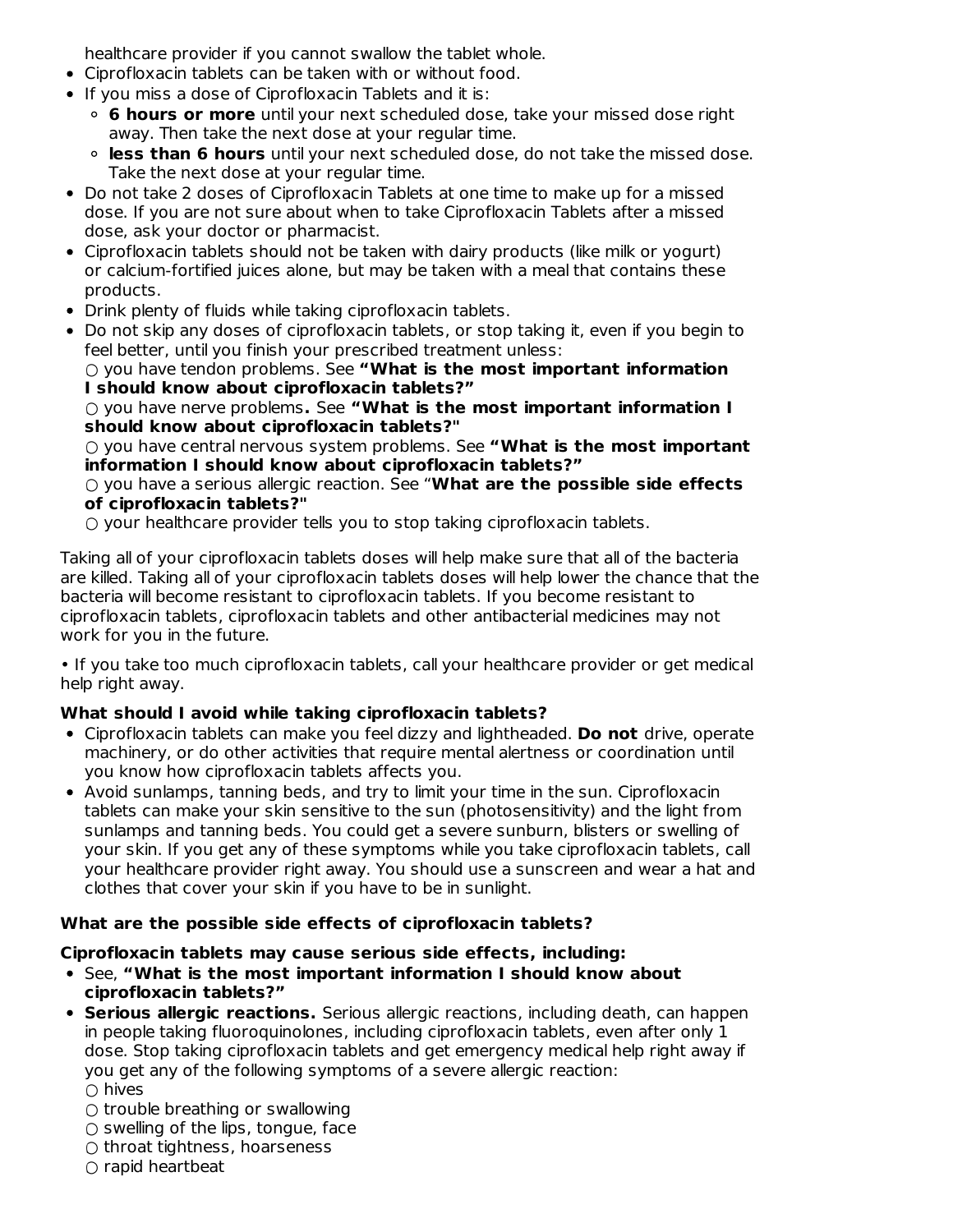healthcare provider if you cannot swallow the tablet whole.

- Ciprofloxacin tablets can be taken with or without food.
- If you miss a dose of Ciprofloxacin Tablets and it is:
  - **6 hours or more** until your next scheduled dose, take your missed dose right away. Then take the next dose at your regular time.
  - **less than 6 hours** until your next scheduled dose, do not take the missed dose. Take the next dose at your regular time.
- Do not take 2 doses of Ciprofloxacin Tablets at one time to make up for a missed dose. If you are not sure about when to take Ciprofloxacin Tablets after a missed dose, ask your doctor or pharmacist.
- Ciprofloxacin tablets should not be taken with dairy products (like milk or yogurt) or calcium-fortified juices alone, but may be taken with a meal that contains these products.
- Drink plenty of fluids while taking ciprofloxacin tablets.
- Do not skip any doses of ciprofloxacin tablets, or stop taking it, even if you begin to feel better, until you finish your prescribed treatment unless:
  ○ you have tendon problems. See **"What is the most important information I should know about ciprofloxacin tablets?"**
  ○ you have nerve problems**.** See **"What is the most important information I should know about ciprofloxacin tablets?"**
  ○ you have central nervous system problems. See **"What is the most important information I should know about ciprofloxacin tablets?"**
  ○ you have a serious allergic reaction. See "**What are the possible side effects of ciprofloxacin tablets?"**
  ○ your healthcare provider tells you to stop taking ciprofloxacin tablets.

Taking all of your ciprofloxacin tablets doses will help make sure that all of the bacteria are killed. Taking all of your ciprofloxacin tablets doses will help lower the chance that the bacteria will become resistant to ciprofloxacin tablets. If you become resistant to ciprofloxacin tablets, ciprofloxacin tablets and other antibacterial medicines may not work for you in the future.

• If you take too much ciprofloxacin tablets, call your healthcare provider or get medical help right away.

**What should I avoid while taking ciprofloxacin tablets?**

- Ciprofloxacin tablets can make you feel dizzy and lightheaded. **Do not** drive, operate machinery, or do other activities that require mental alertness or coordination until you know how ciprofloxacin tablets affects you.
- Avoid sunlamps, tanning beds, and try to limit your time in the sun. Ciprofloxacin tablets can make your skin sensitive to the sun (photosensitivity) and the light from sunlamps and tanning beds. You could get a severe sunburn, blisters or swelling of your skin. If you get any of these symptoms while you take ciprofloxacin tablets, call your healthcare provider right away. You should use a sunscreen and wear a hat and clothes that cover your skin if you have to be in sunlight.

**What are the possible side effects of ciprofloxacin tablets?**

**Ciprofloxacin tablets may cause serious side effects, including:**

- See, **"What is the most important information I should know about ciprofloxacin tablets?"**
- **Serious allergic reactions.** Serious allergic reactions, including death, can happen in people taking fluoroquinolones, including ciprofloxacin tablets, even after only 1 dose. Stop taking ciprofloxacin tablets and get emergency medical help right away if you get any of the following symptoms of a severe allergic reaction:
  ○ hives
  ○ trouble breathing or swallowing
  ○ swelling of the lips, tongue, face
  ○ throat tightness, hoarseness
  ○ rapid heartbeat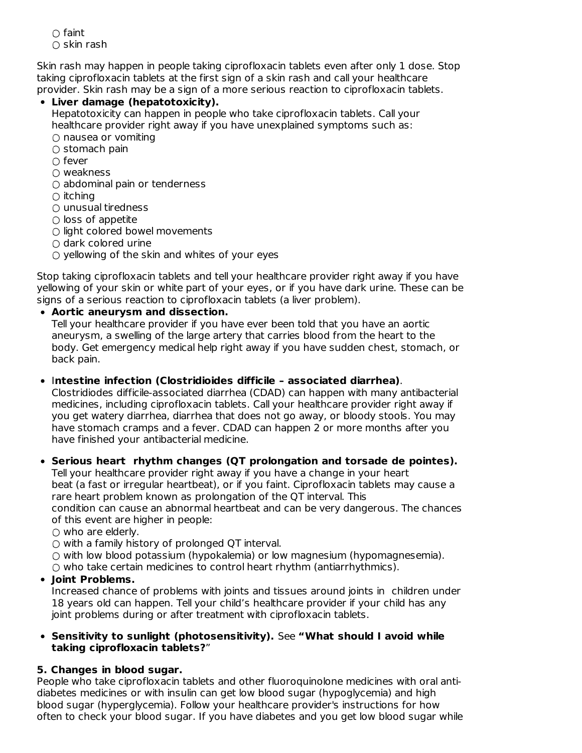- ○ faint
- ○ skin rash

Skin rash may happen in people taking ciprofloxacin tablets even after only 1 dose. Stop taking ciprofloxacin tablets at the first sign of a skin rash and call your healthcare provider. Skin rash may be a sign of a more serious reaction to ciprofloxacin tablets.

- **Liver damage (hepatotoxicity).**
  Hepatotoxicity can happen in people who take ciprofloxacin tablets. Call your healthcare provider right away if you have unexplained symptoms such as:
  - ○ nausea or vomiting
  - ○ stomach pain
  - ○ fever
  - ○ weakness
  - ○ abdominal pain or tenderness
  - ○ itching
  - ○ unusual tiredness
  - ○ loss of appetite
  - ○ light colored bowel movements
  - ○ dark colored urine
  - ○ yellowing of the skin and whites of your eyes

Stop taking ciprofloxacin tablets and tell your healthcare provider right away if you have yellowing of your skin or white part of your eyes, or if you have dark urine. These can be signs of a serious reaction to ciprofloxacin tablets (a liver problem).

- **Aortic aneurysm and dissection.**
  Tell your healthcare provider if you have ever been told that you have an aortic aneurysm, a swelling of the large artery that carries blood from the heart to the body. Get emergency medical help right away if you have sudden chest, stomach, or back pain.

- I**ntestine infection (Clostridioides difficile – associated diarrhea)**.
  Clostridiodes difficile-associated diarrhea (CDAD) can happen with many antibacterial medicines, including ciprofloxacin tablets. Call your healthcare provider right away if you get watery diarrhea, diarrhea that does not go away, or bloody stools. You may have stomach cramps and a fever. CDAD can happen 2 or more months after you have finished your antibacterial medicine.

- **Serious heart rhythm changes (QT prolongation and torsade de pointes).**
  Tell your healthcare provider right away if you have a change in your heart beat (a fast or irregular heartbeat), or if you faint. Ciprofloxacin tablets may cause a rare heart problem known as prolongation of the QT interval. This condition can cause an abnormal heartbeat and can be very dangerous. The chances of this event are higher in people:
  - ○ who are elderly.
  - ○ with a family history of prolonged QT interval.
  - ○ with low blood potassium (hypokalemia) or low magnesium (hypomagnesemia).
  - ○ who take certain medicines to control heart rhythm (antiarrhythmics).
- **Joint Problems.**
  Increased chance of problems with joints and tissues around joints in children under 18 years old can happen. Tell your child's healthcare provider if your child has any joint problems during or after treatment with ciprofloxacin tablets.

- **Sensitivity to sunlight (photosensitivity).** See **"What should I avoid while taking ciprofloxacin tablets?**"

**5. Changes in blood sugar.**
People who take ciprofloxacin tablets and other fluoroquinolone medicines with oral anti-diabetes medicines or with insulin can get low blood sugar (hypoglycemia) and high blood sugar (hyperglycemia). Follow your healthcare provider's instructions for how often to check your blood sugar. If you have diabetes and you get low blood sugar while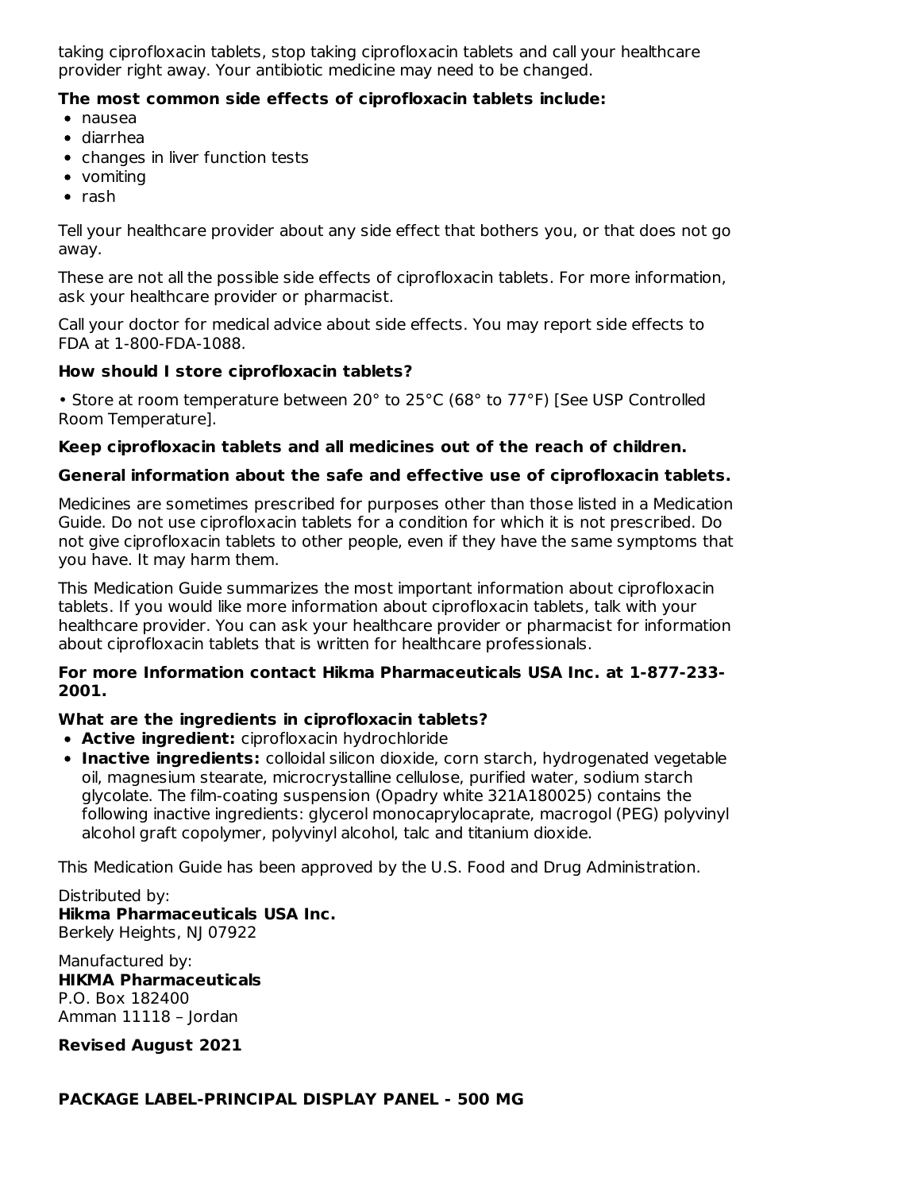taking ciprofloxacin tablets, stop taking ciprofloxacin tablets and call your healthcare provider right away. Your antibiotic medicine may need to be changed.

**The most common side effects of ciprofloxacin tablets include:**

- nausea
- diarrhea
- changes in liver function tests
- vomiting
- rash

Tell your healthcare provider about any side effect that bothers you, or that does not go away.

These are not all the possible side effects of ciprofloxacin tablets. For more information, ask your healthcare provider or pharmacist.

Call your doctor for medical advice about side effects. You may report side effects to FDA at 1-800-FDA-1088.

**How should I store ciprofloxacin tablets?**

• Store at room temperature between 20° to 25°C (68° to 77°F) [See USP Controlled Room Temperature].

**Keep ciprofloxacin tablets and all medicines out of the reach of children.**

**General information about the safe and effective use of ciprofloxacin tablets.**

Medicines are sometimes prescribed for purposes other than those listed in a Medication Guide. Do not use ciprofloxacin tablets for a condition for which it is not prescribed. Do not give ciprofloxacin tablets to other people, even if they have the same symptoms that you have. It may harm them.

This Medication Guide summarizes the most important information about ciprofloxacin tablets. If you would like more information about ciprofloxacin tablets, talk with your healthcare provider. You can ask your healthcare provider or pharmacist for information about ciprofloxacin tablets that is written for healthcare professionals.

**For more Information contact Hikma Pharmaceuticals USA Inc. at 1-877-233-2001.**

**What are the ingredients in ciprofloxacin tablets?**

- **Active ingredient:** ciprofloxacin hydrochloride
- **Inactive ingredients:** colloidal silicon dioxide, corn starch, hydrogenated vegetable oil, magnesium stearate, microcrystalline cellulose, purified water, sodium starch glycolate. The film-coating suspension (Opadry white 321A180025) contains the following inactive ingredients: glycerol monocaprylocaprate, macrogol (PEG) polyvinyl alcohol graft copolymer, polyvinyl alcohol, talc and titanium dioxide.

This Medication Guide has been approved by the U.S. Food and Drug Administration.

Distributed by:
**Hikma Pharmaceuticals USA Inc.**
Berkely Heights, NJ 07922

Manufactured by:
**HIKMA Pharmaceuticals**
P.O. Box 182400
Amman 11118 – Jordan

**Revised August 2021**

**PACKAGE LABEL-PRINCIPAL DISPLAY PANEL - 500 MG**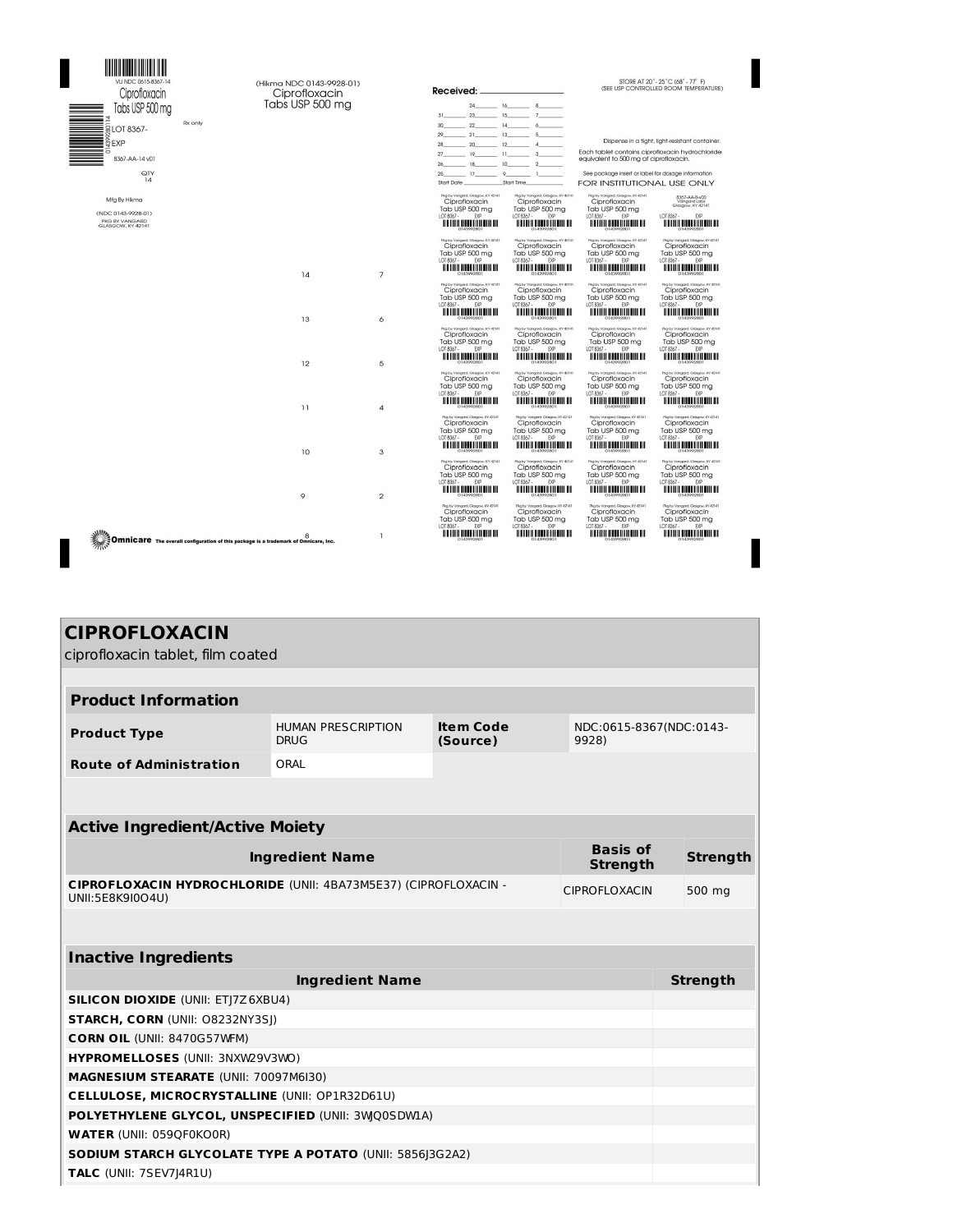VLI NDC 0615-8367-14
Ciprofloxacin
Tabs USP 500 mg

LOT 8367-
EXP
8367-AA-14 v01

Rx only

QTY
14

Mfg By Hikma

(NDC 0143-9928-01)
PKG BY VANGARD
GLASGOW, KY 42141

(Hikma NDC 0143-9928-01)
Ciprofloxacin
Tabs USP 500 mg

Received: ______________

STORE AT 20° - 25°C (68° - 77° F)
(SEE USP CONTROLLED ROOM TEMPERATURE)

Dispense in a tight, light-resistant container.

Each tablet contains ciprofloxacin hydrochloride equivalent to 500 mg of ciprofloxacin.

See package insert or label for dosage information

FOR INSTITUTIONAL USE ONLY

Pkg by Vangard, Glasgow, KY 42141
Ciprofloxacin
Tab USP 500 mg
LOT 8367- EXP

Omnicare The overall configuration of this package is a trademark of Omnicare, Inc.

# CIPROFLOXACIN

ciprofloxacin tablet, film coated

| Product Information | | | |
|---|---|---|---|
| **Product Type** | HUMAN PRESCRIPTION DRUG | **Item Code (Source)** | NDC:0615-8367(NDC:0143-9928) |
| **Route of Administration** | ORAL | | |

| Active Ingredient/Active Moiety | | |
|---|---|---|
| **Ingredient Name** | **Basis of Strength** | **Strength** |
| **CIPROFLOXACIN HYDROCHLORIDE** (UNII: 4BA73M5E37) (CIPROFLOXACIN - UNII:5E8K9I0O4U) | CIPROFLOXACIN | 500 mg |

| Inactive Ingredients | |
|---|---|
| **Ingredient Name** | **Strength** |
| **SILICON DIOXIDE** (UNII: ETJ7Z6XBU4) | |
| **STARCH, CORN** (UNII: O8232NY3SJ) | |
| **CORN OIL** (UNII: 8470G57WFM) | |
| **HYPROMELLOSES** (UNII: 3NXW29V3WO) | |
| **MAGNESIUM STEARATE** (UNII: 70097M6I30) | |
| **CELLULOSE, MICROCRYSTALLINE** (UNII: OP1R32D61U) | |
| **POLYETHYLENE GLYCOL, UNSPECIFIED** (UNII: 3WJQ0SDW1A) | |
| **WATER** (UNII: 059QF0KO0R) | |
| **SODIUM STARCH GLYCOLATE TYPE A POTATO** (UNII: 5856J3G2A2) | |
| **TALC** (UNII: 7SEV7J4R1U) | |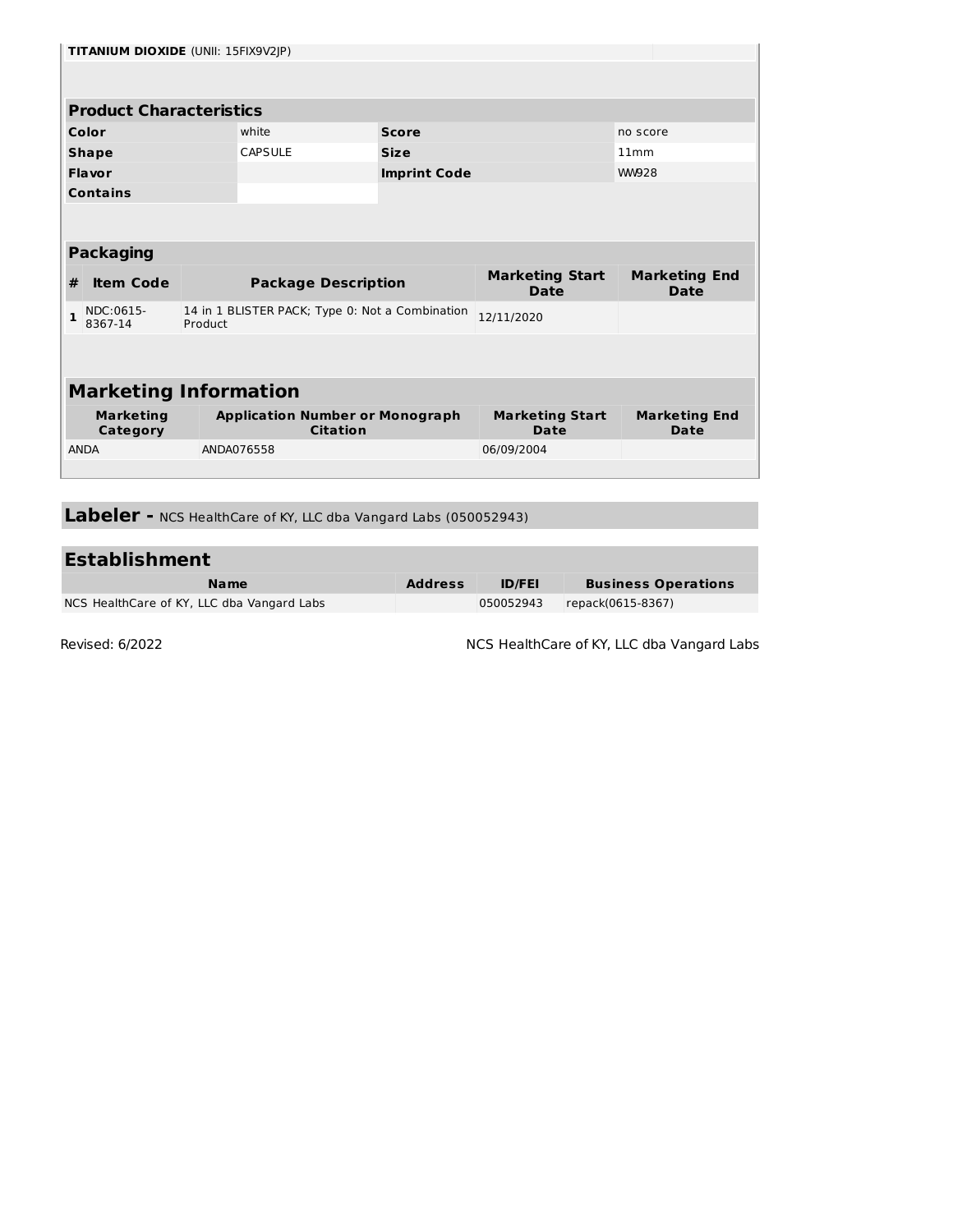| | |
|---|---|
| **TITANIUM DIOXIDE** (UNII: 15FIX9V2JP) | |

**Product Characteristics**

| | | | |
|---|---|---|---|
| **Color** | white | **Score** | no score |
| **Shape** | CAPSULE | **Size** | 11mm |
| **Flavor** | | **Imprint Code** | WW928 |
| **Contains** | | | |

**Packaging**

| # | Item Code | Package Description | Marketing Start Date | Marketing End Date |
|---|---|---|---|---|
| 1 | NDC:0615-8367-14 | 14 in 1 BLISTER PACK; Type 0: Not a Combination Product | 12/11/2020 | |

**Marketing Information**

| Marketing Category | Application Number or Monograph Citation | Marketing Start Date | Marketing End Date |
|---|---|---|---|
| ANDA | ANDA076558 | 06/09/2004 | |

**Labeler -** NCS HealthCare of KY, LLC dba Vangard Labs (050052943)

**Establishment**

| Name | Address | ID/FEI | Business Operations |
|---|---|---|---|
| NCS HealthCare of KY, LLC dba Vangard Labs | | 050052943 | repack(0615-8367) |

Revised: 6/2022

NCS HealthCare of KY, LLC dba Vangard Labs